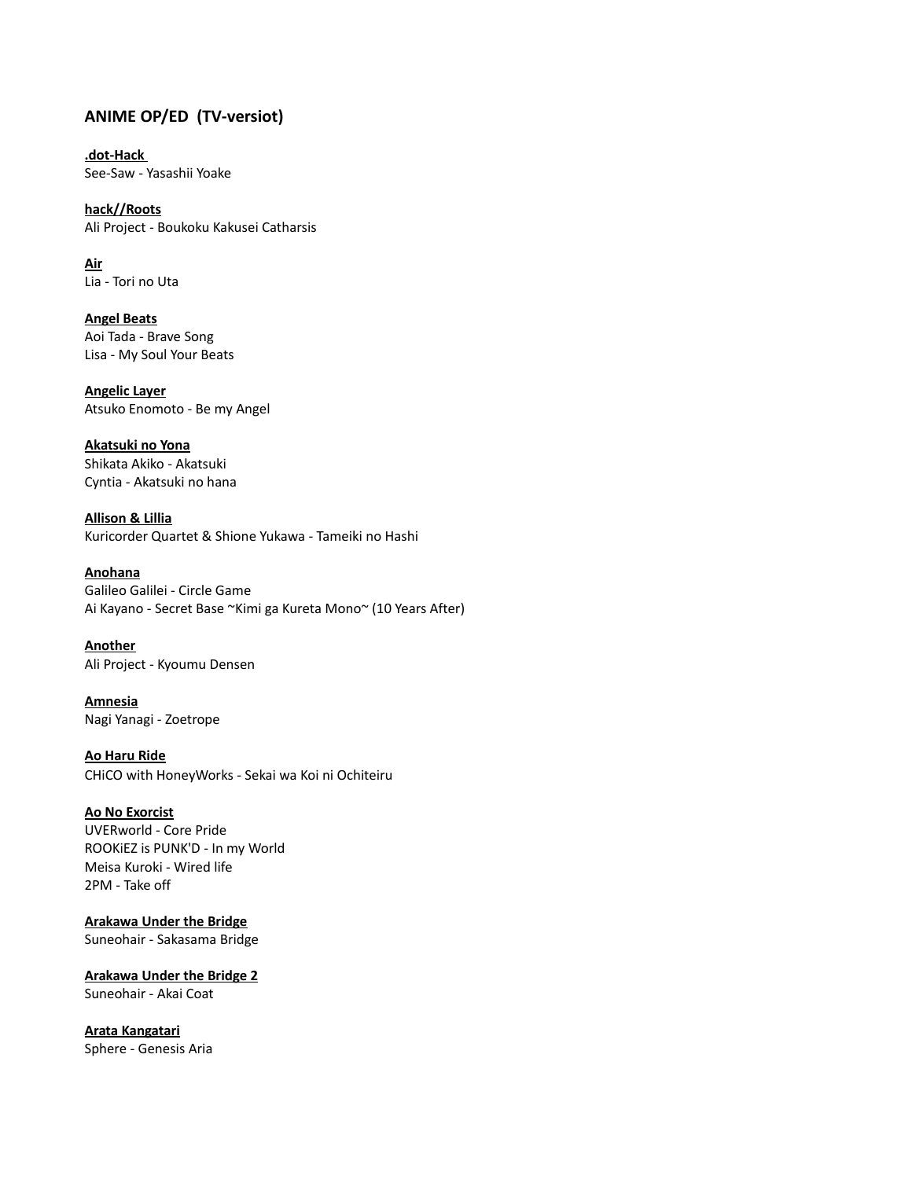## ANIME OP/ED (TV-versiot)

**.dot-Hack**
See-Saw - Yasashii Yoake

**hack//Roots**
Ali Project - Boukoku Kakusei Catharsis

**Air**
Lia - Tori no Uta

**Angel Beats**
Aoi Tada - Brave Song
Lisa - My Soul Your Beats

**Angelic Layer**
Atsuko Enomoto - Be my Angel

**Akatsuki no Yona**
Shikata Akiko - Akatsuki
Cyntia - Akatsuki no hana

**Allison & Lillia**
Kuricorder Quartet & Shione Yukawa - Tameiki no Hashi

**Anohana**
Galileo Galilei - Circle Game
Ai Kayano - Secret Base ~Kimi ga Kureta Mono~ (10 Years After)

**Another**
Ali Project - Kyoumu Densen

**Amnesia**
Nagi Yanagi - Zoetrope

**Ao Haru Ride**
CHiCO with HoneyWorks - Sekai wa Koi ni Ochiteiru

**Ao No Exorcist**
UVERworld - Core Pride
ROOKiEZ is PUNK'D - In my World
Meisa Kuroki - Wired life
2PM - Take off

**Arakawa Under the Bridge**
Suneohair - Sakasama Bridge

**Arakawa Under the Bridge 2**
Suneohair - Akai Coat

**Arata Kangatari**
Sphere - Genesis Aria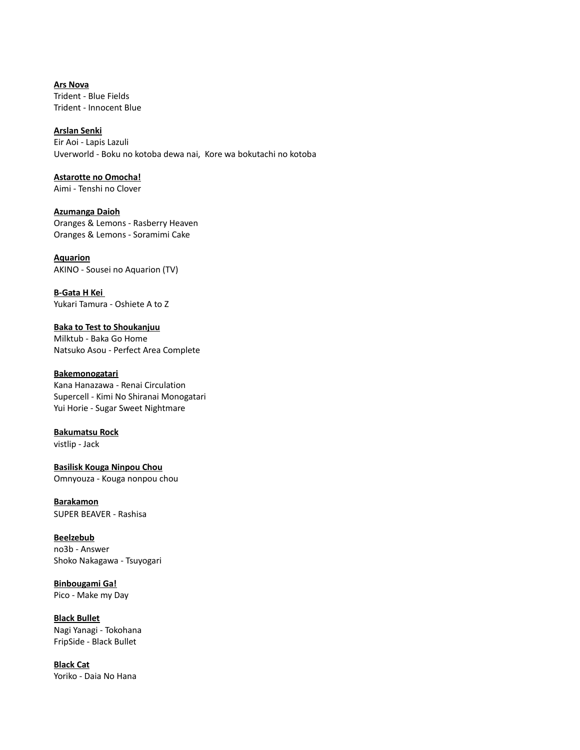**<u>Ars Nova</u>**
Trident - Blue Fields
Trident - Innocent Blue

**<u>Arslan Senki</u>**
Eir Aoi - Lapis Lazuli
Uverworld - Boku no kotoba dewa nai,  Kore wa bokutachi no kotoba

**<u>Astarotte no Omocha!</u>**
Aimi - Tenshi no Clover

**<u>Azumanga Daioh</u>**
Oranges & Lemons - Rasberry Heaven
Oranges & Lemons - Soramimi Cake

**<u>Aquarion</u>**
AKINO - Sousei no Aquarion (TV)

**<u>B-Gata H Kei</u>**
Yukari Tamura - Oshiete A to Z

**<u>Baka to Test to Shoukanjuu</u>**
Milktub - Baka Go Home
Natsuko Asou - Perfect Area Complete

**<u>Bakemonogatari</u>**
Kana Hanazawa - Renai Circulation
Supercell - Kimi No Shiranai Monogatari
Yui Horie - Sugar Sweet Nightmare

**<u>Bakumatsu Rock</u>**
vistlip - Jack

**<u>Basilisk Kouga Ninpou Chou</u>**
Omnyouza - Kouga nonpou chou

**<u>Barakamon</u>**
SUPER BEAVER - Rashisa

**<u>Beelzebub</u>**
no3b - Answer
Shoko Nakagawa - Tsuyogari

**<u>Binbougami Ga!</u>**
Pico - Make my Day

**<u>Black Bullet</u>**
Nagi Yanagi - Tokohana
FripSide - Black Bullet

**<u>Black Cat</u>**
Yoriko - Daia No Hana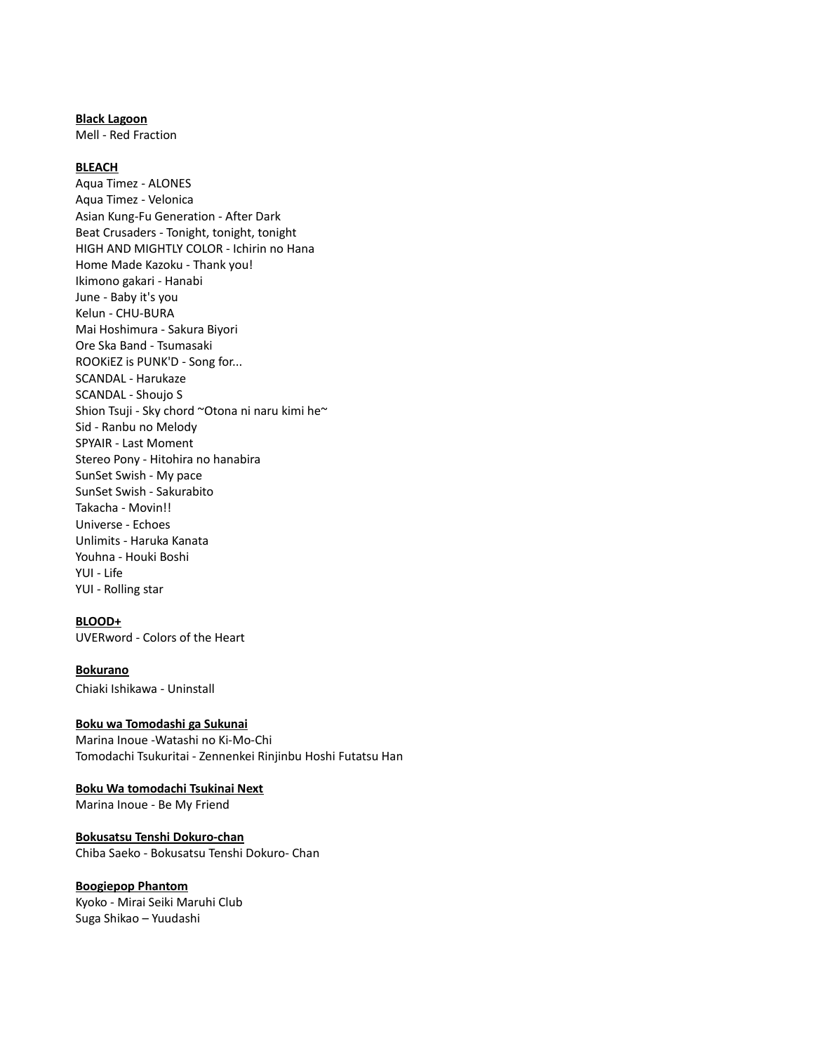**Black Lagoon**
Mell - Red Fraction

**BLEACH**
Aqua Timez - ALONES
Aqua Timez - Velonica
Asian Kung-Fu Generation - After Dark
Beat Crusaders - Tonight, tonight, tonight
HIGH AND MIGHTLY COLOR - Ichirin no Hana
Home Made Kazoku - Thank you!
Ikimono gakari - Hanabi
June - Baby it's you
Kelun - CHU-BURA
Mai Hoshimura - Sakura Biyori
Ore Ska Band - Tsumasaki
ROOKiEZ is PUNK'D - Song for...
SCANDAL - Harukaze
SCANDAL - Shoujo S
Shion Tsuji - Sky chord ~Otona ni naru kimi he~
Sid - Ranbu no Melody
SPYAIR - Last Moment
Stereo Pony - Hitohira no hanabira
SunSet Swish - My pace
SunSet Swish - Sakurabito
Takacha - Movin!!
Universe - Echoes
Unlimits - Haruka Kanata
Youhna - Houki Boshi
YUI - Life
YUI - Rolling star

**BLOOD+**
UVERword - Colors of the Heart

**Bokurano**
Chiaki Ishikawa - Uninstall

**Boku wa Tomodashi ga Sukunai**
Marina Inoue -Watashi no Ki-Mo-Chi
Tomodachi Tsukuritai - Zennenkei Rinjinbu Hoshi Futatsu Han

**Boku Wa tomodachi Tsukinai Next**
Marina Inoue - Be My Friend

**Bokusatsu Tenshi Dokuro-chan**
Chiba Saeko - Bokusatsu Tenshi Dokuro- Chan

**Boogiepop Phantom**
Kyoko - Mirai Seiki Maruhi Club
Suga Shikao – Yuudashi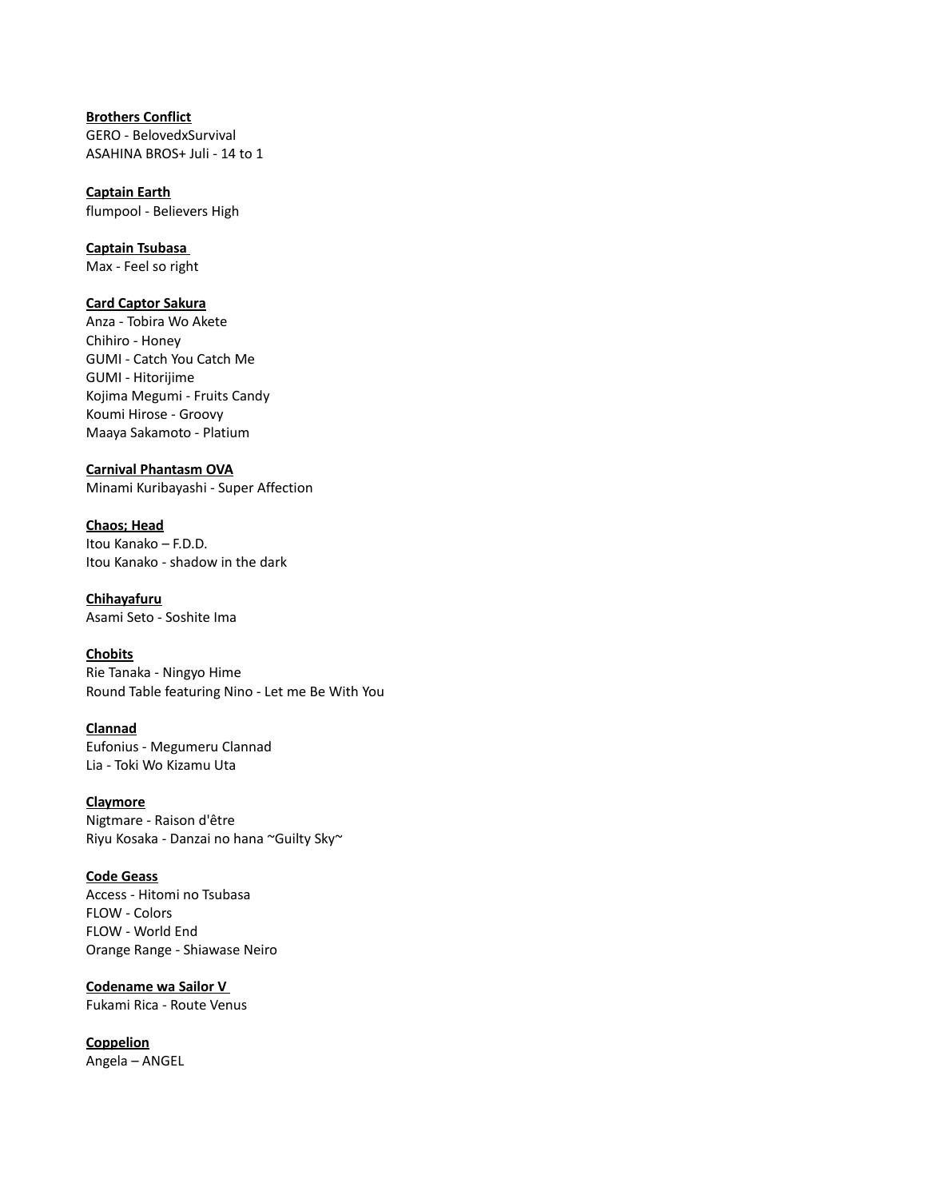<u>**Brothers Conflict**</u>
GERO - BelovedxSurvival
ASAHINA BROS+ Juli - 14 to 1

<u>**Captain Earth**</u>
flumpool - Believers High

<u>**Captain Tsubasa**</u>
Max - Feel so right

<u>**Card Captor Sakura**</u>
Anza - Tobira Wo Akete
Chihiro - Honey
GUMI - Catch You Catch Me
GUMI - Hitorijime
Kojima Megumi - Fruits Candy
Koumi Hirose - Groovy
Maaya Sakamoto - Platium

<u>**Carnival Phantasm OVA**</u>
Minami Kuribayashi - Super Affection

<u>**Chaos; Head**</u>
Itou Kanako – F.D.D.
Itou Kanako - shadow in the dark

<u>**Chihayafuru**</u>
Asami Seto - Soshite Ima

<u>**Chobits**</u>
Rie Tanaka - Ningyo Hime
Round Table featuring Nino - Let me Be With You

<u>**Clannad**</u>
Eufonius - Megumeru Clannad
Lia - Toki Wo Kizamu Uta

<u>**Claymore**</u>
Nigtmare - Raison d'être
Riyu Kosaka - Danzai no hana ~Guilty Sky~

<u>**Code Geass**</u>
Access - Hitomi no Tsubasa
FLOW - Colors
FLOW - World End
Orange Range - Shiawase Neiro

<u>**Codename wa Sailor V**</u>
Fukami Rica - Route Venus

<u>**Coppelion**</u>
Angela – ANGEL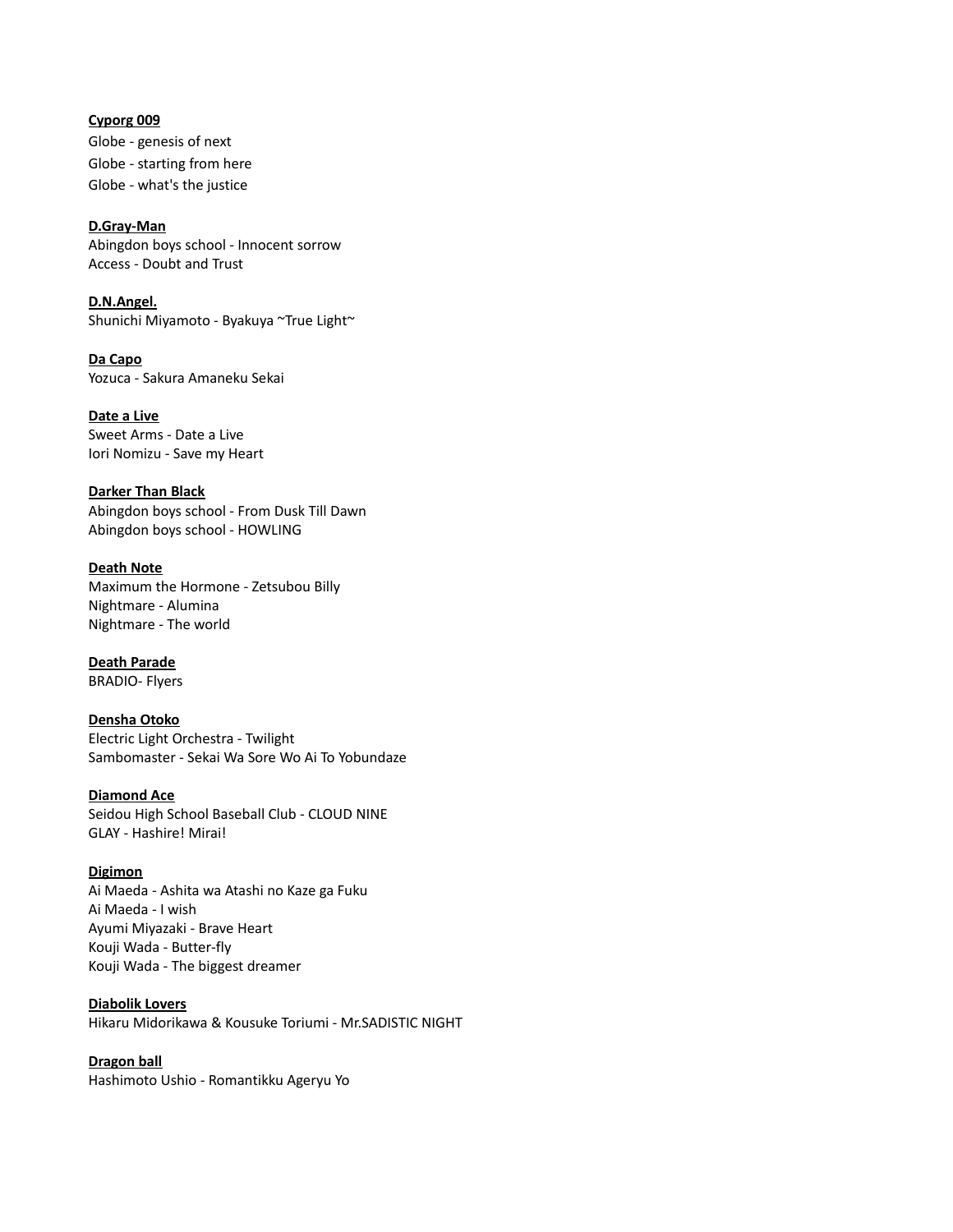**Cyporg 009**

Globe - genesis of next
Globe - starting from here
Globe - what's the justice

**D.Gray-Man**

Abingdon boys school - Innocent sorrow
Access - Doubt and Trust

**D.N.Angel.**

Shunichi Miyamoto - Byakuya ~True Light~

**Da Capo**

Yozuca - Sakura Amaneku Sekai

**Date a Live**

Sweet Arms - Date a Live
Iori Nomizu - Save my Heart

**Darker Than Black**

Abingdon boys school - From Dusk Till Dawn
Abingdon boys school - HOWLING

**Death Note**

Maximum the Hormone - Zetsubou Billy
Nightmare - Alumina
Nightmare - The world

**Death Parade**

BRADIO- Flyers

**Densha Otoko**

Electric Light Orchestra - Twilight
Sambomaster - Sekai Wa Sore Wo Ai To Yobundaze

**Diamond Ace**

Seidou High School Baseball Club - CLOUD NINE
GLAY - Hashire! Mirai!

**Digimon**

Ai Maeda - Ashita wa Atashi no Kaze ga Fuku
Ai Maeda - I wish
Ayumi Miyazaki - Brave Heart
Kouji Wada - Butter-fly
Kouji Wada - The biggest dreamer

**Diabolik Lovers**

Hikaru Midorikawa & Kousuke Toriumi - Mr.SADISTIC NIGHT

**Dragon ball**

Hashimoto Ushio - Romantikku Ageryu Yo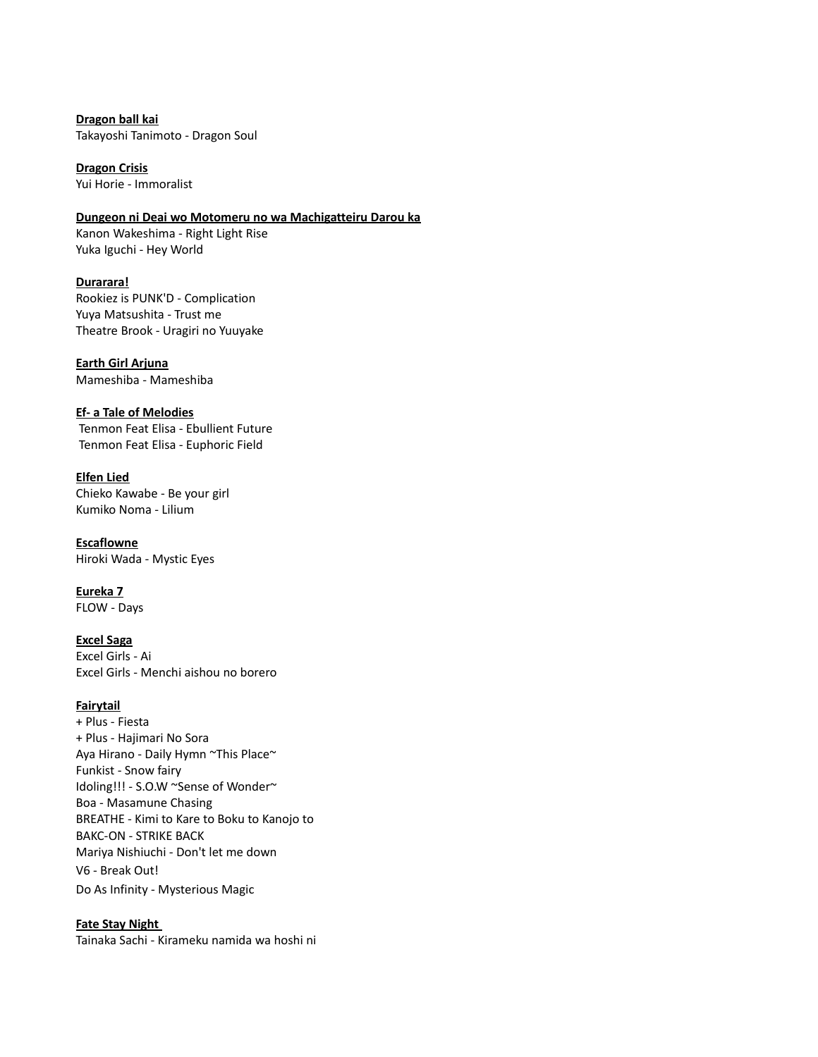**Dragon ball kai**
Takayoshi Tanimoto - Dragon Soul

**Dragon Crisis**
Yui Horie - Immoralist

**Dungeon ni Deai wo Motomeru no wa Machigatteiru Darou ka**
Kanon Wakeshima - Right Light Rise
Yuka Iguchi - Hey World

**Durarara!**
Rookiez is PUNK'D - Complication
Yuya Matsushita - Trust me
Theatre Brook - Uragiri no Yuuyake

**Earth Girl Arjuna**
Mameshiba - Mameshiba

**Ef- a Tale of Melodies**
Tenmon Feat Elisa - Ebullient Future
Tenmon Feat Elisa - Euphoric Field

**Elfen Lied**
Chieko Kawabe - Be your girl
Kumiko Noma - Lilium

**Escaflowne**
Hiroki Wada - Mystic Eyes

**Eureka 7**
FLOW - Days

**Excel Saga**
Excel Girls - Ai
Excel Girls - Menchi aishou no borero

**Fairytail**
+ Plus - Fiesta
+ Plus - Hajimari No Sora
Aya Hirano - Daily Hymn ~This Place~
Funkist - Snow fairy
Idoling!!! - S.O.W ~Sense of Wonder~
Boa - Masamune Chasing
BREATHE - Kimi to Kare to Boku to Kanojo to
BAKC-ON - STRIKE BACK
Mariya Nishiuchi - Don't let me down
V6 - Break Out!
Do As Infinity - Mysterious Magic

**Fate Stay Night**
Tainaka Sachi - Kirameku namida wa hoshi ni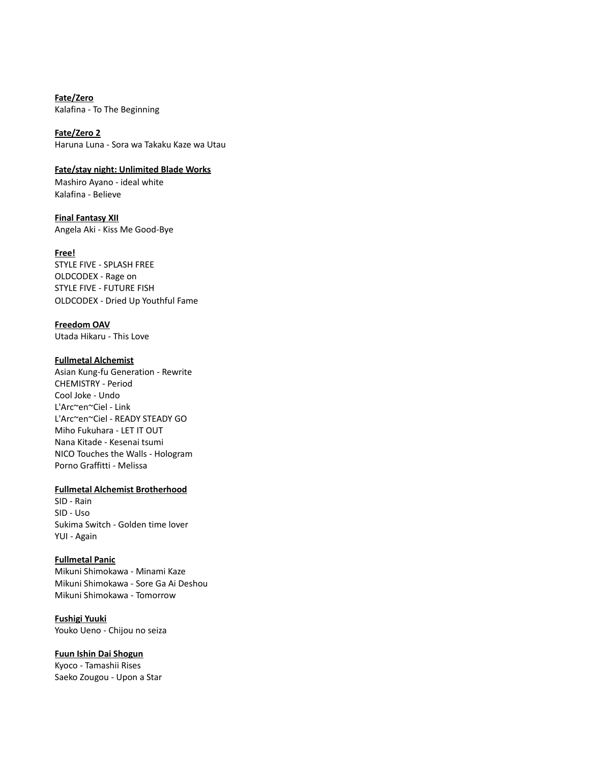**<u>Fate/Zero</u>**
Kalafina - To The Beginning

**<u>Fate/Zero 2</u>**
Haruna Luna - Sora wa Takaku Kaze wa Utau

**<u>Fate/stay night: Unlimited Blade Works</u>**
Mashiro Ayano - ideal white
Kalafina - Believe

**<u>Final Fantasy XII</u>**
Angela Aki - Kiss Me Good-Bye

**<u>Free!</u>**
STYLE FIVE - SPLASH FREE
OLDCODEX - Rage on
STYLE FIVE - FUTURE FISH
OLDCODEX - Dried Up Youthful Fame

**<u>Freedom OAV</u>**
Utada Hikaru - This Love

**<u>Fullmetal Alchemist</u>**
Asian Kung-fu Generation - Rewrite
CHEMISTRY - Period
Cool Joke - Undo
L'Arc~en~Ciel - Link
L'Arc~en~Ciel - READY STEADY GO
Miho Fukuhara - LET IT OUT
Nana Kitade - Kesenai tsumi
NICO Touches the Walls - Hologram
Porno Graffitti - Melissa

**<u>Fullmetal Alchemist Brotherhood</u>**
SID - Rain
SID - Uso
Sukima Switch - Golden time lover
YUI - Again

**<u>Fullmetal Panic</u>**
Mikuni Shimokawa - Minami Kaze
Mikuni Shimokawa - Sore Ga Ai Deshou
Mikuni Shimokawa - Tomorrow

**<u>Fushigi Yuuki</u>**
Youko Ueno - Chijou no seiza

**<u>Fuun Ishin Dai Shogun</u>**
Kyoco - Tamashii Rises
Saeko Zougou - Upon a Star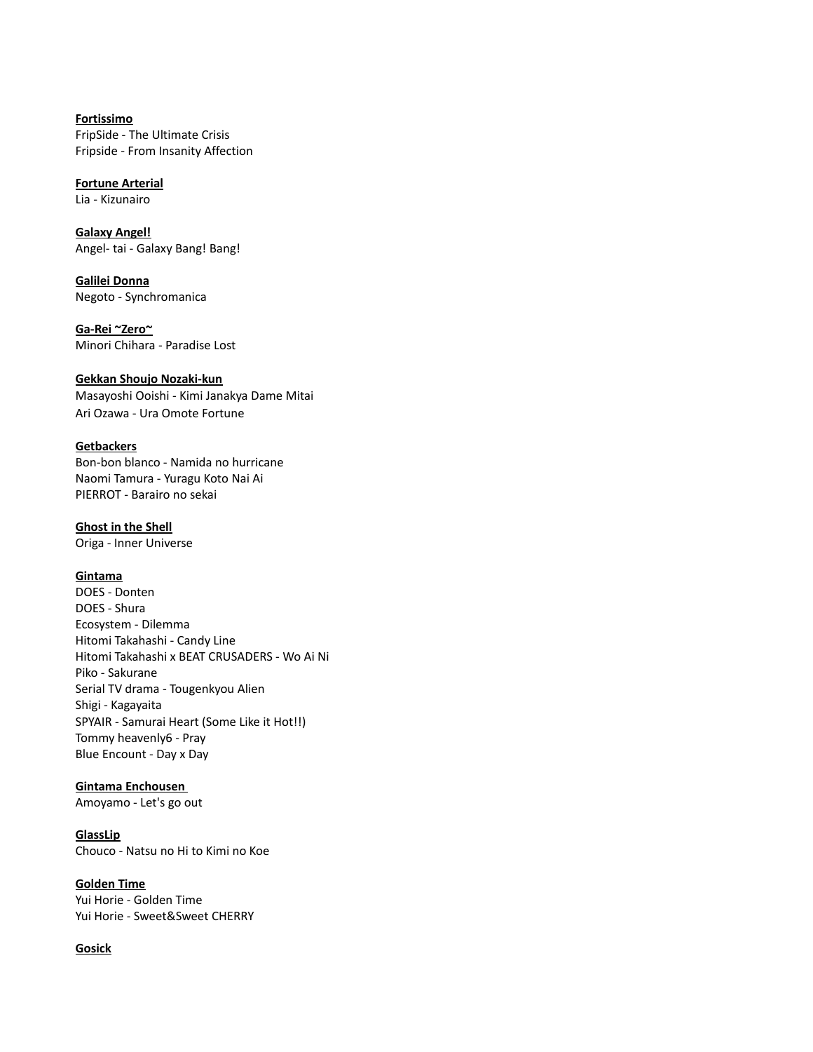**Fortissimo**
FripSide - The Ultimate Crisis
Fripside - From Insanity Affection

**Fortune Arterial**
Lia - Kizunairo

**Galaxy Angel!**
Angel- tai - Galaxy Bang! Bang!

**Galilei Donna**
Negoto - Synchromanica

**Ga-Rei ~Zero~**
Minori Chihara - Paradise Lost

**Gekkan Shoujo Nozaki-kun**
Masayoshi Ooishi - Kimi Janakya Dame Mitai
Ari Ozawa - Ura Omote Fortune

**Getbackers**
Bon-bon blanco - Namida no hurricane
Naomi Tamura - Yuragu Koto Nai Ai
PIERROT - Barairo no sekai

**Ghost in the Shell**
Origa - Inner Universe

**Gintama**
DOES - Donten
DOES - Shura
Ecosystem - Dilemma
Hitomi Takahashi - Candy Line
Hitomi Takahashi x BEAT CRUSADERS - Wo Ai Ni
Piko - Sakurane
Serial TV drama - Tougenkyou Alien
Shigi - Kagayaita
SPYAIR - Samurai Heart (Some Like it Hot!!)
Tommy heavenly6 - Pray
Blue Encount - Day x Day

**Gintama Enchousen**
Amoyamo - Let's go out

**GlassLip**
Chouco - Natsu no Hi to Kimi no Koe

**Golden Time**
Yui Horie - Golden Time
Yui Horie - Sweet&Sweet CHERRY

**Gosick**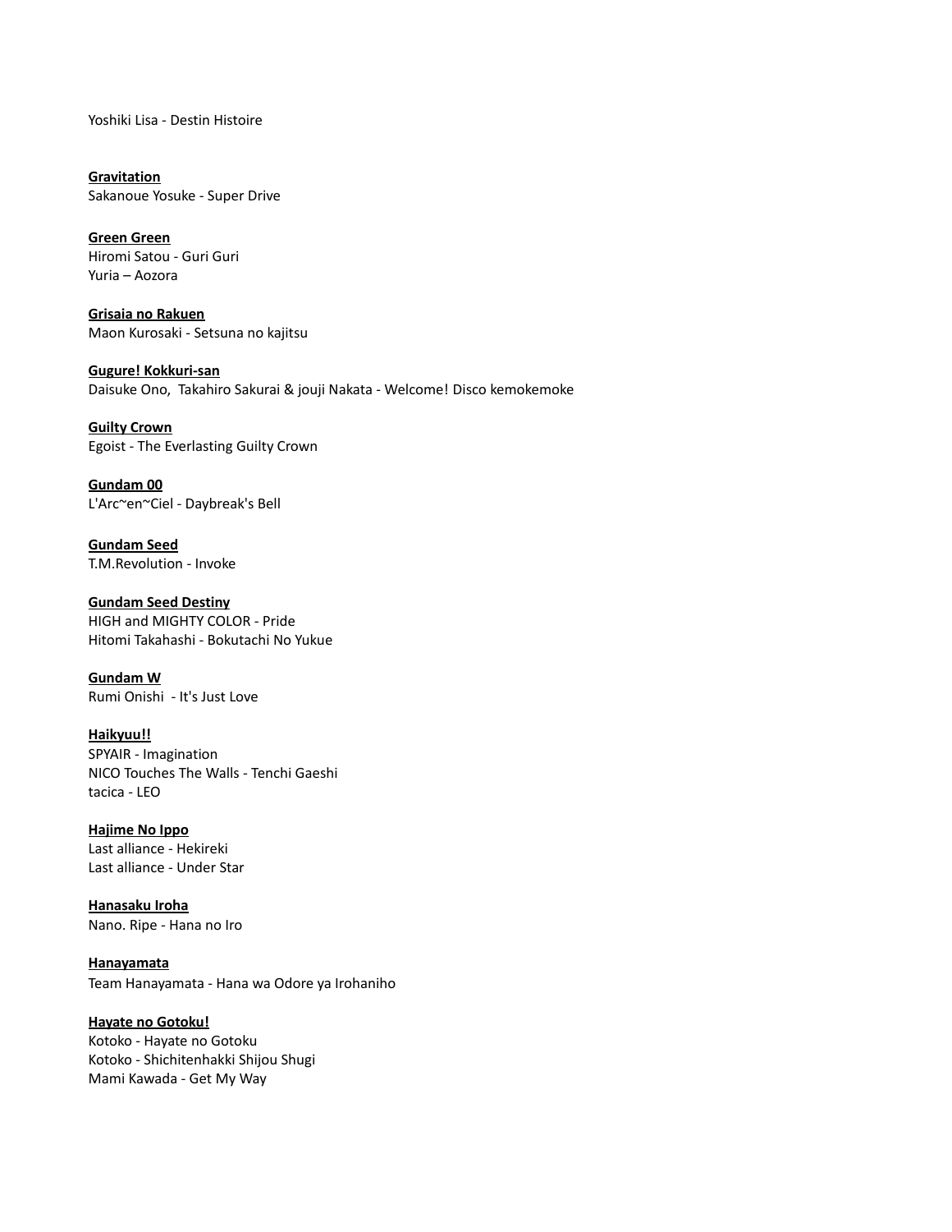Yoshiki Lisa - Destin Histoire

**Gravitation**
Sakanoue Yosuke - Super Drive

**Green Green**
Hiromi Satou - Guri Guri
Yuria – Aozora

**Grisaia no Rakuen**
Maon Kurosaki - Setsuna no kajitsu

**Gugure! Kokkuri-san**
Daisuke Ono,  Takahiro Sakurai & jouji Nakata - Welcome! Disco kemokemoke

**Guilty Crown**
Egoist - The Everlasting Guilty Crown

**Gundam 00**
L'Arc~en~Ciel - Daybreak's Bell

**Gundam Seed**
T.M.Revolution - Invoke

**Gundam Seed Destiny**
HIGH and MIGHTY COLOR - Pride
Hitomi Takahashi - Bokutachi No Yukue

**Gundam W**
Rumi Onishi  - It's Just Love

**Haikyuu!!**
SPYAIR - Imagination
NICO Touches The Walls - Tenchi Gaeshi
tacica - LEO

**Hajime No Ippo**
Last alliance - Hekireki
Last alliance - Under Star

**Hanasaku Iroha**
Nano. Ripe - Hana no Iro

**Hanayamata**
Team Hanayamata - Hana wa Odore ya Irohaniho

**Hayate no Gotoku!**
Kotoko - Hayate no Gotoku
Kotoko - Shichitenhakki Shijou Shugi
Mami Kawada - Get My Way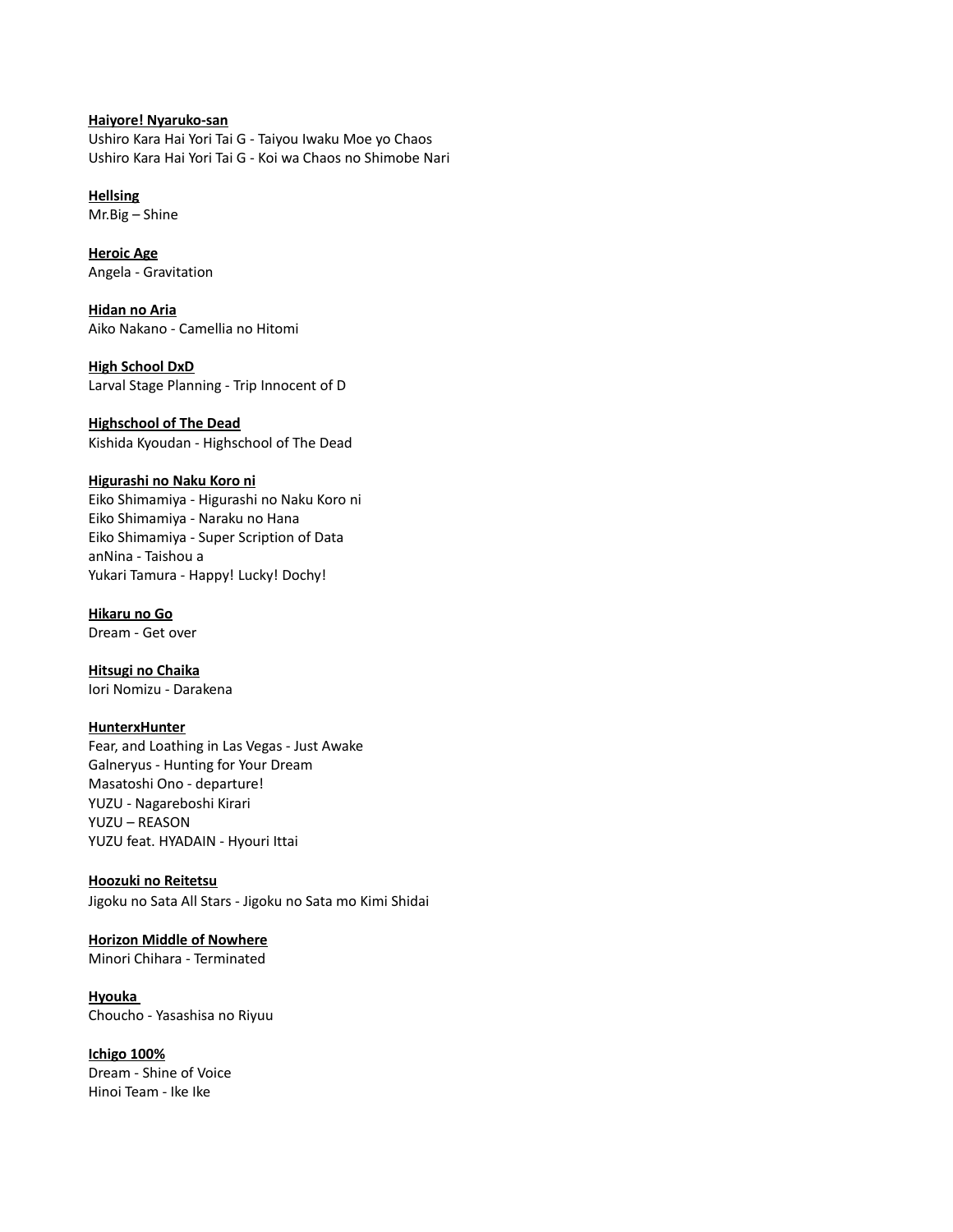**Haiyore! Nyaruko-san**
Ushiro Kara Hai Yori Tai G - Taiyou Iwaku Moe yo Chaos
Ushiro Kara Hai Yori Tai G - Koi wa Chaos no Shimobe Nari

**Hellsing**
Mr.Big – Shine

**Heroic Age**
Angela - Gravitation

**Hidan no Aria**
Aiko Nakano - Camellia no Hitomi

**High School DxD**
Larval Stage Planning - Trip Innocent of D

**Highschool of The Dead**
Kishida Kyoudan - Highschool of The Dead

**Higurashi no Naku Koro ni**
Eiko Shimamiya - Higurashi no Naku Koro ni
Eiko Shimamiya - Naraku no Hana
Eiko Shimamiya - Super Scription of Data
anNina - Taishou a
Yukari Tamura - Happy! Lucky! Dochy!

**Hikaru no Go**
Dream - Get over

**Hitsugi no Chaika**
Iori Nomizu - Darakena

**HunterxHunter**
Fear, and Loathing in Las Vegas - Just Awake
Galneryus - Hunting for Your Dream
Masatoshi Ono - departure!
YUZU - Nagareboshi Kirari
YUZU – REASON
YUZU feat. HYADAIN - Hyouri Ittai

**Hoozuki no Reitetsu**
Jigoku no Sata All Stars - Jigoku no Sata mo Kimi Shidai

**Horizon Middle of Nowhere**
Minori Chihara - Terminated

**Hyouka**
Choucho - Yasashisa no Riyuu

**Ichigo 100%**
Dream - Shine of Voice
Hinoi Team - Ike Ike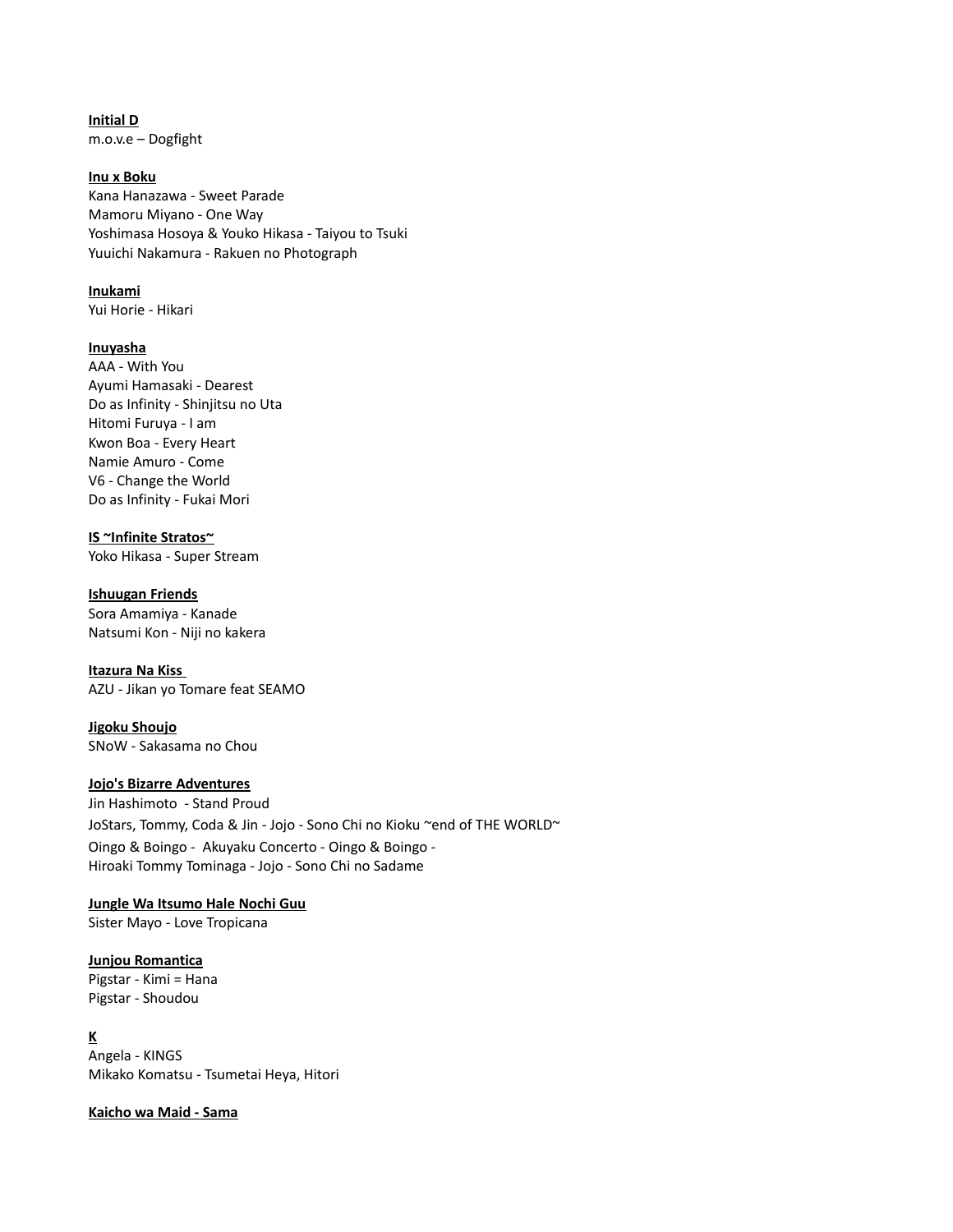**Initial D**
m.o.v.e – Dogfight

**Inu x Boku**
Kana Hanazawa - Sweet Parade
Mamoru Miyano - One Way
Yoshimasa Hosoya & Youko Hikasa - Taiyou to Tsuki
Yuuichi Nakamura - Rakuen no Photograph

**Inukami**
Yui Horie - Hikari

**Inuyasha**
AAA - With You
Ayumi Hamasaki - Dearest
Do as Infinity - Shinjitsu no Uta
Hitomi Furuya - I am
Kwon Boa - Every Heart
Namie Amuro - Come
V6 - Change the World
Do as Infinity - Fukai Mori

**IS ~Infinite Stratos~**
Yoko Hikasa - Super Stream

**Ishuugan Friends**
Sora Amamiya - Kanade
Natsumi Kon - Niji no kakera

**Itazura Na Kiss**
AZU - Jikan yo Tomare feat SEAMO

**Jigoku Shoujo**
SNoW - Sakasama no Chou

**Jojo's Bizarre Adventures**
Jin Hashimoto - Stand Proud
JoStars, Tommy, Coda & Jin - Jojo - Sono Chi no Kioku ~end of THE WORLD~
Oingo & Boingo - Akuyaku Concerto - Oingo & Boingo -
Hiroaki Tommy Tominaga - Jojo - Sono Chi no Sadame

**Jungle Wa Itsumo Hale Nochi Guu**
Sister Mayo - Love Tropicana

**Junjou Romantica**
Pigstar - Kimi = Hana
Pigstar - Shoudou

**K**
Angela - KINGS
Mikako Komatsu - Tsumetai Heya, Hitori

**Kaicho wa Maid - Sama**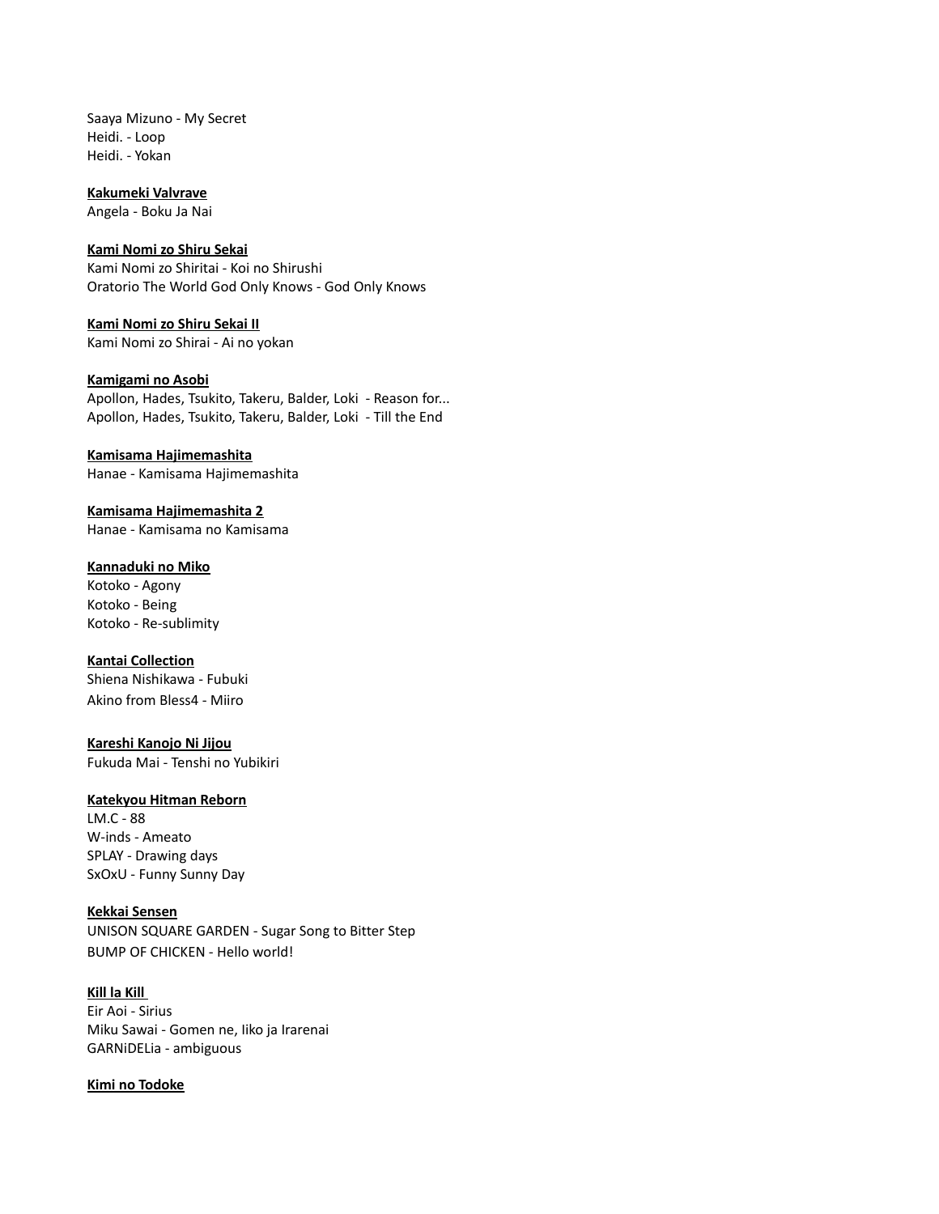Saaya Mizuno - My Secret
Heidi. - Loop
Heidi. - Yokan

**Kakumeki Valvrave**
Angela - Boku Ja Nai

**Kami Nomi zo Shiru Sekai**
Kami Nomi zo Shiritai - Koi no Shirushi
Oratorio The World God Only Knows - God Only Knows

**Kami Nomi zo Shiru Sekai II**
Kami Nomi zo Shirai - Ai no yokan

**Kamigami no Asobi**
Apollon, Hades, Tsukito, Takeru, Balder, Loki - Reason for...
Apollon, Hades, Tsukito, Takeru, Balder, Loki - Till the End

**Kamisama Hajimemashita**
Hanae - Kamisama Hajimemashita

**Kamisama Hajimemashita 2**
Hanae - Kamisama no Kamisama

**Kannaduki no Miko**
Kotoko - Agony
Kotoko - Being
Kotoko - Re-sublimity

**Kantai Collection**
Shiena Nishikawa - Fubuki
Akino from Bless4 - Miiro

**Kareshi Kanojo Ni Jijou**
Fukuda Mai - Tenshi no Yubikiri

**Katekyou Hitman Reborn**
LM.C - 88
W-inds - Ameato
SPLAY - Drawing days
SxOxU - Funny Sunny Day

**Kekkai Sensen**
UNISON SQUARE GARDEN - Sugar Song to Bitter Step
BUMP OF CHICKEN - Hello world!

**Kill la Kill**
Eir Aoi - Sirius
Miku Sawai - Gomen ne, Iiko ja Irarenai
GARNiDELia - ambiguous

**Kimi no Todoke**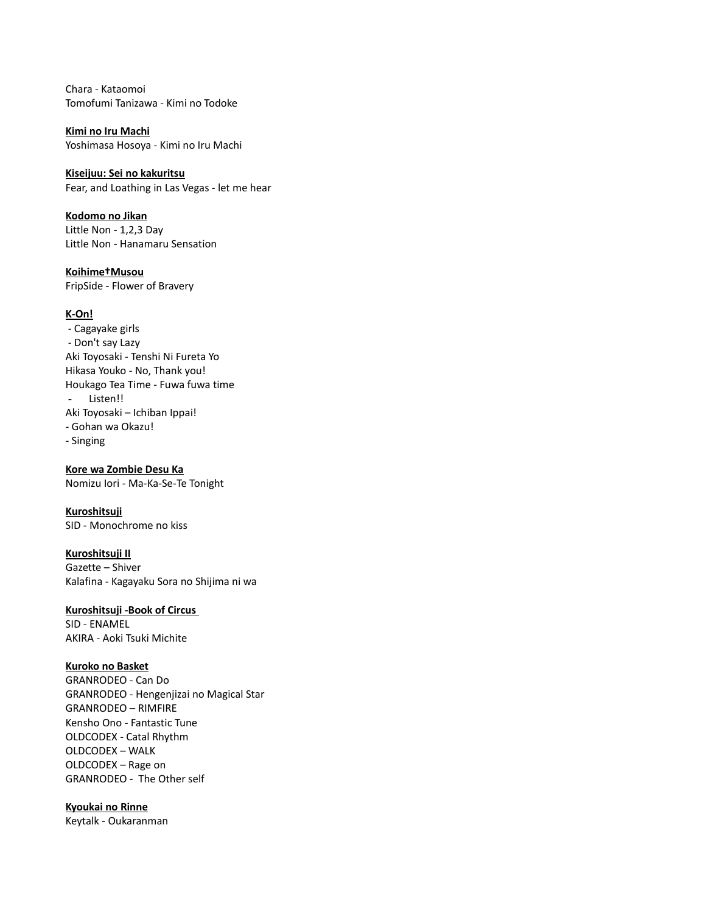Chara - Kataomoi
Tomofumi Tanizawa - Kimi no Todoke

**Kimi no Iru Machi**
Yoshimasa Hosoya - Kimi no Iru Machi

**Kiseijuu: Sei no kakuritsu**
Fear, and Loathing in Las Vegas - let me hear

**Kodomo no Jikan**
Little Non - 1,2,3 Day
Little Non - Hanamaru Sensation

**Koihime†Musou**
FripSide - Flower of Bravery

**K-On!**
- Cagayake girls
- Don't say Lazy
Aki Toyosaki - Tenshi Ni Fureta Yo
Hikasa Youko - No, Thank you!
Houkago Tea Time - Fuwa fuwa time
- Listen!!
Aki Toyosaki – Ichiban Ippai!
- Gohan wa Okazu!
- Singing

**Kore wa Zombie Desu Ka**
Nomizu Iori - Ma-Ka-Se-Te Tonight

**Kuroshitsuji**
SID - Monochrome no kiss

**Kuroshitsuji II**
Gazette – Shiver
Kalafina - Kagayaku Sora no Shijima ni wa

**Kuroshitsuji -Book of Circus**
SID - ENAMEL
AKIRA - Aoki Tsuki Michite

**Kuroko no Basket**
GRANRODEO - Can Do
GRANRODEO - Hengenjizai no Magical Star
GRANRODEO – RIMFIRE
Kensho Ono - Fantastic Tune
OLDCODEX - Catal Rhythm
OLDCODEX – WALK
OLDCODEX – Rage on
GRANRODEO - The Other self

**Kyoukai no Rinne**
Keytalk - Oukaranman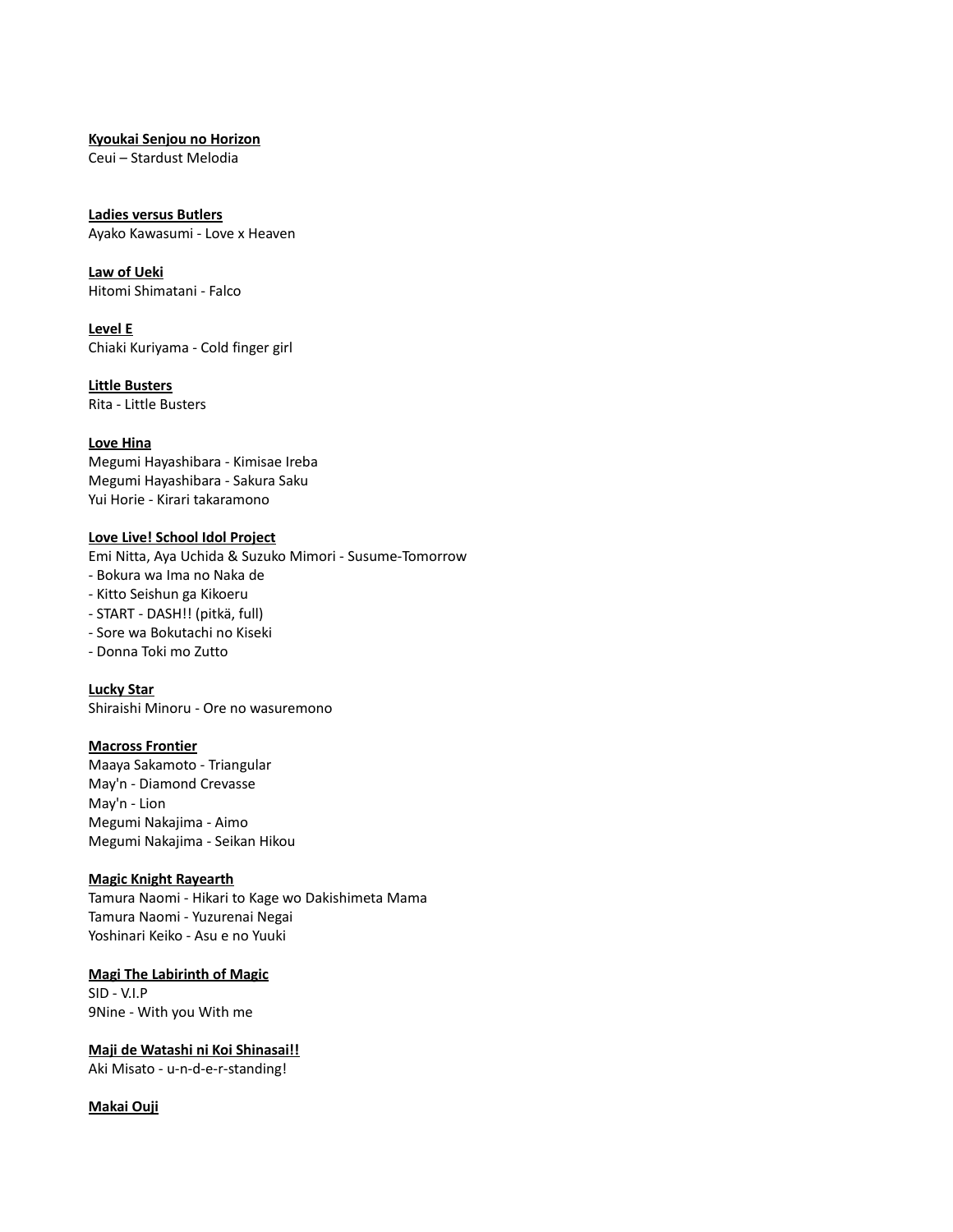**Kyoukai Senjou no Horizon**
Ceui – Stardust Melodia

**Ladies versus Butlers**
Ayako Kawasumi - Love x Heaven

**Law of Ueki**
Hitomi Shimatani - Falco

**Level E**
Chiaki Kuriyama - Cold finger girl

**Little Busters**
Rita - Little Busters

**Love Hina**
Megumi Hayashibara - Kimisae Ireba
Megumi Hayashibara - Sakura Saku
Yui Horie - Kirari takaramono

**Love Live! School Idol Project**
Emi Nitta, Aya Uchida & Suzuko Mimori - Susume-Tomorrow
- Bokura wa Ima no Naka de
- Kitto Seishun ga Kikoeru
- START - DASH!! (pitkä, full)
- Sore wa Bokutachi no Kiseki
- Donna Toki mo Zutto

**Lucky Star**
Shiraishi Minoru - Ore no wasuremono

**Macross Frontier**
Maaya Sakamoto - Triangular
May'n - Diamond Crevasse
May'n - Lion
Megumi Nakajima - Aimo
Megumi Nakajima - Seikan Hikou

**Magic Knight Rayearth**
Tamura Naomi - Hikari to Kage wo Dakishimeta Mama
Tamura Naomi - Yuzurenai Negai
Yoshinari Keiko - Asu e no Yuuki

**Magi The Labirinth of Magic**
SID - V.I.P
9Nine - With you With me

**Maji de Watashi ni Koi Shinasai!!**
Aki Misato - u-n-d-e-r-standing!

**Makai Ouji**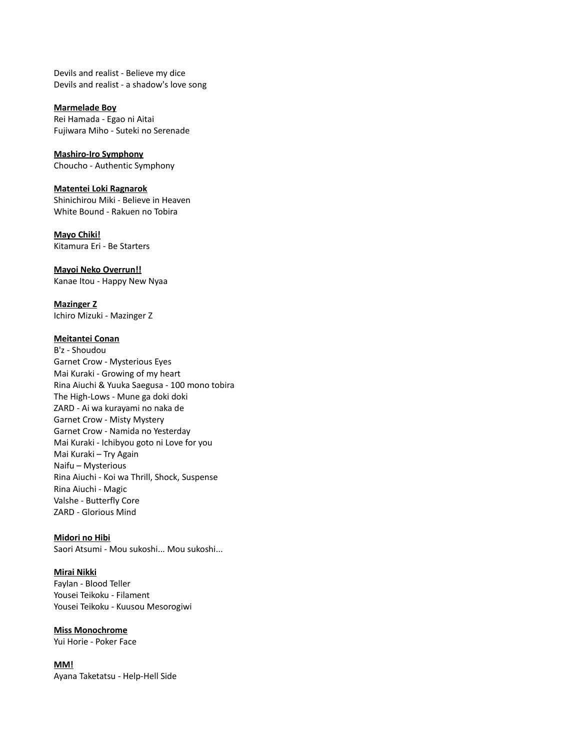Devils and realist - Believe my dice
Devils and realist - a shadow's love song

**Marmelade Boy**
Rei Hamada - Egao ni Aitai
Fujiwara Miho - Suteki no Serenade

**Mashiro-Iro Symphony**
Choucho - Authentic Symphony

**Matentei Loki Ragnarok**
Shinichirou Miki - Believe in Heaven
White Bound - Rakuen no Tobira

**Mayo Chiki!**
Kitamura Eri - Be Starters

**Mayoi Neko Overrun!!**
Kanae Itou - Happy New Nyaa

**Mazinger Z**
Ichiro Mizuki - Mazinger Z

**Meitantei Conan**
B'z - Shoudou
Garnet Crow - Mysterious Eyes
Mai Kuraki - Growing of my heart
Rina Aiuchi & Yuuka Saegusa - 100 mono tobira
The High-Lows - Mune ga doki doki
ZARD - Ai wa kurayami no naka de
Garnet Crow - Misty Mystery
Garnet Crow - Namida no Yesterday
Mai Kuraki - Ichibyou goto ni Love for you
Mai Kuraki – Try Again
Naifu – Mysterious
Rina Aiuchi - Koi wa Thrill, Shock, Suspense
Rina Aiuchi - Magic
Valshe - Butterfly Core
ZARD - Glorious Mind

**Midori no Hibi**
Saori Atsumi - Mou sukoshi... Mou sukoshi...

**Mirai Nikki**
Faylan - Blood Teller
Yousei Teikoku - Filament
Yousei Teikoku - Kuusou Mesorogiwi

**Miss Monochrome**
Yui Horie - Poker Face

**MM!**
Ayana Taketatsu - Help-Hell Side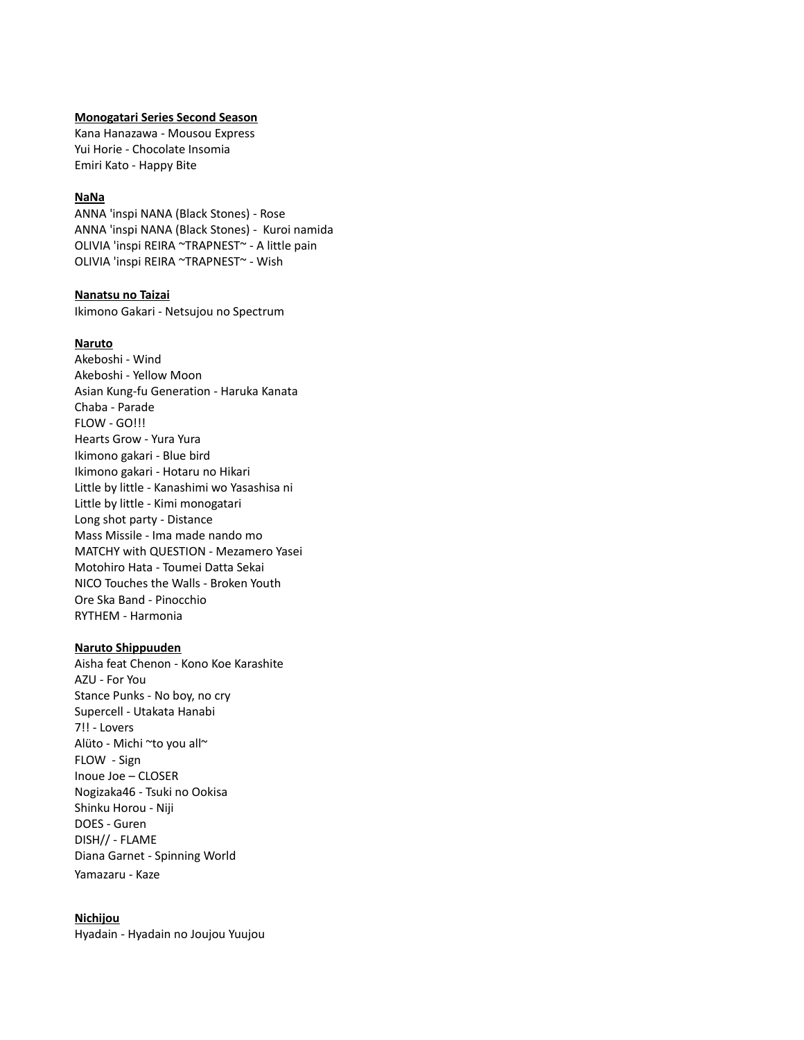**Monogatari Series Second Season**
Kana Hanazawa - Mousou Express
Yui Horie - Chocolate Insomia
Emiri Kato - Happy Bite

**NaNa**
ANNA 'inspi NANA (Black Stones) - Rose
ANNA 'inspi NANA (Black Stones) - Kuroi namida
OLIVIA 'inspi REIRA ~TRAPNEST~ - A little pain
OLIVIA 'inspi REIRA ~TRAPNEST~ - Wish

**Nanatsu no Taizai**
Ikimono Gakari - Netsujou no Spectrum

**Naruto**
Akeboshi - Wind
Akeboshi - Yellow Moon
Asian Kung-fu Generation - Haruka Kanata
Chaba - Parade
FLOW - GO!!!
Hearts Grow - Yura Yura
Ikimono gakari - Blue bird
Ikimono gakari - Hotaru no Hikari
Little by little - Kanashimi wo Yasashisa ni
Little by little - Kimi monogatari
Long shot party - Distance
Mass Missile - Ima made nando mo
MATCHY with QUESTION - Mezamero Yasei
Motohiro Hata - Toumei Datta Sekai
NICO Touches the Walls - Broken Youth
Ore Ska Band - Pinocchio
RYTHEM - Harmonia

**Naruto Shippuuden**
Aisha feat Chenon - Kono Koe Karashite
AZU - For You
Stance Punks - No boy, no cry
Supercell - Utakata Hanabi
7!! - Lovers
Alüto - Michi ~to you all~
FLOW - Sign
Inoue Joe – CLOSER
Nogizaka46 - Tsuki no Ookisa
Shinku Horou - Niji
DOES - Guren
DISH// - FLAME
Diana Garnet - Spinning World
Yamazaru - Kaze

**Nichijou**
Hyadain - Hyadain no Joujou Yuujou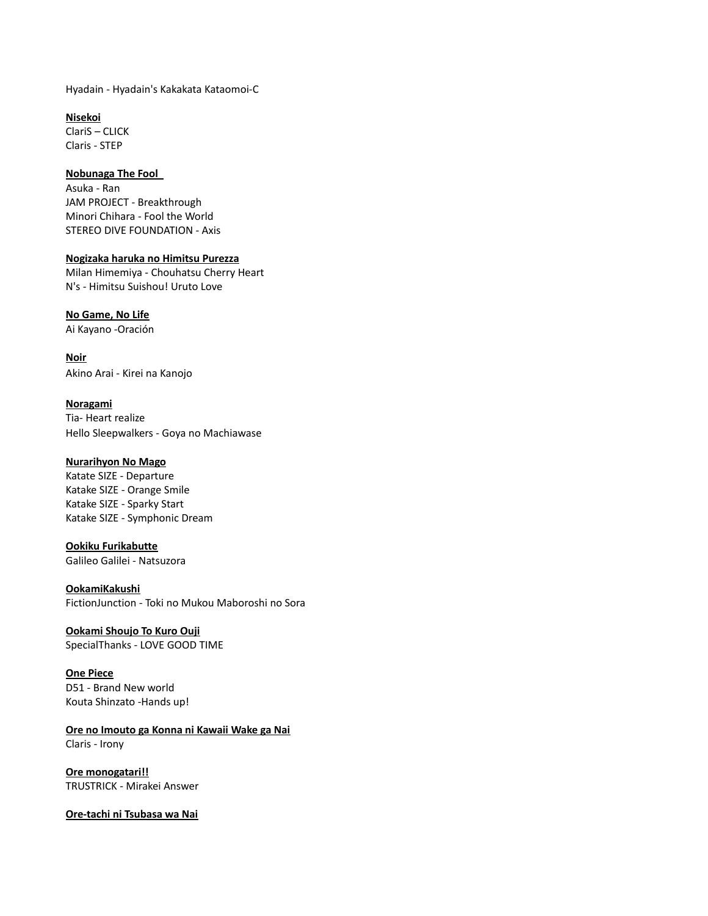Hyadain - Hyadain's Kakakata Kataomoi-C

**<u>Nisekoi</u>**
ClariS – CLICK
Claris - STEP

**<u>Nobunaga The Fool</u>**
Asuka - Ran
JAM PROJECT - Breakthrough
Minori Chihara - Fool the World
STEREO DIVE FOUNDATION - Axis

**<u>Nogizaka haruka no Himitsu Purezza</u>**
Milan Himemiya - Chouhatsu Cherry Heart
N's - Himitsu Suishou! Uruto Love

**<u>No Game, No Life</u>**
Ai Kayano -Oración

**<u>Noir</u>**
Akino Arai - Kirei na Kanojo

**<u>Noragami</u>**
Tia- Heart realize
Hello Sleepwalkers - Goya no Machiawase

**<u>Nurarihyon No Mago</u>**
Katate SIZE - Departure
Katake SIZE - Orange Smile
Katake SIZE - Sparky Start
Katake SIZE - Symphonic Dream

**<u>Ookiku Furikabutte</u>**
Galileo Galilei - Natsuzora

**<u>OokamiKakushi</u>**
FictionJunction - Toki no Mukou Maboroshi no Sora

**<u>Ookami Shoujo To Kuro Ouji</u>**
SpecialThanks - LOVE GOOD TIME

**<u>One Piece</u>**
D51 - Brand New world
Kouta Shinzato -Hands up!

**<u>Ore no Imouto ga Konna ni Kawaii Wake ga Nai</u>**
Claris - Irony

**<u>Ore monogatari!!</u>**
TRUSTRICK - Mirakei Answer

**<u>Ore-tachi ni Tsubasa wa Nai</u>**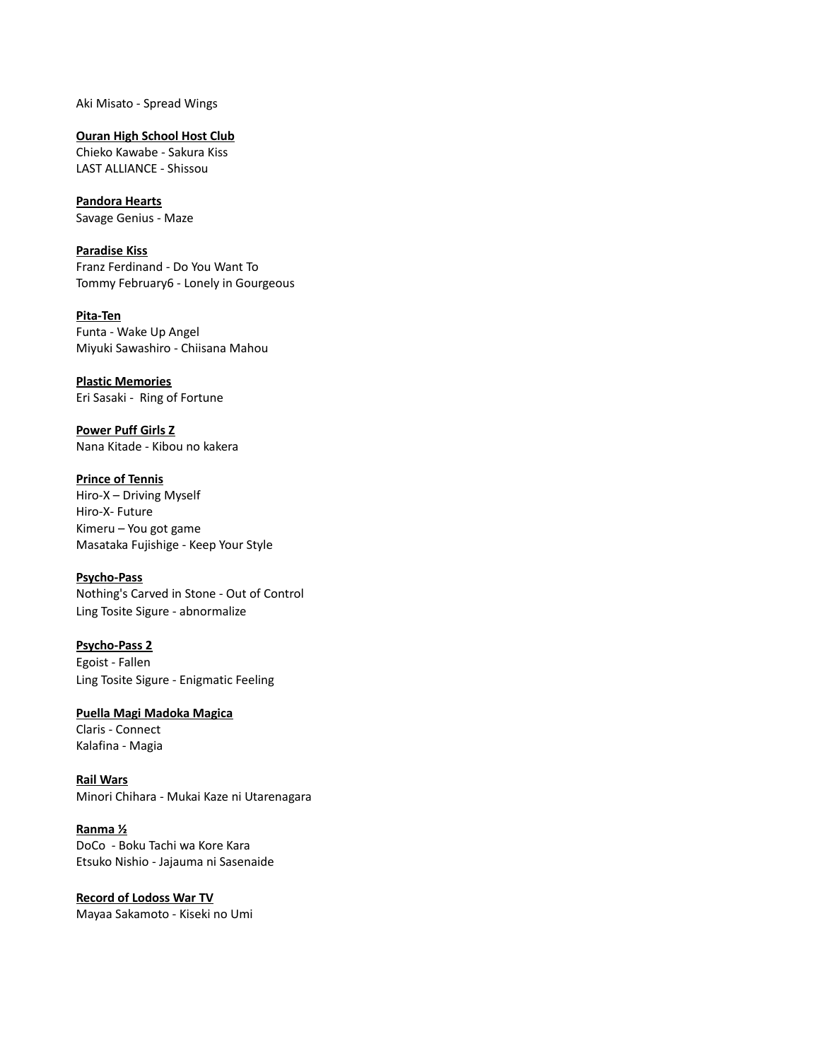Aki Misato - Spread Wings

**Ouran High School Host Club**
Chieko Kawabe - Sakura Kiss
LAST ALLIANCE - Shissou

**Pandora Hearts**
Savage Genius - Maze

**Paradise Kiss**
Franz Ferdinand - Do You Want To
Tommy February6 - Lonely in Gourgeous

**Pita-Ten**
Funta - Wake Up Angel
Miyuki Sawashiro - Chiisana Mahou

**Plastic Memories**
Eri Sasaki -  Ring of Fortune

**Power Puff Girls Z**
Nana Kitade - Kibou no kakera

**Prince of Tennis**
Hiro-X – Driving Myself
Hiro-X- Future
Kimeru – You got game
Masataka Fujishige - Keep Your Style

**Psycho-Pass**
Nothing's Carved in Stone - Out of Control
Ling Tosite Sigure - abnormalize

**Psycho-Pass 2**
Egoist - Fallen
Ling Tosite Sigure - Enigmatic Feeling

**Puella Magi Madoka Magica**
Claris - Connect
Kalafina - Magia

**Rail Wars**
Minori Chihara - Mukai Kaze ni Utarenagara

**Ranma ½**
DoCo  - Boku Tachi wa Kore Kara
Etsuko Nishio - Jajauma ni Sasenaide

**Record of Lodoss War TV**
Mayaa Sakamoto - Kiseki no Umi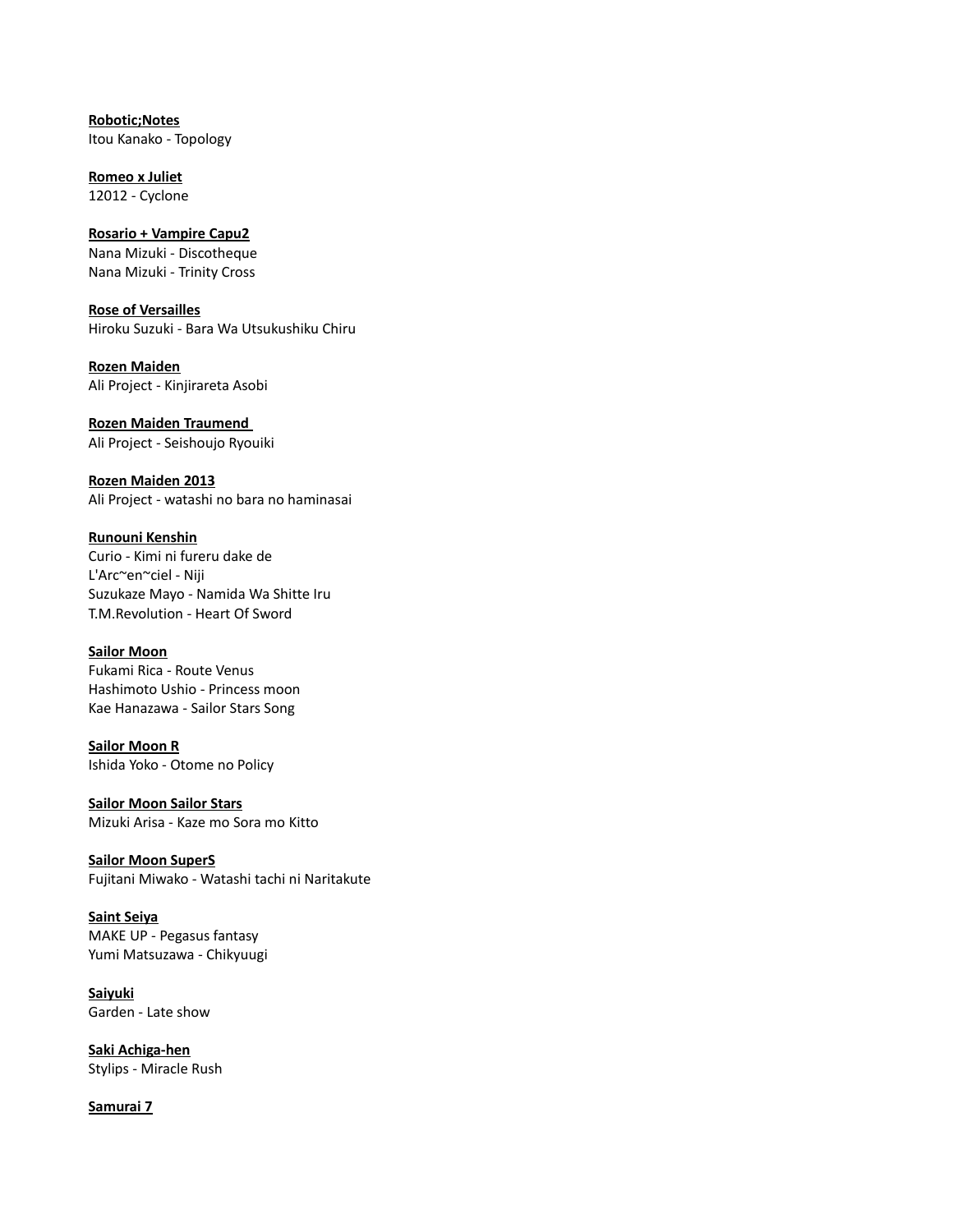**Robotic;Notes**
Itou Kanako - Topology

**Romeo x Juliet**
12012 - Cyclone

**Rosario + Vampire Capu2**
Nana Mizuki - Discotheque
Nana Mizuki - Trinity Cross

**Rose of Versailles**
Hiroku Suzuki - Bara Wa Utsukushiku Chiru

**Rozen Maiden**
Ali Project - Kinjirareta Asobi

**Rozen Maiden Traumend**
Ali Project - Seishoujo Ryouiki

**Rozen Maiden 2013**
Ali Project - watashi no bara no haminasai

**Runouni Kenshin**
Curio - Kimi ni fureru dake de
L'Arc~en~ciel - Niji
Suzukaze Mayo - Namida Wa Shitte Iru
T.M.Revolution - Heart Of Sword

**Sailor Moon**
Fukami Rica - Route Venus
Hashimoto Ushio - Princess moon
Kae Hanazawa - Sailor Stars Song

**Sailor Moon R**
Ishida Yoko - Otome no Policy

**Sailor Moon Sailor Stars**
Mizuki Arisa - Kaze mo Sora mo Kitto

**Sailor Moon SuperS**
Fujitani Miwako - Watashi tachi ni Naritakute

**Saint Seiya**
MAKE UP - Pegasus fantasy
Yumi Matsuzawa - Chikyuugi

**Saiyuki**
Garden - Late show

**Saki Achiga-hen**
Stylips - Miracle Rush

**Samurai 7**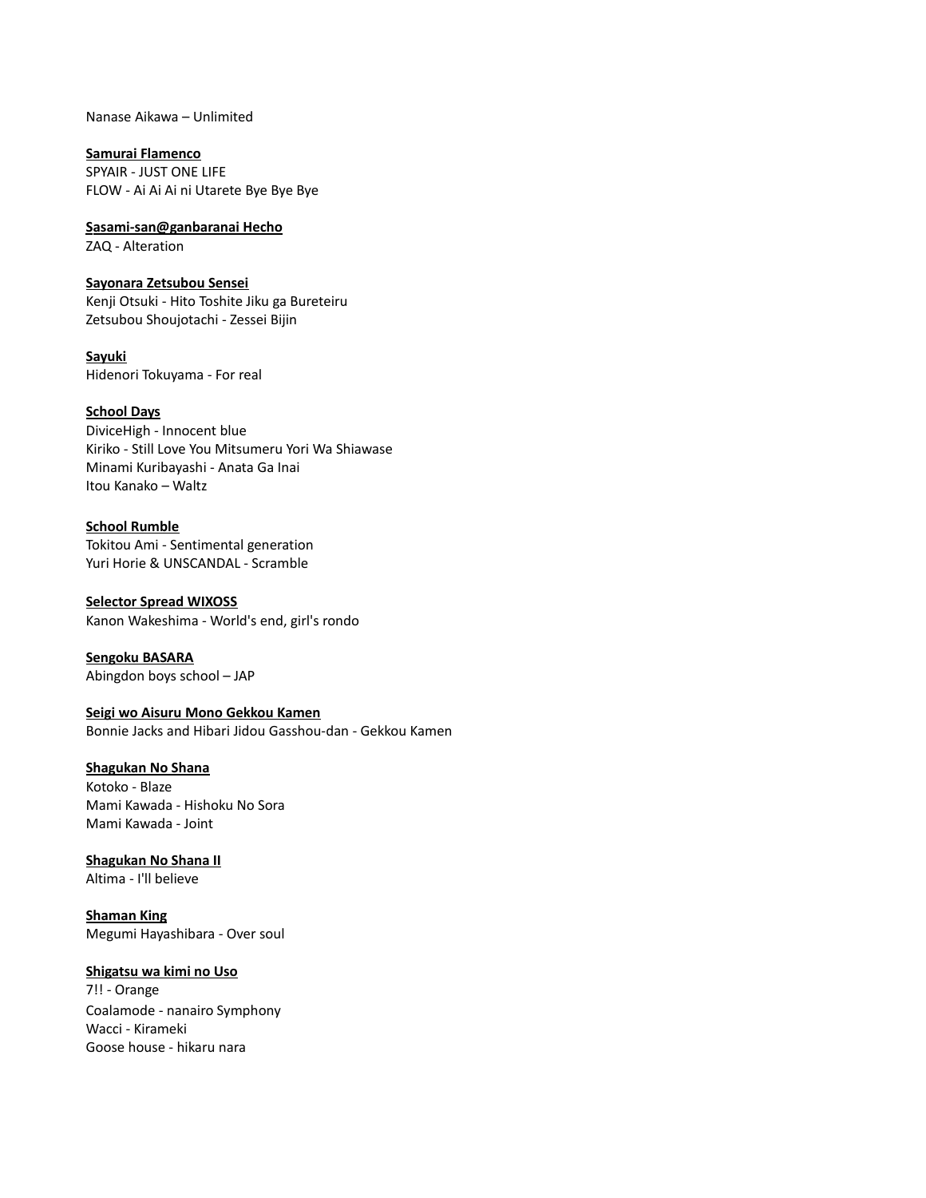Nanase Aikawa – Unlimited

**Samurai Flamenco**
SPYAIR - JUST ONE LIFE
FLOW - Ai Ai Ai ni Utarete Bye Bye Bye

**Sasami-san@ganbaranai Hecho**
ZAQ - Alteration

**Sayonara Zetsubou Sensei**
Kenji Otsuki - Hito Toshite Jiku ga Bureteiru
Zetsubou Shoujotachi - Zessei Bijin

**Sayuki**
Hidenori Tokuyama - For real

**School Days**
DiviceHigh - Innocent blue
Kiriko - Still Love You Mitsumeru Yori Wa Shiawase
Minami Kuribayashi - Anata Ga Inai
Itou Kanako – Waltz

**School Rumble**
Tokitou Ami - Sentimental generation
Yuri Horie & UNSCANDAL - Scramble

**Selector Spread WIXOSS**
Kanon Wakeshima - World's end, girl's rondo

**Sengoku BASARA**
Abingdon boys school – JAP

**Seigi wo Aisuru Mono Gekkou Kamen**
Bonnie Jacks and Hibari Jidou Gasshou-dan - Gekkou Kamen

**Shagukan No Shana**
Kotoko - Blaze
Mami Kawada - Hishoku No Sora
Mami Kawada - Joint

**Shagukan No Shana II**
Altima - I'll believe

**Shaman King**
Megumi Hayashibara - Over soul

**Shigatsu wa kimi no Uso**
7!! - Orange
Coalamode - nanairo Symphony
Wacci - Kirameki
Goose house - hikaru nara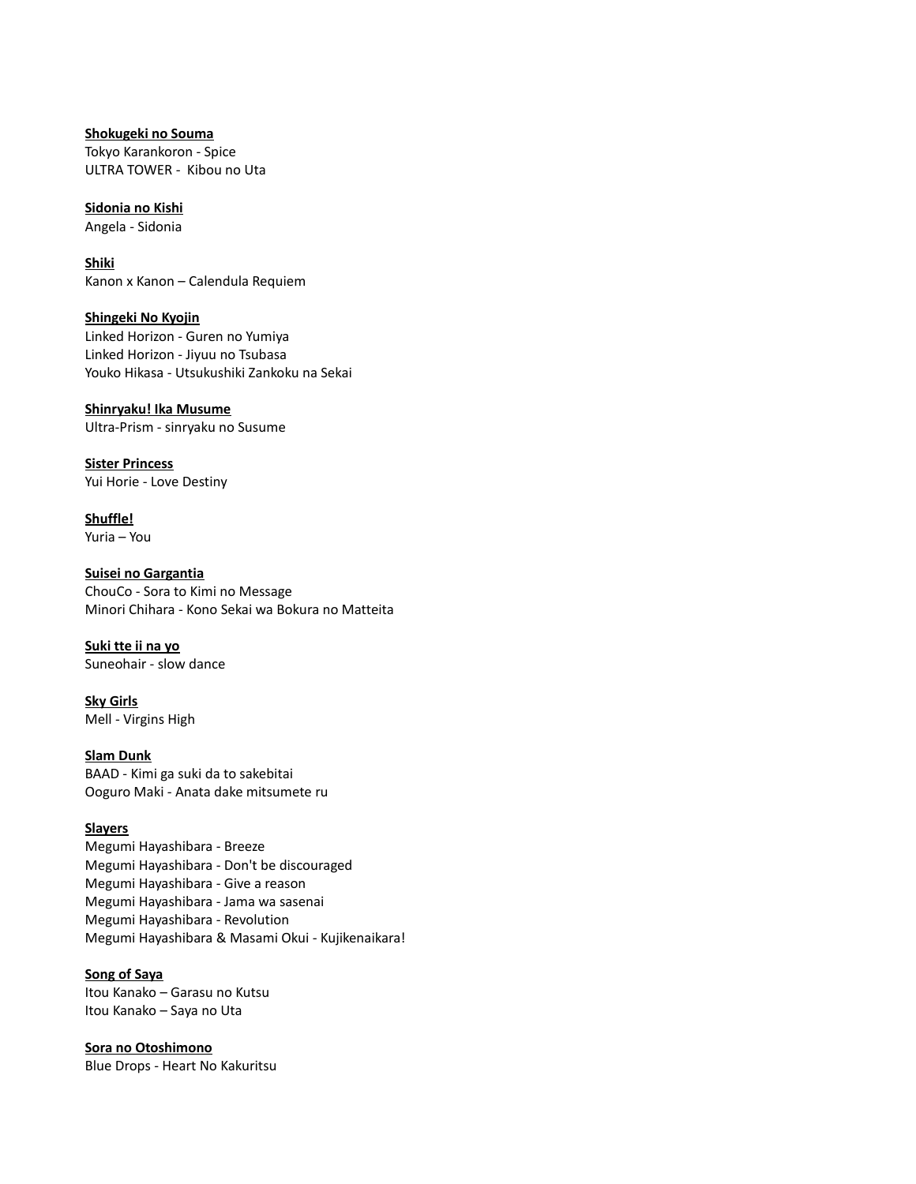**<u>Shokugeki no Souma</u>**
Tokyo Karankoron - Spice
ULTRA TOWER - Kibou no Uta

**<u>Sidonia no Kishi</u>**
Angela - Sidonia

**<u>Shiki</u>**
Kanon x Kanon – Calendula Requiem

**<u>Shingeki No Kyojin</u>**
Linked Horizon - Guren no Yumiya
Linked Horizon - Jiyuu no Tsubasa
Youko Hikasa - Utsukushiki Zankoku na Sekai

**<u>Shinryaku! Ika Musume</u>**
Ultra-Prism - sinryaku no Susume

**<u>Sister Princess</u>**
Yui Horie - Love Destiny

**<u>Shuffle!</u>**
Yuria – You

**<u>Suisei no Gargantia</u>**
ChouCo - Sora to Kimi no Message
Minori Chihara - Kono Sekai wa Bokura no Matteita

**<u>Suki tte ii na yo</u>**
Suneohair - slow dance

**<u>Sky Girls</u>**
Mell - Virgins High

**<u>Slam Dunk</u>**
BAAD - Kimi ga suki da to sakebitai
Ooguro Maki - Anata dake mitsumete ru

**<u>Slayers</u>**
Megumi Hayashibara - Breeze
Megumi Hayashibara - Don't be discouraged
Megumi Hayashibara - Give a reason
Megumi Hayashibara - Jama wa sasenai
Megumi Hayashibara - Revolution
Megumi Hayashibara & Masami Okui - Kujikenaikara!

**<u>Song of Saya</u>**
Itou Kanako – Garasu no Kutsu
Itou Kanako – Saya no Uta

**<u>Sora no Otoshimono</u>**
Blue Drops - Heart No Kakuritsu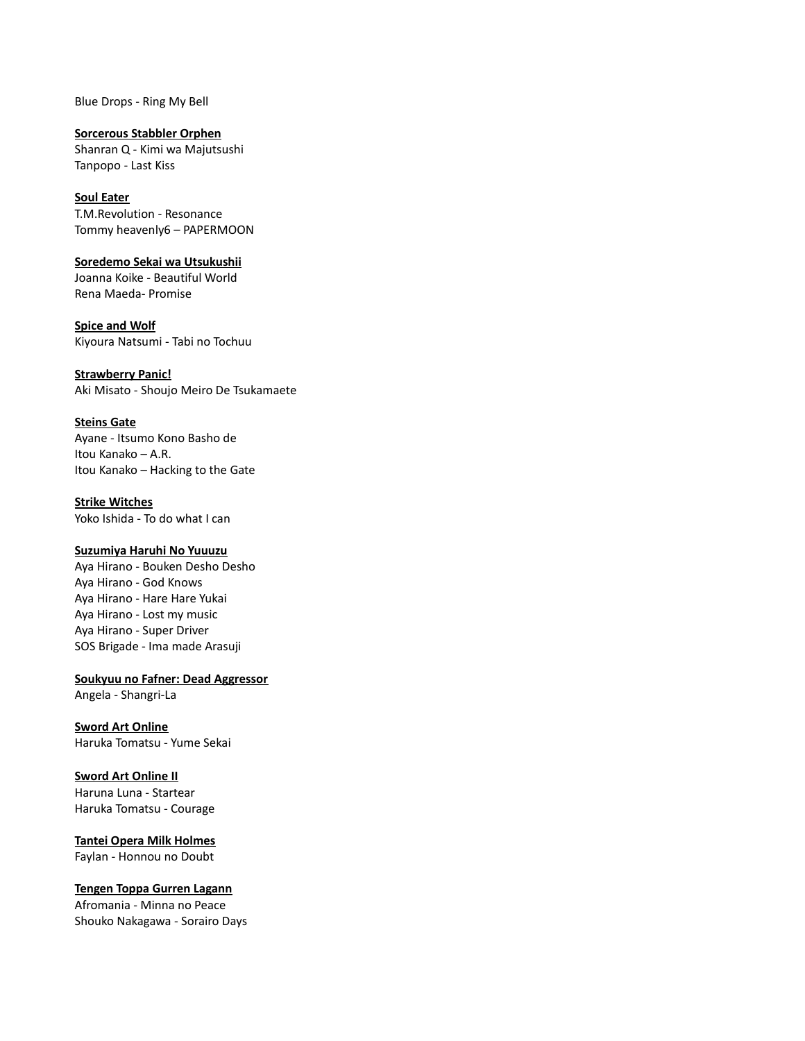Blue Drops - Ring My Bell

**Sorcerous Stabbler Orphen**

Shanran Q - Kimi wa Majutsushi
Tanpopo - Last Kiss

**Soul Eater**

T.M.Revolution - Resonance
Tommy heavenly6 – PAPERMOON

**Soredemo Sekai wa Utsukushii**

Joanna Koike - Beautiful World
Rena Maeda- Promise

**Spice and Wolf**

Kiyoura Natsumi - Tabi no Tochuu

**Strawberry Panic!**

Aki Misato - Shoujo Meiro De Tsukamaete

**Steins Gate**

Ayane - Itsumo Kono Basho de
Itou Kanako – A.R.
Itou Kanako – Hacking to the Gate

**Strike Witches**

Yoko Ishida - To do what I can

**Suzumiya Haruhi No Yuuuzu**

Aya Hirano - Bouken Desho Desho
Aya Hirano - God Knows
Aya Hirano - Hare Hare Yukai
Aya Hirano - Lost my music
Aya Hirano - Super Driver
SOS Brigade - Ima made Arasuji

**Soukyuu no Fafner: Dead Aggressor**

Angela - Shangri-La

**Sword Art Online**

Haruka Tomatsu - Yume Sekai

**Sword Art Online II**

Haruna Luna - Startear
Haruka Tomatsu - Courage

**Tantei Opera Milk Holmes**

Faylan - Honnou no Doubt

**Tengen Toppa Gurren Lagann**

Afromania - Minna no Peace
Shouko Nakagawa - Sorairo Days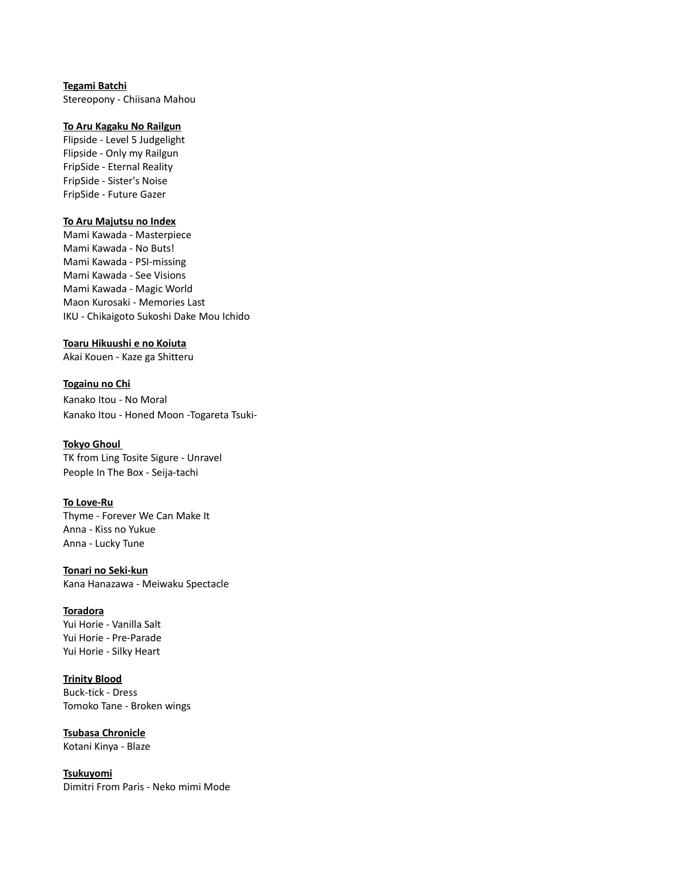**Tegami Batchi**
Stereopony - Chiisana Mahou

**To Aru Kagaku No Railgun**
Flipside - Level 5 Judgelight
Flipside - Only my Railgun
FripSide - Eternal Reality
FripSide - Sister's Noise
FripSide - Future Gazer

**To Aru Majutsu no Index**
Mami Kawada - Masterpiece
Mami Kawada - No Buts!
Mami Kawada - PSI-missing
Mami Kawada - See Visions
Mami Kawada - Magic World
Maon Kurosaki - Memories Last
IKU - Chikaigoto Sukoshi Dake Mou Ichido

**Toaru Hikuushi e no Koiuta**
Akai Kouen - Kaze ga Shitteru

**Togainu no Chi**
Kanako Itou - No Moral
Kanako Itou - Honed Moon -Togareta Tsuki-

**Tokyo Ghoul**
TK from Ling Tosite Sigure - Unravel
People In The Box - Seija-tachi

**To Love-Ru**
Thyme - Forever We Can Make It
Anna - Kiss no Yukue
Anna - Lucky Tune

**Tonari no Seki-kun**
Kana Hanazawa - Meiwaku Spectacle

**Toradora**
Yui Horie - Vanilla Salt
Yui Horie - Pre-Parade
Yui Horie - Silky Heart

**Trinity Blood**
Buck-tick - Dress
Tomoko Tane - Broken wings

**Tsubasa Chronicle**
Kotani Kinya - Blaze

**Tsukuyomi**
Dimitri From Paris - Neko mimi Mode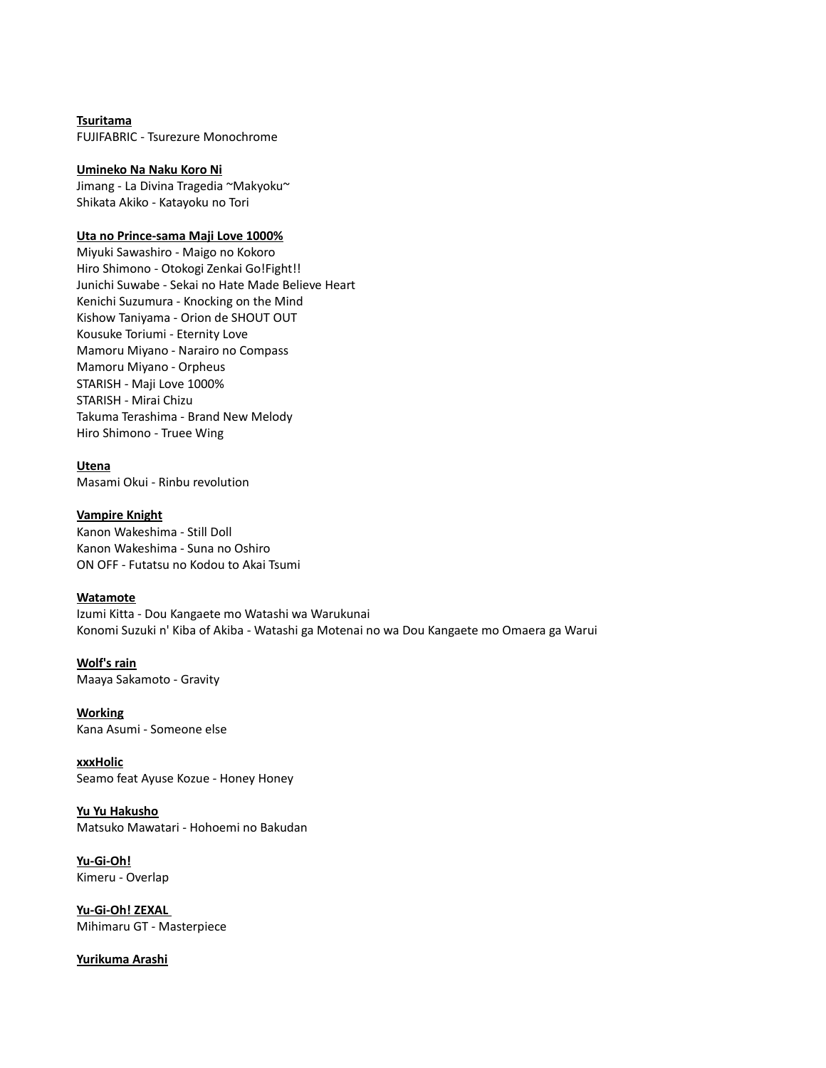**Tsuritama**
FUJIFABRIC - Tsurezure Monochrome

**Umineko Na Naku Koro Ni**
Jimang - La Divina Tragedia ~Makyoku~
Shikata Akiko - Katayoku no Tori

**Uta no Prince-sama Maji Love 1000%**
Miyuki Sawashiro - Maigo no Kokoro
Hiro Shimono - Otokogi Zenkai Go!Fight!!
Junichi Suwabe - Sekai no Hate Made Believe Heart
Kenichi Suzumura - Knocking on the Mind
Kishow Taniyama - Orion de SHOUT OUT
Kousuke Toriumi - Eternity Love
Mamoru Miyano - Narairo no Compass
Mamoru Miyano - Orpheus
STARISH - Maji Love 1000%
STARISH - Mirai Chizu
Takuma Terashima - Brand New Melody
Hiro Shimono - Truee Wing

**Utena**
Masami Okui - Rinbu revolution

**Vampire Knight**
Kanon Wakeshima - Still Doll
Kanon Wakeshima - Suna no Oshiro
ON OFF - Futatsu no Kodou to Akai Tsumi

**Watamote**
Izumi Kitta - Dou Kangaete mo Watashi wa Warukunai
Konomi Suzuki n' Kiba of Akiba - Watashi ga Motenai no wa Dou Kangaete mo Omaera ga Warui

**Wolf's rain**
Maaya Sakamoto - Gravity

**Working**
Kana Asumi - Someone else

**xxxHolic**
Seamo feat Ayuse Kozue - Honey Honey

**Yu Yu Hakusho**
Matsuko Mawatari - Hohoemi no Bakudan

**Yu-Gi-Oh!**
Kimeru - Overlap

**Yu-Gi-Oh! ZEXAL**
Mihimaru GT - Masterpiece

**Yurikuma Arashi**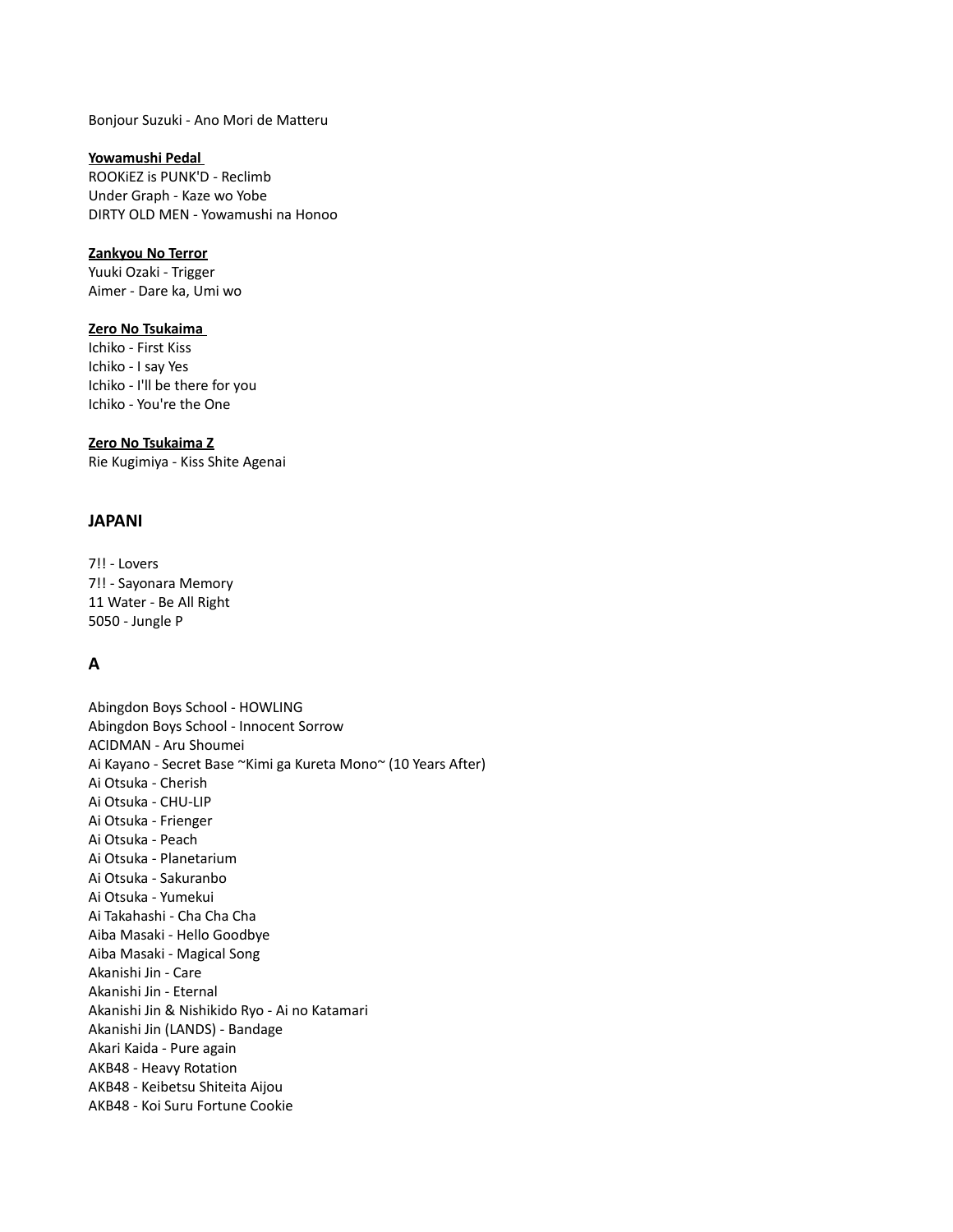Bonjour Suzuki - Ano Mori de Matteru

**Yowamushi Pedal**

ROOKiEZ is PUNK'D - Reclimb
Under Graph - Kaze wo Yobe
DIRTY OLD MEN - Yowamushi na Honoo

**Zankyou No Terror**

Yuuki Ozaki - Trigger
Aimer - Dare ka, Umi wo

**Zero No Tsukaima**

Ichiko - First Kiss
Ichiko - I say Yes
Ichiko - I'll be there for you
Ichiko - You're the One

**Zero No Tsukaima Z**

Rie Kugimiya - Kiss Shite Agenai

## JAPANI

7!! - Lovers
7!! - Sayonara Memory
11 Water - Be All Right
5050 - Jungle P

## A

Abingdon Boys School - HOWLING
Abingdon Boys School - Innocent Sorrow
ACIDMAN - Aru Shoumei
Ai Kayano - Secret Base ~Kimi ga Kureta Mono~ (10 Years After)
Ai Otsuka - Cherish
Ai Otsuka - CHU-LIP
Ai Otsuka - Frienger
Ai Otsuka - Peach
Ai Otsuka - Planetarium
Ai Otsuka - Sakuranbo
Ai Otsuka - Yumekui
Ai Takahashi - Cha Cha Cha
Aiba Masaki - Hello Goodbye
Aiba Masaki - Magical Song
Akanishi Jin - Care
Akanishi Jin - Eternal
Akanishi Jin & Nishikido Ryo - Ai no Katamari
Akanishi Jin (LANDS) - Bandage
Akari Kaida - Pure again
AKB48 - Heavy Rotation
AKB48 - Keibetsu Shiteita Aijou
AKB48 - Koi Suru Fortune Cookie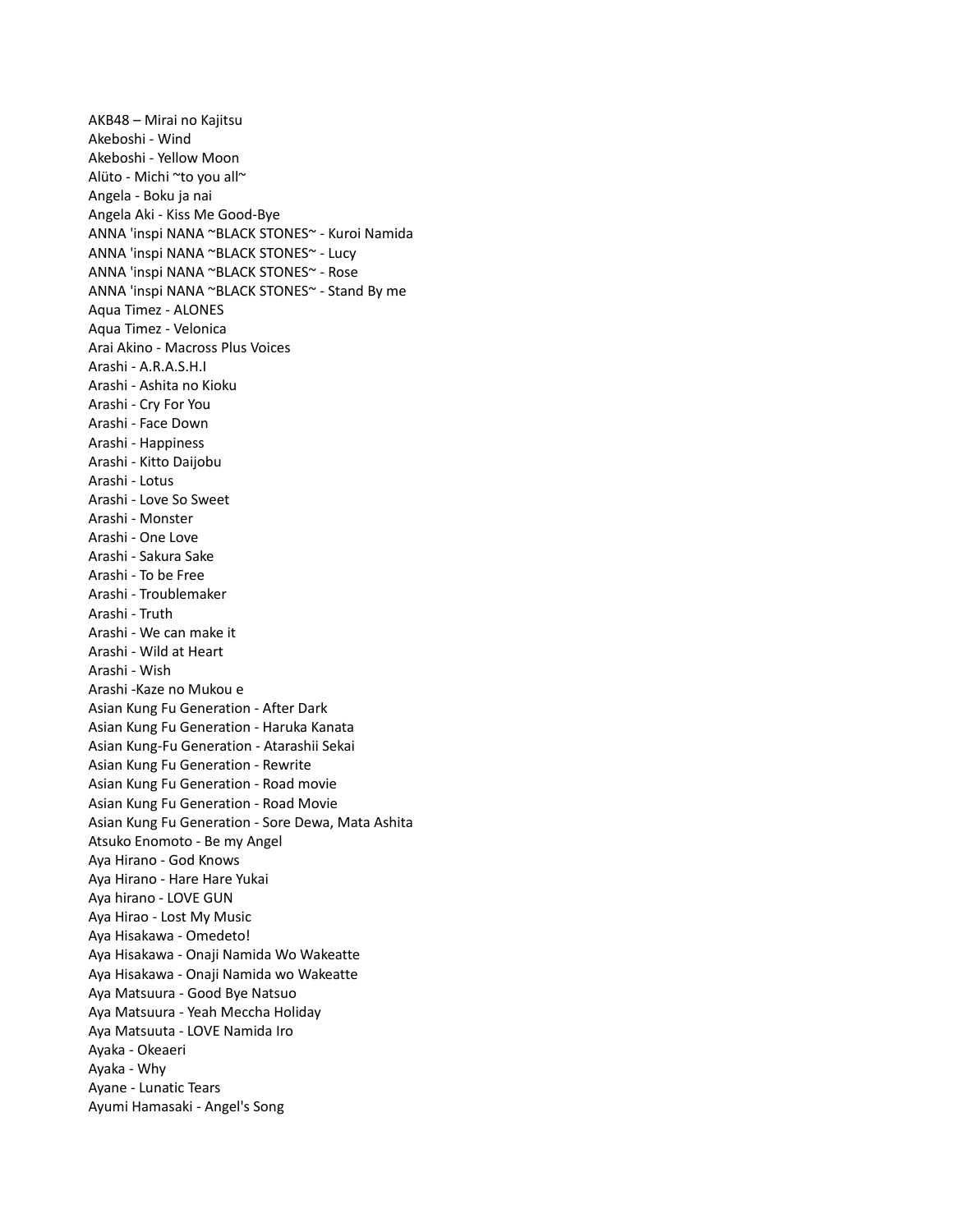AKB48 – Mirai no Kajitsu
Akeboshi - Wind
Akeboshi - Yellow Moon
Alüto - Michi ~to you all~
Angela - Boku ja nai
Angela Aki - Kiss Me Good-Bye
ANNA 'inspi NANA ~BLACK STONES~ - Kuroi Namida
ANNA 'inspi NANA ~BLACK STONES~ - Lucy
ANNA 'inspi NANA ~BLACK STONES~ - Rose
ANNA 'inspi NANA ~BLACK STONES~ - Stand By me
Aqua Timez - ALONES
Aqua Timez - Velonica
Arai Akino - Macross Plus Voices
Arashi - A.R.A.S.H.I
Arashi - Ashita no Kioku
Arashi - Cry For You
Arashi - Face Down
Arashi - Happiness
Arashi - Kitto Daijobu
Arashi - Lotus
Arashi - Love So Sweet
Arashi - Monster
Arashi - One Love
Arashi - Sakura Sake
Arashi - To be Free
Arashi - Troublemaker
Arashi - Truth
Arashi - We can make it
Arashi - Wild at Heart
Arashi - Wish
Arashi -Kaze no Mukou e
Asian Kung Fu Generation - After Dark
Asian Kung Fu Generation - Haruka Kanata
Asian Kung-Fu Generation - Atarashii Sekai
Asian Kung Fu Generation - Rewrite
Asian Kung Fu Generation - Road movie
Asian Kung Fu Generation - Road Movie
Asian Kung Fu Generation - Sore Dewa, Mata Ashita
Atsuko Enomoto - Be my Angel
Aya Hirano - God Knows
Aya Hirano - Hare Hare Yukai
Aya hirano - LOVE GUN
Aya Hirao - Lost My Music
Aya Hisakawa - Omedeto!
Aya Hisakawa - Onaji Namida Wo Wakeatte
Aya Hisakawa - Onaji Namida wo Wakeatte
Aya Matsuura - Good Bye Natsuo
Aya Matsuura - Yeah Meccha Holiday
Aya Matsuuta - LOVE Namida Iro
Ayaka - Okeaeri
Ayaka - Why
Ayane - Lunatic Tears
Ayumi Hamasaki - Angel's Song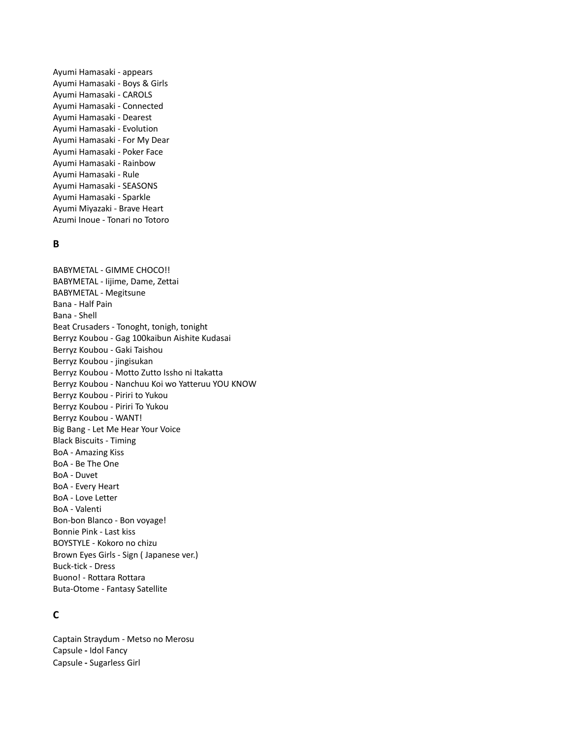Ayumi Hamasaki - appears
Ayumi Hamasaki - Boys & Girls
Ayumi Hamasaki - CAROLS
Ayumi Hamasaki - Connected
Ayumi Hamasaki - Dearest
Ayumi Hamasaki - Evolution
Ayumi Hamasaki - For My Dear
Ayumi Hamasaki - Poker Face
Ayumi Hamasaki - Rainbow
Ayumi Hamasaki - Rule
Ayumi Hamasaki - SEASONS
Ayumi Hamasaki - Sparkle
Ayumi Miyazaki - Brave Heart
Azumi Inoue - Tonari no Totoro

**B**

BABYMETAL - GIMME CHOCO!!
BABYMETAL - Iijime, Dame, Zettai
BABYMETAL - Megitsune
Bana - Half Pain
Bana - Shell
Beat Crusaders - Tonoght, tonigh, tonight
Berryz Koubou - Gag 100kaibun Aishite Kudasai
Berryz Koubou - Gaki Taishou
Berryz Koubou - jingisukan
Berryz Koubou - Motto Zutto Issho ni Itakatta
Berryz Koubou - Nanchuu Koi wo Yatteruu YOU KNOW
Berryz Koubou - Piriri to Yukou
Berryz Koubou - Piriri To Yukou
Berryz Koubou - WANT!
Big Bang - Let Me Hear Your Voice
Black Biscuits - Timing
BoA - Amazing Kiss
BoA - Be The One
BoA - Duvet
BoA - Every Heart
BoA - Love Letter
BoA - Valenti
Bon-bon Blanco - Bon voyage!
Bonnie Pink - Last kiss
BOYSTYLE - Kokoro no chizu
Brown Eyes Girls - Sign ( Japanese ver.)
Buck-tick - Dress
Buono! - Rottara Rottara
Buta-Otome - Fantasy Satellite

**C**

Captain Straydum - Metso no Merosu
Capsule **-** Idol Fancy
Capsule **-** Sugarless Girl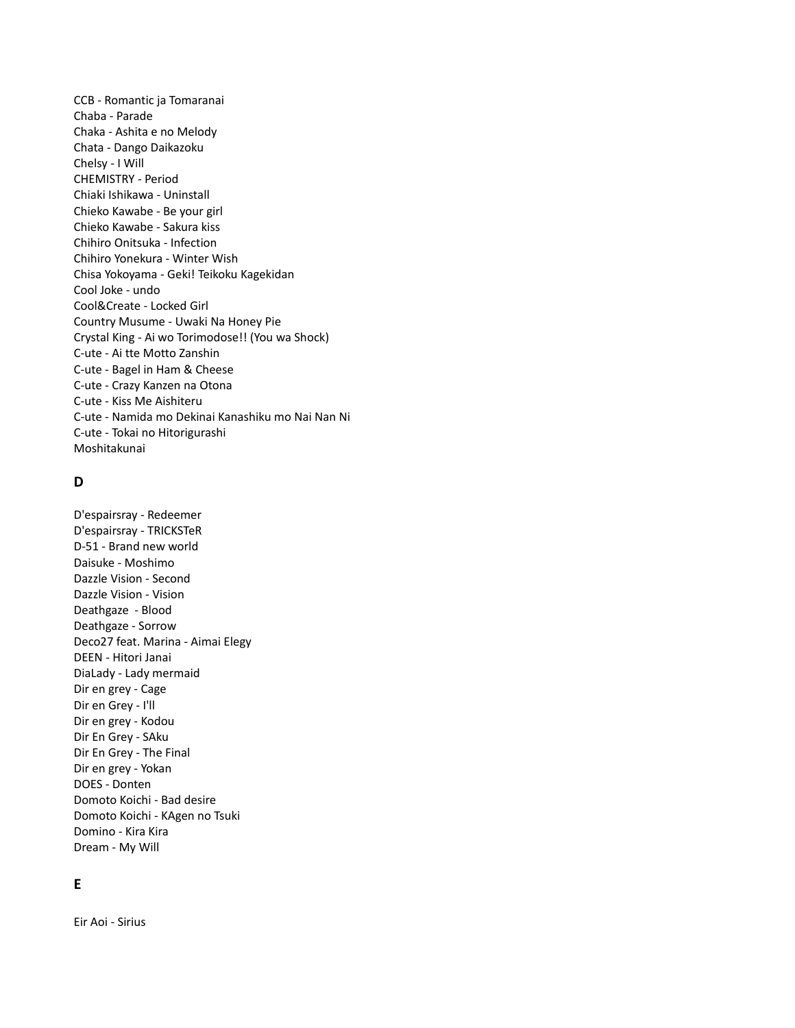CCB - Romantic ja Tomaranai
Chaba - Parade
Chaka - Ashita e no Melody
Chata - Dango Daikazoku
Chelsy - I Will
CHEMISTRY - Period
Chiaki Ishikawa - Uninstall
Chieko Kawabe - Be your girl
Chieko Kawabe - Sakura kiss
Chihiro Onitsuka - Infection
Chihiro Yonekura - Winter Wish
Chisa Yokoyama - Geki! Teikoku Kagekidan
Cool Joke - undo
Cool&Create - Locked Girl
Country Musume - Uwaki Na Honey Pie
Crystal King - Ai wo Torimodose!! (You wa Shock)
C-ute - Ai tte Motto Zanshin
C-ute - Bagel in Ham & Cheese
C-ute - Crazy Kanzen na Otona
C-ute - Kiss Me Aishiteru
C-ute - Namida mo Dekinai Kanashiku mo Nai Nan Ni
C-ute - Tokai no Hitorigurashi
Moshitakunai

## D

D'espairsray - Redeemer
D'espairsray - TRICKSTeR
D-51 - Brand new world
Daisuke - Moshimo
Dazzle Vision - Second
Dazzle Vision - Vision
Deathgaze - Blood
Deathgaze - Sorrow
Deco27 feat. Marina - Aimai Elegy
DEEN - Hitori Janai
DiaLady - Lady mermaid
Dir en grey - Cage
Dir en Grey - I'll
Dir en grey - Kodou
Dir En Grey - SAku
Dir En Grey - The Final
Dir en grey - Yokan
DOES - Donten
Domoto Koichi - Bad desire
Domoto Koichi - KAgen no Tsuki
Domino - Kira Kira
Dream - My Will

## E

Eir Aoi - Sirius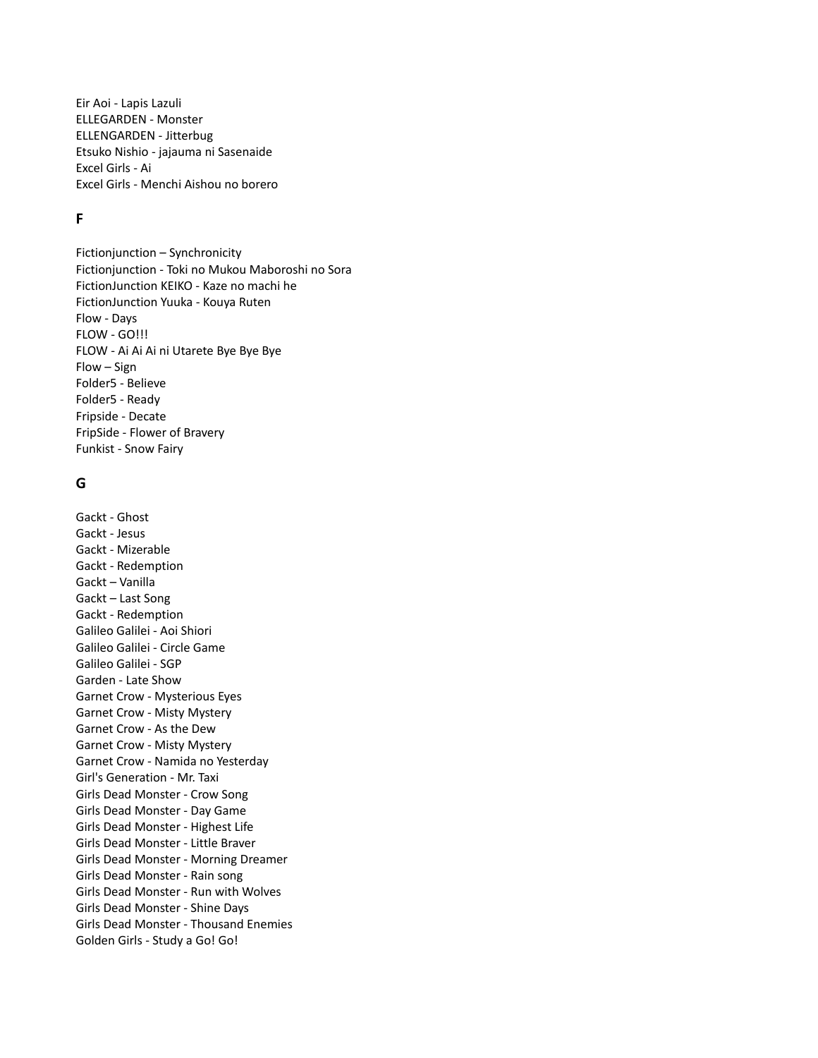Eir Aoi - Lapis Lazuli
ELLEGARDEN - Monster
ELLENGARDEN - Jitterbug
Etsuko Nishio - jajauma ni Sasenaide
Excel Girls - Ai
Excel Girls - Menchi Aishou no borero

## F

Fictionjunction – Synchronicity
Fictionjunction - Toki no Mukou Maboroshi no Sora
FictionJunction KEIKO - Kaze no machi he
FictionJunction Yuuka - Kouya Ruten
Flow - Days
FLOW - GO!!!
FLOW - Ai Ai Ai ni Utarete Bye Bye Bye
Flow – Sign
Folder5 - Believe
Folder5 - Ready
Fripside - Decate
FripSide - Flower of Bravery
Funkist - Snow Fairy

## G

Gackt - Ghost
Gackt - Jesus
Gackt - Mizerable
Gackt - Redemption
Gackt – Vanilla
Gackt – Last Song
Gackt - Redemption
Galileo Galilei - Aoi Shiori
Galileo Galilei - Circle Game
Galileo Galilei - SGP
Garden - Late Show
Garnet Crow - Mysterious Eyes
Garnet Crow - Misty Mystery
Garnet Crow - As the Dew
Garnet Crow - Misty Mystery
Garnet Crow - Namida no Yesterday
Girl's Generation - Mr. Taxi
Girls Dead Monster - Crow Song
Girls Dead Monster - Day Game
Girls Dead Monster - Highest Life
Girls Dead Monster - Little Braver
Girls Dead Monster - Morning Dreamer
Girls Dead Monster - Rain song
Girls Dead Monster - Run with Wolves
Girls Dead Monster - Shine Days
Girls Dead Monster - Thousand Enemies
Golden Girls - Study a Go! Go!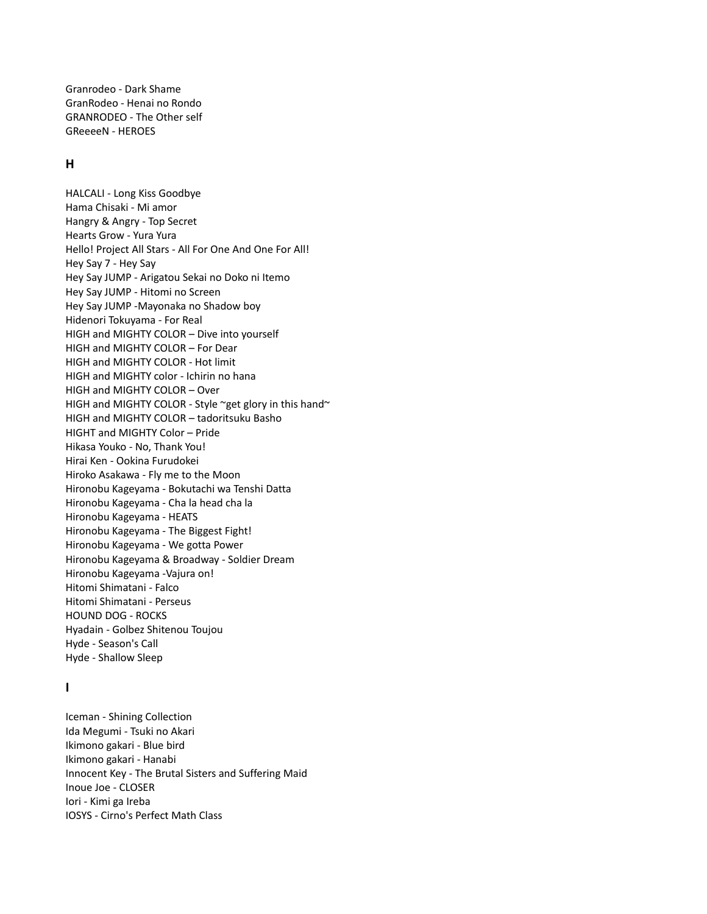Granrodeo - Dark Shame
GranRodeo - Henai no Rondo
GRANRODEO - The Other self
GReeeeN - HEROES

## H

HALCALI - Long Kiss Goodbye
Hama Chisaki - Mi amor
Hangry & Angry - Top Secret
Hearts Grow - Yura Yura
Hello! Project All Stars - All For One And One For All!
Hey Say 7 - Hey Say
Hey Say JUMP - Arigatou Sekai no Doko ni Itemo
Hey Say JUMP - Hitomi no Screen
Hey Say JUMP -Mayonaka no Shadow boy
Hidenori Tokuyama - For Real
HIGH and MIGHTY COLOR – Dive into yourself
HIGH and MIGHTY COLOR – For Dear
HIGH and MIGHTY COLOR - Hot limit
HIGH and MIGHTY color - Ichirin no hana
HIGH and MIGHTY COLOR – Over
HIGH and MIGHTY COLOR - Style ~get glory in this hand~
HIGH and MIGHTY COLOR – tadoritsuku Basho
HIGHT and MIGHTY Color – Pride
Hikasa Youko - No, Thank You!
Hirai Ken - Ookina Furudokei
Hiroko Asakawa - Fly me to the Moon
Hironobu Kageyama - Bokutachi wa Tenshi Datta
Hironobu Kageyama - Cha la head cha la
Hironobu Kageyama - HEATS
Hironobu Kageyama - The Biggest Fight!
Hironobu Kageyama - We gotta Power
Hironobu Kageyama & Broadway - Soldier Dream
Hironobu Kageyama -Vajura on!
Hitomi Shimatani - Falco
Hitomi Shimatani - Perseus
HOUND DOG - ROCKS
Hyadain - Golbez Shitenou Toujou
Hyde - Season's Call
Hyde - Shallow Sleep

## I

Iceman - Shining Collection
Ida Megumi - Tsuki no Akari
Ikimono gakari - Blue bird
Ikimono gakari - Hanabi
Innocent Key - The Brutal Sisters and Suffering Maid
Inoue Joe - CLOSER
Iori - Kimi ga Ireba
IOSYS - Cirno's Perfect Math Class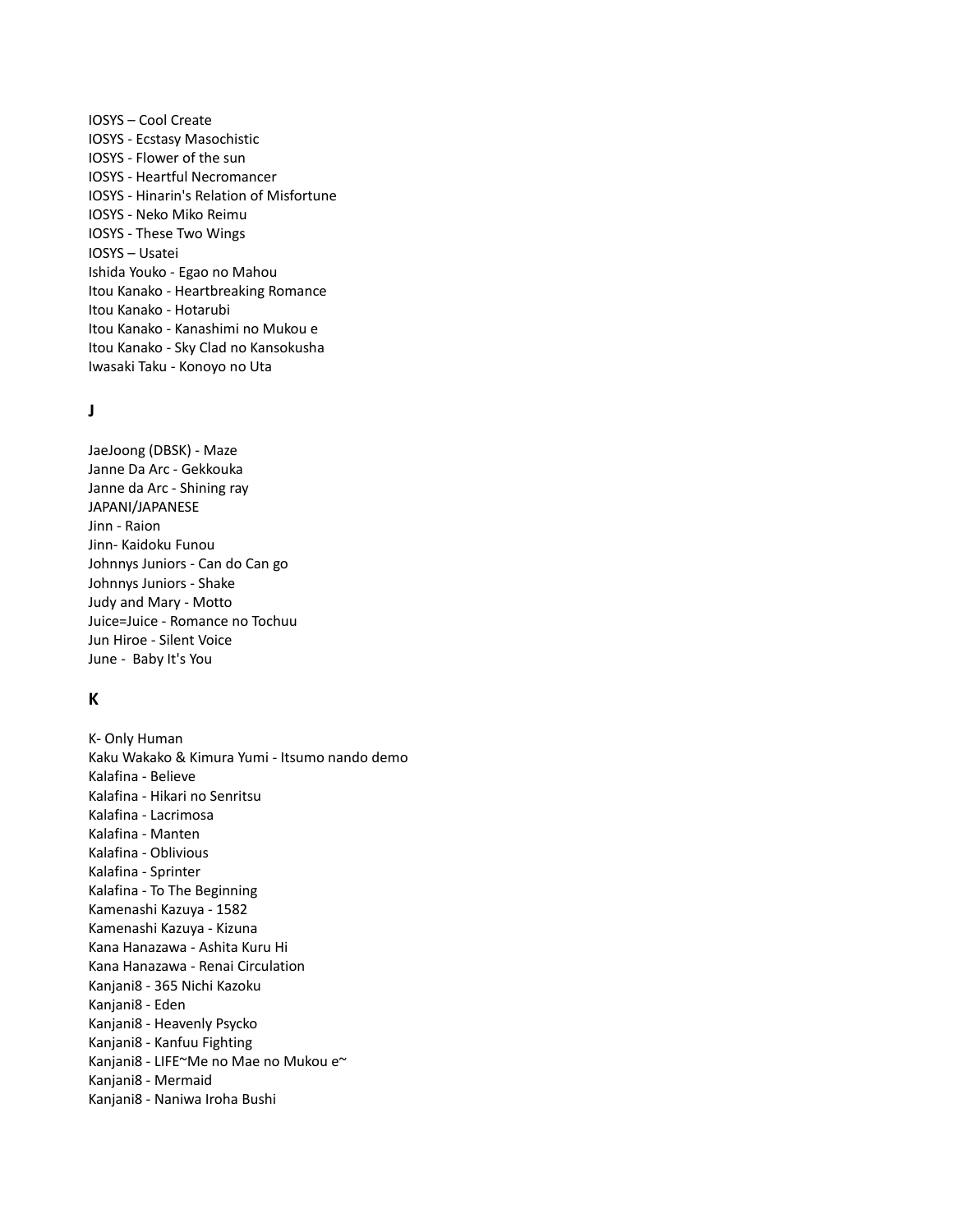IOSYS – Cool Create
IOSYS - Ecstasy Masochistic
IOSYS - Flower of the sun
IOSYS - Heartful Necromancer
IOSYS - Hinarin's Relation of Misfortune
IOSYS - Neko Miko Reimu
IOSYS - These Two Wings
IOSYS – Usatei
Ishida Youko - Egao no Mahou
Itou Kanako - Heartbreaking Romance
Itou Kanako - Hotarubi
Itou Kanako - Kanashimi no Mukou e
Itou Kanako - Sky Clad no Kansokusha
Iwasaki Taku - Konoyo no Uta

## J

JaeJoong (DBSK) - Maze
Janne Da Arc - Gekkouka
Janne da Arc - Shining ray
JAPANI/JAPANESE
Jinn - Raion
Jinn- Kaidoku Funou
Johnnys Juniors - Can do Can go
Johnnys Juniors - Shake
Judy and Mary - Motto
Juice=Juice - Romance no Tochuu
Jun Hiroe - Silent Voice
June - Baby It's You

## K

K- Only Human
Kaku Wakako & Kimura Yumi - Itsumo nando demo
Kalafina - Believe
Kalafina - Hikari no Senritsu
Kalafina - Lacrimosa
Kalafina - Manten
Kalafina - Oblivious
Kalafina - Sprinter
Kalafina - To The Beginning
Kamenashi Kazuya - 1582
Kamenashi Kazuya - Kizuna
Kana Hanazawa - Ashita Kuru Hi
Kana Hanazawa - Renai Circulation
Kanjani8 - 365 Nichi Kazoku
Kanjani8 - Eden
Kanjani8 - Heavenly Psycko
Kanjani8 - Kanfuu Fighting
Kanjani8 - LIFE~Me no Mae no Mukou e~
Kanjani8 - Mermaid
Kanjani8 - Naniwa Iroha Bushi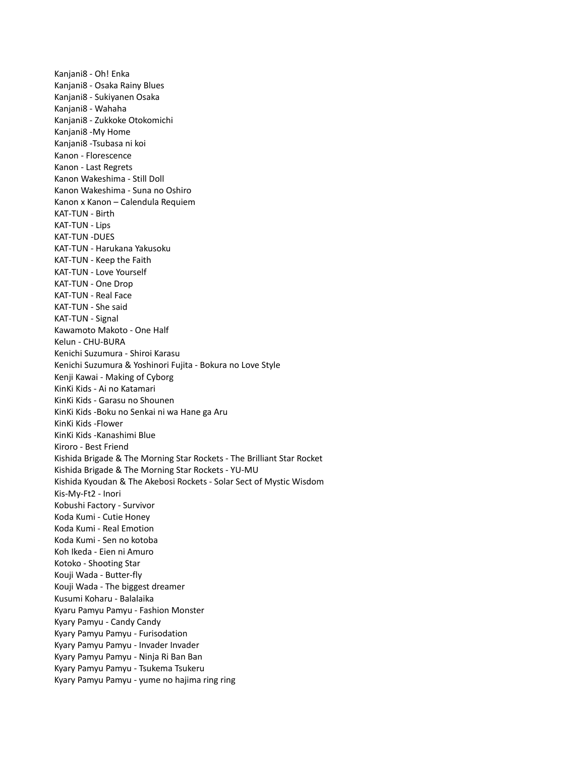Kanjani8 - Oh! Enka
Kanjani8 - Osaka Rainy Blues
Kanjani8 - Sukiyanen Osaka
Kanjani8 - Wahaha
Kanjani8 - Zukkoke Otokomichi
Kanjani8 -My Home
Kanjani8 -Tsubasa ni koi
Kanon - Florescence
Kanon - Last Regrets
Kanon Wakeshima - Still Doll
Kanon Wakeshima - Suna no Oshiro
Kanon x Kanon – Calendula Requiem
KAT-TUN - Birth
KAT-TUN - Lips
KAT-TUN -DUES
KAT-TUN - Harukana Yakusoku
KAT-TUN - Keep the Faith
KAT-TUN - Love Yourself
KAT-TUN - One Drop
KAT-TUN - Real Face
KAT-TUN - She said
KAT-TUN - Signal
Kawamoto Makoto - One Half
Kelun - CHU-BURA
Kenichi Suzumura - Shiroi Karasu
Kenichi Suzumura & Yoshinori Fujita - Bokura no Love Style
Kenji Kawai - Making of Cyborg
KinKi Kids - Ai no Katamari
KinKi Kids - Garasu no Shounen
KinKi Kids -Boku no Senkai ni wa Hane ga Aru
KinKi Kids -Flower
KinKi Kids -Kanashimi Blue
Kiroro - Best Friend
Kishida Brigade & The Morning Star Rockets - The Brilliant Star Rocket
Kishida Brigade & The Morning Star Rockets - YU-MU
Kishida Kyoudan & The Akebosi Rockets - Solar Sect of Mystic Wisdom
Kis-My-Ft2 - Inori
Kobushi Factory - Survivor
Koda Kumi - Cutie Honey
Koda Kumi - Real Emotion
Koda Kumi - Sen no kotoba
Koh Ikeda - Eien ni Amuro
Kotoko - Shooting Star
Kouji Wada - Butter-fly
Kouji Wada - The biggest dreamer
Kusumi Koharu - Balalaika
Kyaru Pamyu Pamyu - Fashion Monster
Kyary Pamyu - Candy Candy
Kyary Pamyu Pamyu - Furisodation
Kyary Pamyu Pamyu - Invader Invader
Kyary Pamyu Pamyu - Ninja Ri Ban Ban
Kyary Pamyu Pamyu - Tsukema Tsukeru
Kyary Pamyu Pamyu - yume no hajima ring ring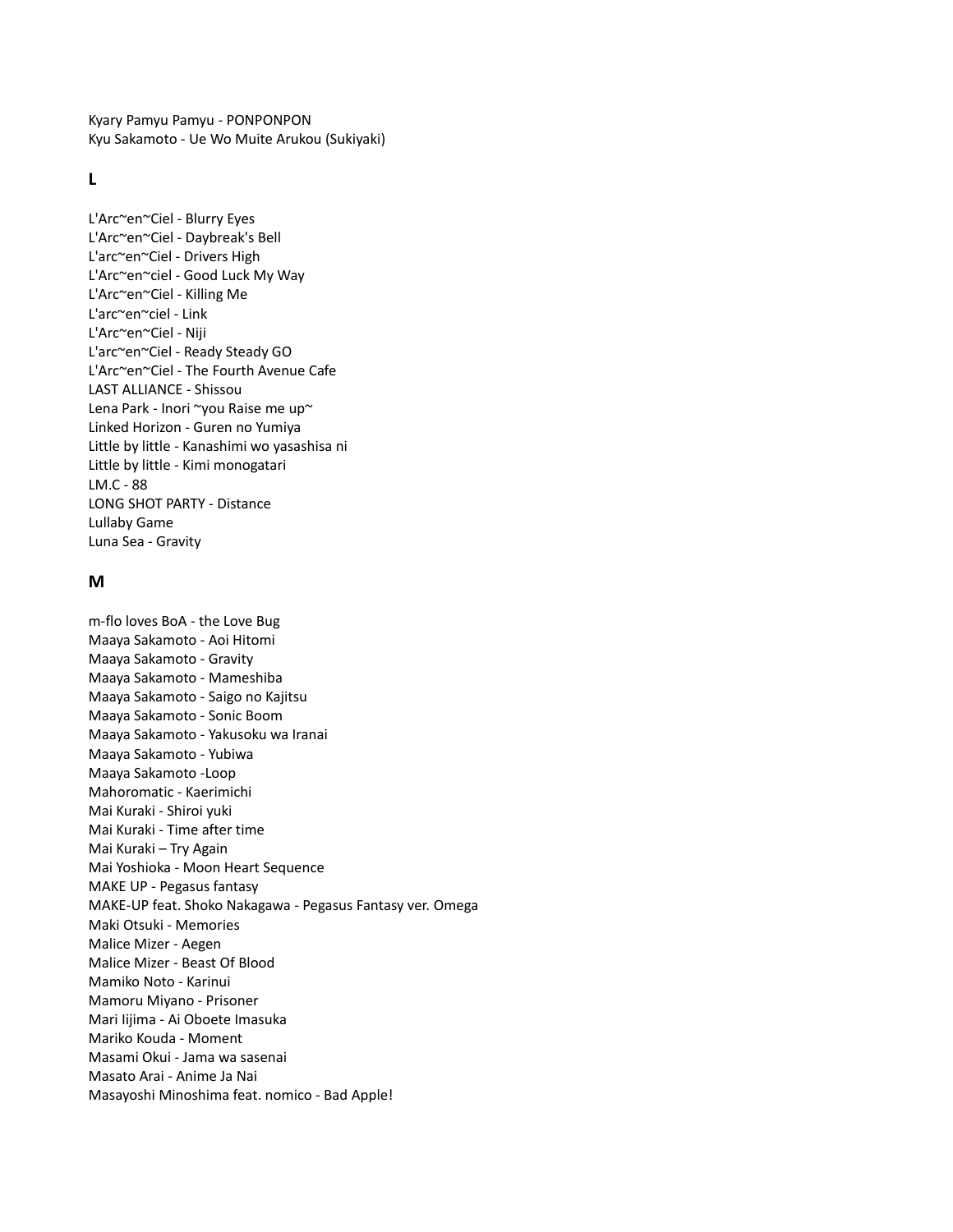Kyary Pamyu Pamyu - PONPONPON
Kyu Sakamoto - Ue Wo Muite Arukou (Sukiyaki)

## L

L'Arc~en~Ciel - Blurry Eyes
L'Arc~en~Ciel - Daybreak's Bell
L'arc~en~Ciel - Drivers High
L'Arc~en~ciel - Good Luck My Way
L'Arc~en~Ciel - Killing Me
L'arc~en~ciel - Link
L'Arc~en~Ciel - Niji
L'arc~en~Ciel - Ready Steady GO
L'Arc~en~Ciel - The Fourth Avenue Cafe
LAST ALLIANCE - Shissou
Lena Park - Inori ~you Raise me up~
Linked Horizon - Guren no Yumiya
Little by little - Kanashimi wo yasashisa ni
Little by little - Kimi monogatari
LM.C - 88
LONG SHOT PARTY - Distance
Lullaby Game
Luna Sea - Gravity

## M

m-flo loves BoA - the Love Bug
Maaya Sakamoto - Aoi Hitomi
Maaya Sakamoto - Gravity
Maaya Sakamoto - Mameshiba
Maaya Sakamoto - Saigo no Kajitsu
Maaya Sakamoto - Sonic Boom
Maaya Sakamoto - Yakusoku wa Iranai
Maaya Sakamoto - Yubiwa
Maaya Sakamoto -Loop
Mahoromatic - Kaerimichi
Mai Kuraki - Shiroi yuki
Mai Kuraki - Time after time
Mai Kuraki – Try Again
Mai Yoshioka - Moon Heart Sequence
MAKE UP - Pegasus fantasy
MAKE-UP feat. Shoko Nakagawa - Pegasus Fantasy ver. Omega
Maki Otsuki - Memories
Malice Mizer - Aegen
Malice Mizer - Beast Of Blood
Mamiko Noto - Karinui
Mamoru Miyano - Prisoner
Mari Iijima - Ai Oboete Imasuka
Mariko Kouda - Moment
Masami Okui - Jama wa sasenai
Masato Arai - Anime Ja Nai
Masayoshi Minoshima feat. nomico - Bad Apple!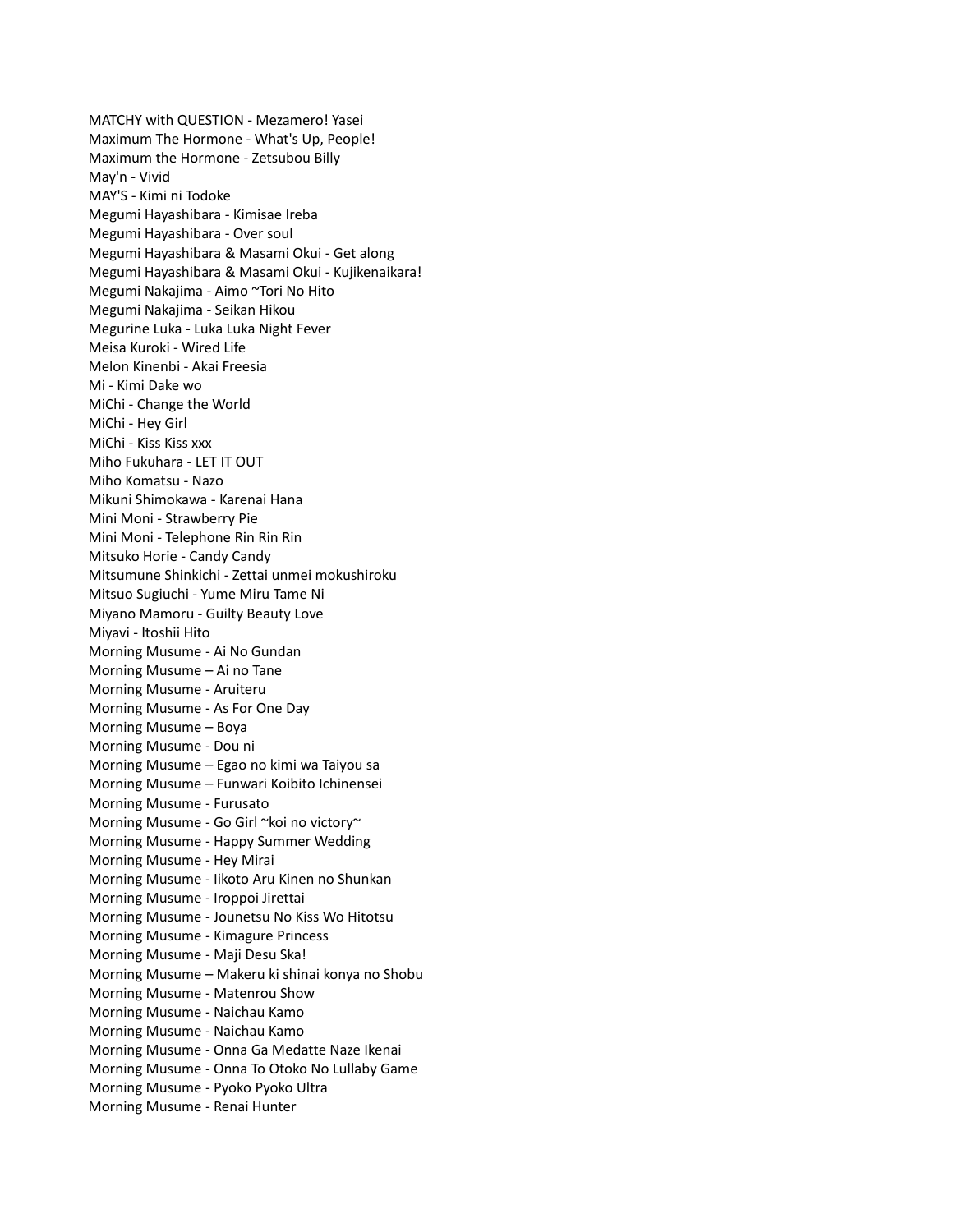MATCHY with QUESTION - Mezamero! Yasei
Maximum The Hormone - What's Up, People!
Maximum the Hormone - Zetsubou Billy
May'n - Vivid
MAY'S - Kimi ni Todoke
Megumi Hayashibara - Kimisae Ireba
Megumi Hayashibara - Over soul
Megumi Hayashibara & Masami Okui - Get along
Megumi Hayashibara & Masami Okui - Kujikenaikara!
Megumi Nakajima - Aimo ~Tori No Hito
Megumi Nakajima - Seikan Hikou
Megurine Luka - Luka Luka Night Fever
Meisa Kuroki - Wired Life
Melon Kinenbi - Akai Freesia
Mi - Kimi Dake wo
MiChi - Change the World
MiChi - Hey Girl
MiChi - Kiss Kiss xxx
Miho Fukuhara - LET IT OUT
Miho Komatsu - Nazo
Mikuni Shimokawa - Karenai Hana
Mini Moni - Strawberry Pie
Mini Moni - Telephone Rin Rin Rin
Mitsuko Horie - Candy Candy
Mitsumune Shinkichi - Zettai unmei mokushiroku
Mitsuo Sugiuchi - Yume Miru Tame Ni
Miyano Mamoru - Guilty Beauty Love
Miyavi - Itoshii Hito
Morning Musume - Ai No Gundan
Morning Musume – Ai no Tane
Morning Musume - Aruiteru
Morning Musume - As For One Day
Morning Musume – Boya
Morning Musume - Dou ni
Morning Musume – Egao no kimi wa Taiyou sa
Morning Musume – Funwari Koibito Ichinensei
Morning Musume - Furusato
Morning Musume - Go Girl ~koi no victory~
Morning Musume - Happy Summer Wedding
Morning Musume - Hey Mirai
Morning Musume - Iikoto Aru Kinen no Shunkan
Morning Musume - Iroppoi Jirettai
Morning Musume - Jounetsu No Kiss Wo Hitotsu
Morning Musume - Kimagure Princess
Morning Musume - Maji Desu Ska!
Morning Musume – Makeru ki shinai konya no Shobu
Morning Musume - Matenrou Show
Morning Musume - Naichau Kamo
Morning Musume - Naichau Kamo
Morning Musume - Onna Ga Medatte Naze Ikenai
Morning Musume - Onna To Otoko No Lullaby Game
Morning Musume - Pyoko Pyoko Ultra
Morning Musume - Renai Hunter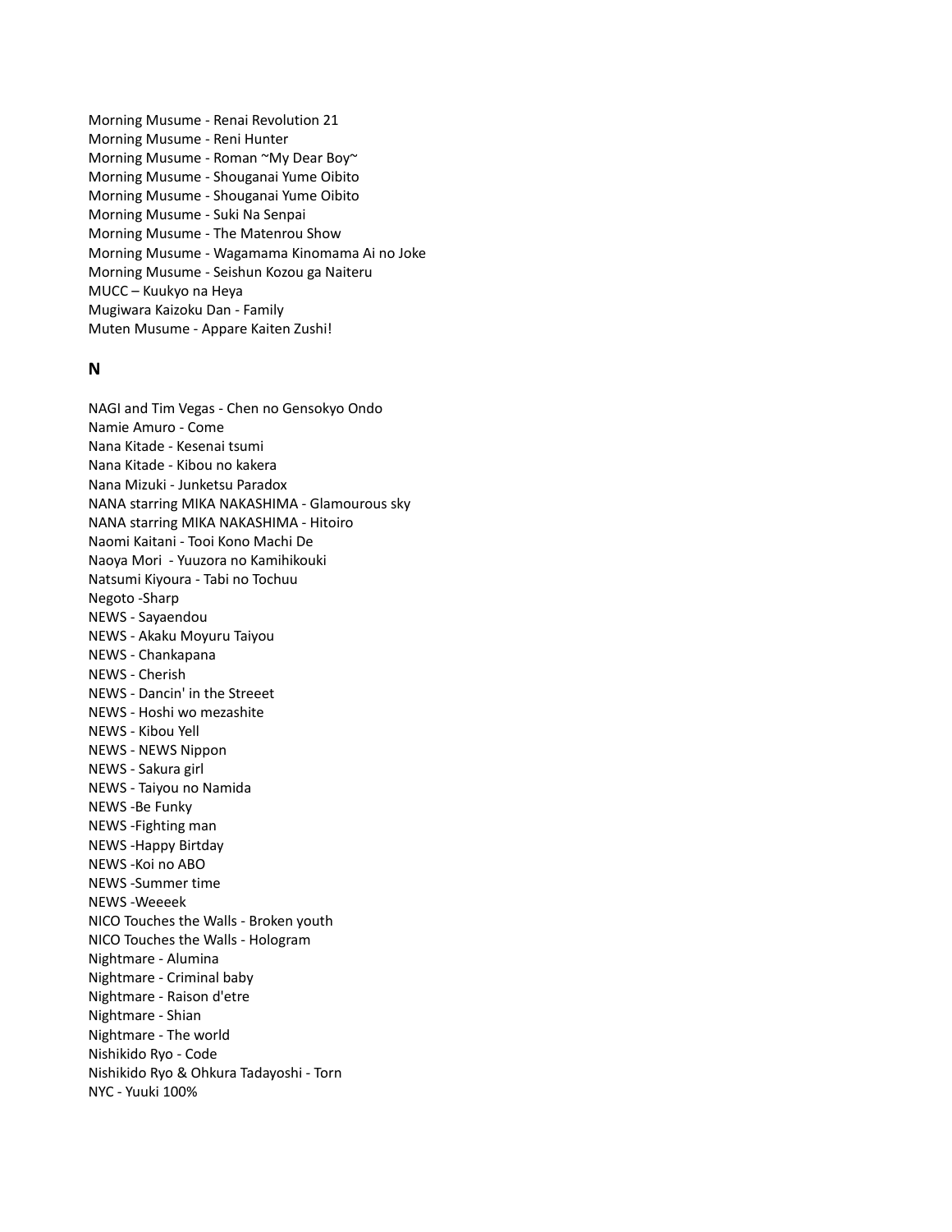Morning Musume - Renai Revolution 21
Morning Musume - Reni Hunter
Morning Musume - Roman ~My Dear Boy~
Morning Musume - Shouganai Yume Oibito
Morning Musume - Shouganai Yume Oibito
Morning Musume - Suki Na Senpai
Morning Musume - The Matenrou Show
Morning Musume - Wagamama Kinomama Ai no Joke
Morning Musume - Seishun Kozou ga Naiteru
MUCC – Kuukyo na Heya
Mugiwara Kaizoku Dan - Family
Muten Musume - Appare Kaiten Zushi!

## N

NAGI and Tim Vegas - Chen no Gensokyo Ondo
Namie Amuro - Come
Nana Kitade - Kesenai tsumi
Nana Kitade - Kibou no kakera
Nana Mizuki - Junketsu Paradox
NANA starring MIKA NAKASHIMA - Glamourous sky
NANA starring MIKA NAKASHIMA - Hitoiro
Naomi Kaitani - Tooi Kono Machi De
Naoya Mori - Yuuzora no Kamihikouki
Natsumi Kiyoura - Tabi no Tochuu
Negoto -Sharp
NEWS - Sayaendou
NEWS - Akaku Moyuru Taiyou
NEWS - Chankapana
NEWS - Cherish
NEWS - Dancin' in the Streeet
NEWS - Hoshi wo mezashite
NEWS - Kibou Yell
NEWS - NEWS Nippon
NEWS - Sakura girl
NEWS - Taiyou no Namida
NEWS -Be Funky
NEWS -Fighting man
NEWS -Happy Birtday
NEWS -Koi no ABO
NEWS -Summer time
NEWS -Weeeek
NICO Touches the Walls - Broken youth
NICO Touches the Walls - Hologram
Nightmare - Alumina
Nightmare - Criminal baby
Nightmare - Raison d'etre
Nightmare - Shian
Nightmare - The world
Nishikido Ryo - Code
Nishikido Ryo & Ohkura Tadayoshi - Torn
NYC - Yuuki 100%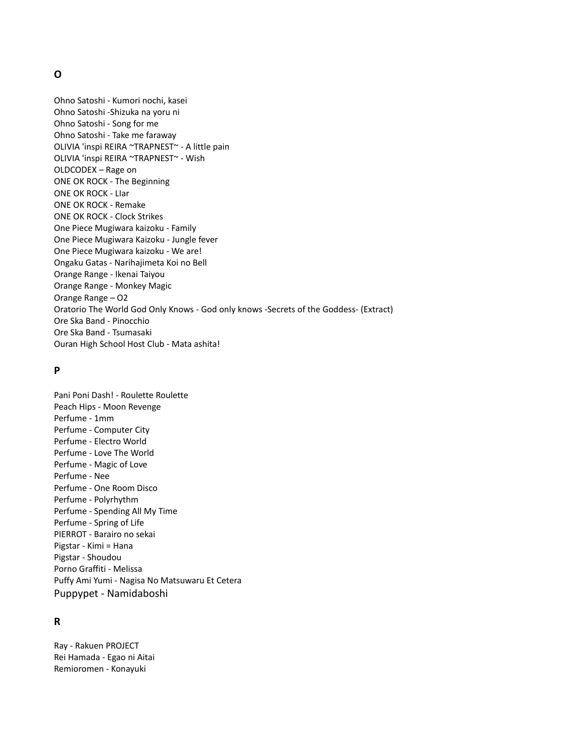## O

Ohno Satoshi - Kumori nochi, kasei
Ohno Satoshi -Shizuka na yoru ni
Ohno Satoshi - Song for me
Ohno Satoshi - Take me faraway
OLIVIA 'inspi REIRA ~TRAPNEST~ - A little pain
OLIVIA 'inspi REIRA ~TRAPNEST~ - Wish
OLDCODEX – Rage on
ONE OK ROCK - The Beginning
ONE OK ROCK - LIar
ONE OK ROCK - Remake
ONE OK ROCK - Clock Strikes
One Piece Mugiwara kaizoku - Family
One Piece Mugiwara Kaizoku - Jungle fever
One Piece Mugiwara kaizoku - We are!
Ongaku Gatas - Narihajimeta Koi no Bell
Orange Range - Ikenai Taiyou
Orange Range - Monkey Magic
Orange Range – O2
Oratorio The World God Only Knows - God only knows -Secrets of the Goddess- (Extract)
Ore Ska Band - Pinocchio
Ore Ska Band - Tsumasaki
Ouran High School Host Club - Mata ashita!

## P

Pani Poni Dash! - Roulette Roulette
Peach Hips - Moon Revenge
Perfume - 1mm
Perfume - Computer City
Perfume - Electro World
Perfume - Love The World
Perfume - Magic of Love
Perfume - Nee
Perfume - One Room Disco
Perfume - Polyrhythm
Perfume - Spending All My Time
Perfume - Spring of Life
PIERROT - Barairo no sekai
Pigstar - Kimi = Hana
Pigstar - Shoudou
Porno Graffiti - Melissa
Puffy Ami Yumi - Nagisa No Matsuwaru Et Cetera
Puppypet - Namidaboshi

## R

Ray - Rakuen PROJECT
Rei Hamada - Egao ni Aitai
Remioromen - Konayuki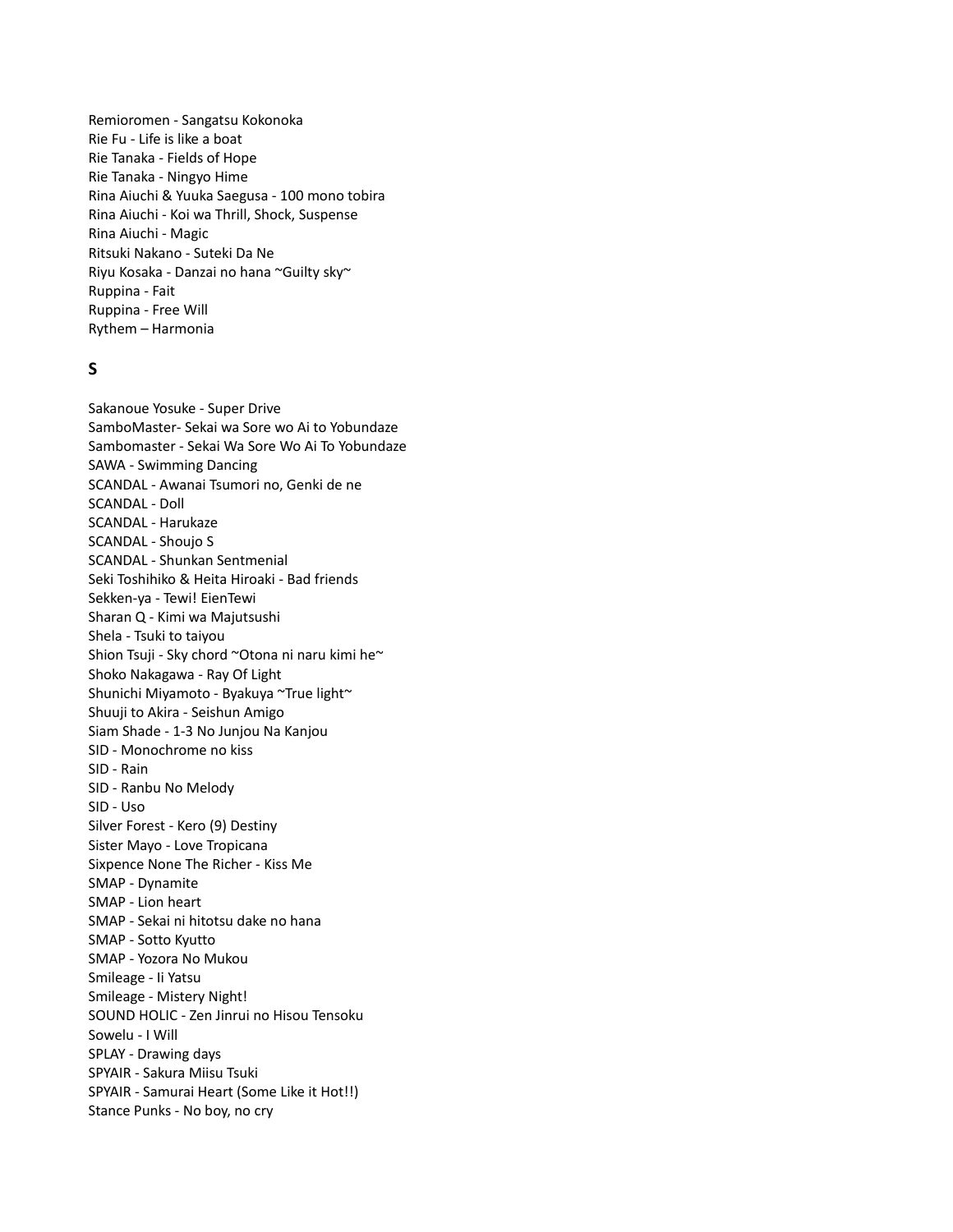Remioromen - Sangatsu Kokonoka
Rie Fu - Life is like a boat
Rie Tanaka - Fields of Hope
Rie Tanaka - Ningyo Hime
Rina Aiuchi & Yuuka Saegusa - 100 mono tobira
Rina Aiuchi - Koi wa Thrill, Shock, Suspense
Rina Aiuchi - Magic
Ritsuki Nakano - Suteki Da Ne
Riyu Kosaka - Danzai no hana ~Guilty sky~
Ruppina - Fait
Ruppina - Free Will
Rythem – Harmonia

## S

Sakanoue Yosuke - Super Drive
SamboMaster- Sekai wa Sore wo Ai to Yobundaze
Sambomaster - Sekai Wa Sore Wo Ai To Yobundaze
SAWA - Swimming Dancing
SCANDAL - Awanai Tsumori no, Genki de ne
SCANDAL - Doll
SCANDAL - Harukaze
SCANDAL - Shoujo S
SCANDAL - Shunkan Sentmenial
Seki Toshihiko & Heita Hiroaki - Bad friends
Sekken-ya - Tewi! EienTewi
Sharan Q - Kimi wa Majutsushi
Shela - Tsuki to taiyou
Shion Tsuji - Sky chord ~Otona ni naru kimi he~
Shoko Nakagawa - Ray Of Light
Shunichi Miyamoto - Byakuya ~True light~
Shuuji to Akira - Seishun Amigo
Siam Shade - 1-3 No Junjou Na Kanjou
SID - Monochrome no kiss
SID - Rain
SID - Ranbu No Melody
SID - Uso
Silver Forest - Kero (9) Destiny
Sister Mayo - Love Tropicana
Sixpence None The Richer - Kiss Me
SMAP - Dynamite
SMAP - Lion heart
SMAP - Sekai ni hitotsu dake no hana
SMAP - Sotto Kyutto
SMAP - Yozora No Mukou
Smileage - Ii Yatsu
Smileage - Mistery Night!
SOUND HOLIC - Zen Jinrui no Hisou Tensoku
Sowelu - I Will
SPLAY - Drawing days
SPYAIR - Sakura Miisu Tsuki
SPYAIR - Samurai Heart (Some Like it Hot!!)
Stance Punks - No boy, no cry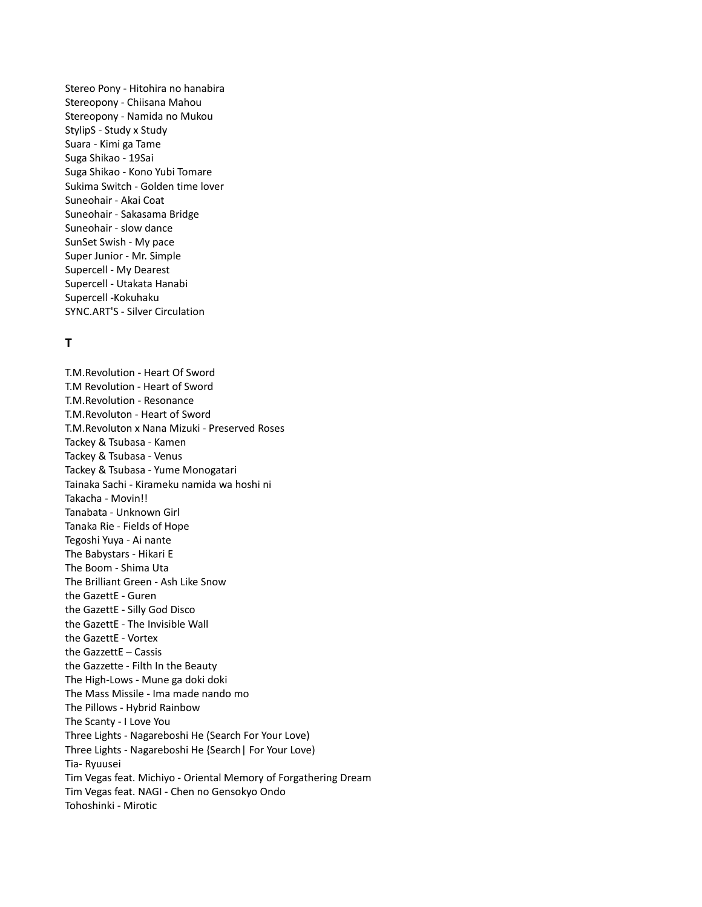Stereo Pony - Hitohira no hanabira
Stereopony - Chiisana Mahou
Stereopony - Namida no Mukou
StylipS - Study x Study
Suara - Kimi ga Tame
Suga Shikao - 19Sai
Suga Shikao - Kono Yubi Tomare
Sukima Switch - Golden time lover
Suneohair - Akai Coat
Suneohair - Sakasama Bridge
Suneohair - slow dance
SunSet Swish - My pace
Super Junior - Mr. Simple
Supercell - My Dearest
Supercell - Utakata Hanabi
Supercell -Kokuhaku
SYNC.ART'S - Silver Circulation

## T

T.M.Revolution - Heart Of Sword
T.M Revolution - Heart of Sword
T.M.Revolution - Resonance
T.M.Revoluton - Heart of Sword
T.M.Revoluton x Nana Mizuki - Preserved Roses
Tackey & Tsubasa - Kamen
Tackey & Tsubasa - Venus
Tackey & Tsubasa - Yume Monogatari
Tainaka Sachi - Kirameku namida wa hoshi ni
Takacha - Movin!!
Tanabata - Unknown Girl
Tanaka Rie - Fields of Hope
Tegoshi Yuya - Ai nante
The Babystars - Hikari E
The Boom - Shima Uta
The Brilliant Green - Ash Like Snow
the GazettE - Guren
the GazettE - Silly God Disco
the GazettE - The Invisible Wall
the GazettE - Vortex
the GazzettE – Cassis
the Gazzette - Filth In the Beauty
The High-Lows - Mune ga doki doki
The Mass Missile - Ima made nando mo
The Pillows - Hybrid Rainbow
The Scanty - I Love You
Three Lights - Nagareboshi He (Search For Your Love)
Three Lights - Nagareboshi He {Search| For Your Love)
Tia- Ryuusei
Tim Vegas feat. Michiyo - Oriental Memory of Forgathering Dream
Tim Vegas feat. NAGI - Chen no Gensokyo Ondo
Tohoshinki - Mirotic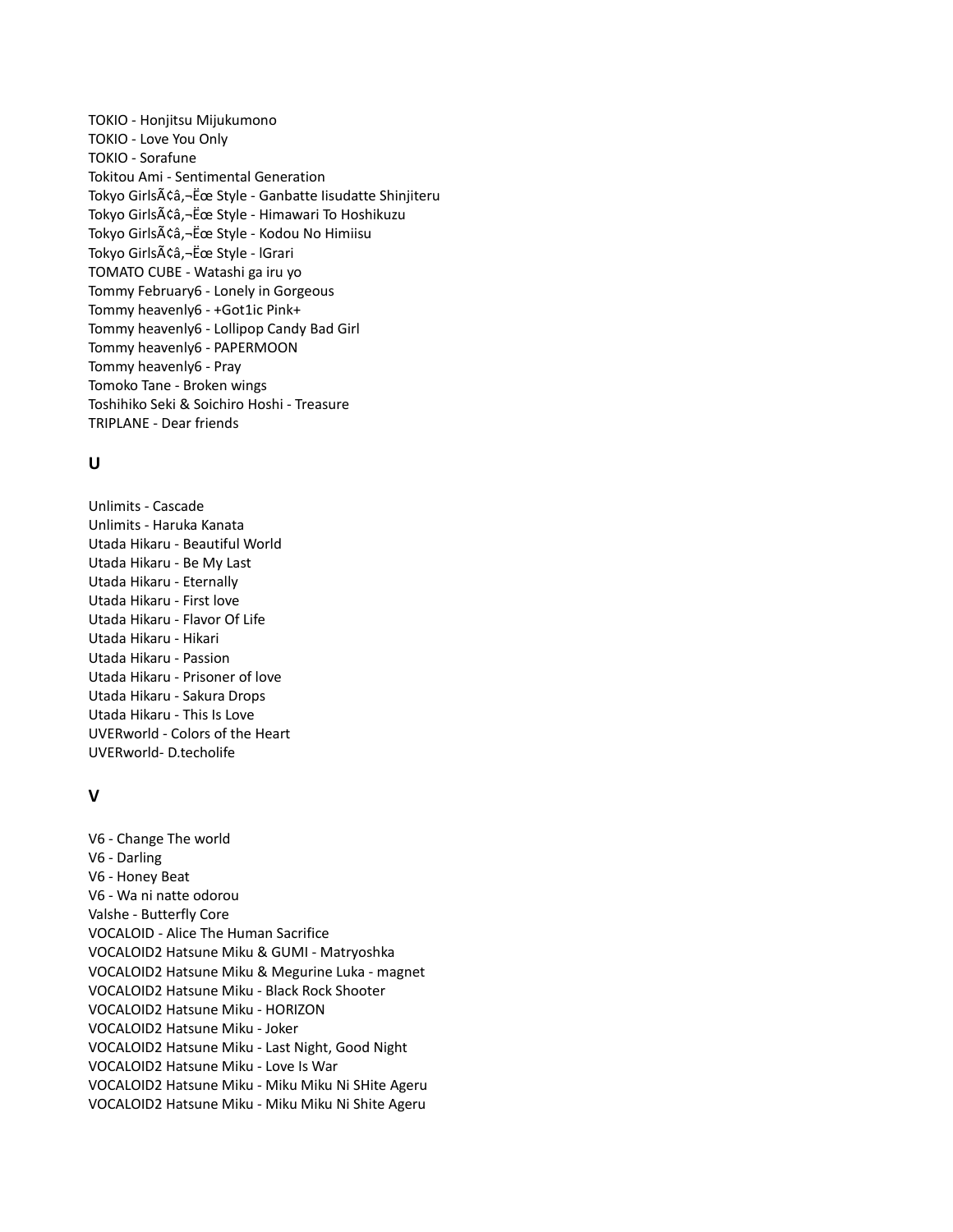TOKIO - Honjitsu Mijukumono
TOKIO - Love You Only
TOKIO - Sorafune
Tokitou Ami - Sentimental Generation
Tokyo GirlsÃ¢â‚¬Ëœ Style - Ganbatte Iisudatte Shinjiteru
Tokyo GirlsÃ¢â‚¬Ëœ Style - Himawari To Hoshikuzu
Tokyo GirlsÃ¢â‚¬Ëœ Style - Kodou No Himiisu
Tokyo GirlsÃ¢â‚¬Ëœ Style - lGrari
TOMATO CUBE - Watashi ga iru yo
Tommy February6 - Lonely in Gorgeous
Tommy heavenly6 - +Got1ic Pink+
Tommy heavenly6 - Lollipop Candy Bad Girl
Tommy heavenly6 - PAPERMOON
Tommy heavenly6 - Pray
Tomoko Tane - Broken wings
Toshihiko Seki & Soichiro Hoshi - Treasure
TRIPLANE - Dear friends

### U

Unlimits - Cascade
Unlimits - Haruka Kanata
Utada Hikaru - Beautiful World
Utada Hikaru - Be My Last
Utada Hikaru - Eternally
Utada Hikaru - First love
Utada Hikaru - Flavor Of Life
Utada Hikaru - Hikari
Utada Hikaru - Passion
Utada Hikaru - Prisoner of love
Utada Hikaru - Sakura Drops
Utada Hikaru - This Is Love
UVERworld - Colors of the Heart
UVERworld- D.techolife

### V

V6 - Change The world
V6 - Darling
V6 - Honey Beat
V6 - Wa ni natte odorou
Valshe - Butterfly Core
VOCALOID - Alice The Human Sacrifice
VOCALOID2 Hatsune Miku & GUMI - Matryoshka
VOCALOID2 Hatsune Miku & Megurine Luka - magnet
VOCALOID2 Hatsune Miku - Black Rock Shooter
VOCALOID2 Hatsune Miku - HORIZON
VOCALOID2 Hatsune Miku - Joker
VOCALOID2 Hatsune Miku - Last Night, Good Night
VOCALOID2 Hatsune Miku - Love Is War
VOCALOID2 Hatsune Miku - Miku Miku Ni SHite Ageru
VOCALOID2 Hatsune Miku - Miku Miku Ni Shite Ageru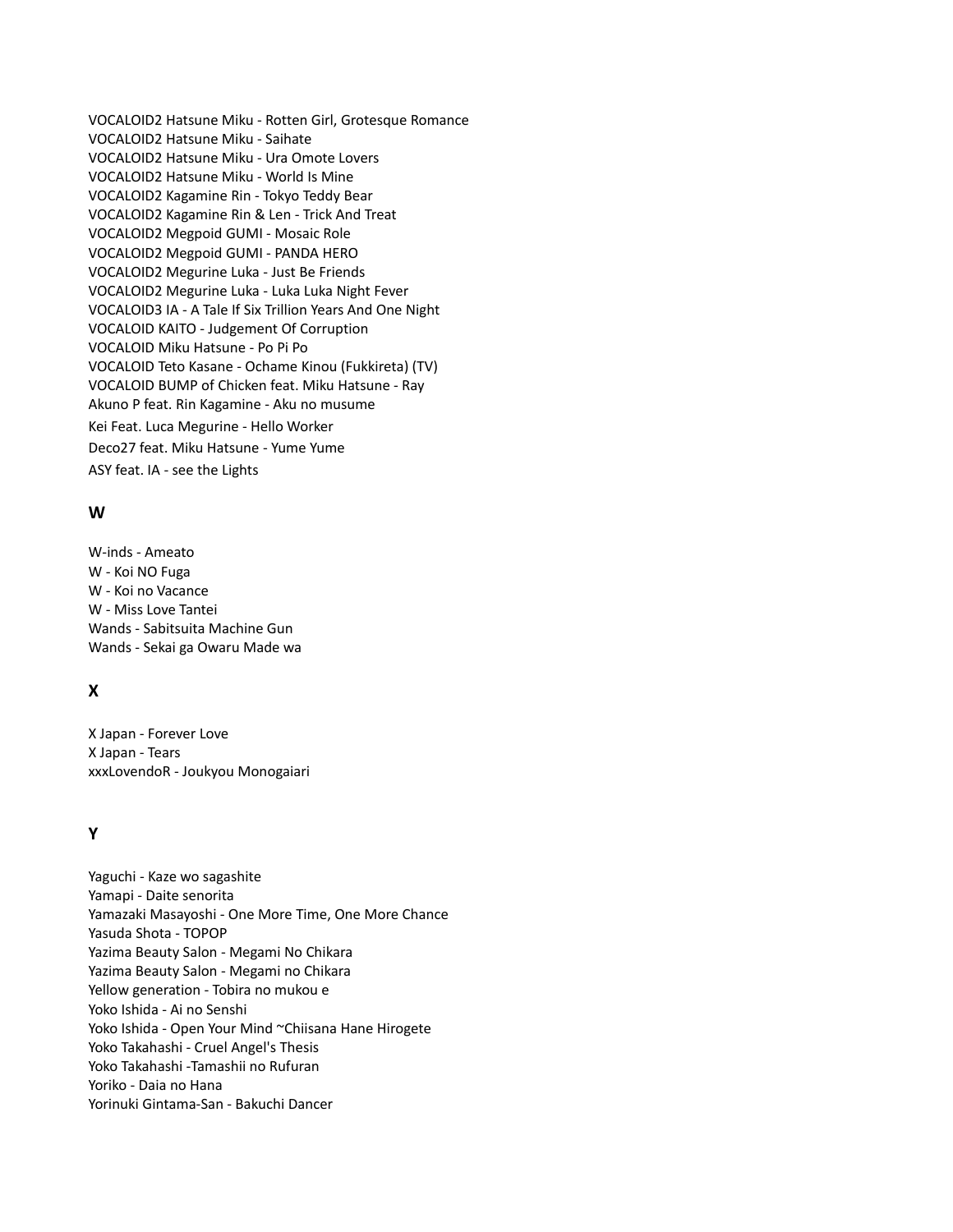VOCALOID2 Hatsune Miku - Rotten Girl, Grotesque Romance
VOCALOID2 Hatsune Miku - Saihate
VOCALOID2 Hatsune Miku - Ura Omote Lovers
VOCALOID2 Hatsune Miku - World Is Mine
VOCALOID2 Kagamine Rin - Tokyo Teddy Bear
VOCALOID2 Kagamine Rin & Len - Trick And Treat
VOCALOID2 Megpoid GUMI - Mosaic Role
VOCALOID2 Megpoid GUMI - PANDA HERO
VOCALOID2 Megurine Luka - Just Be Friends
VOCALOID2 Megurine Luka - Luka Luka Night Fever
VOCALOID3 IA - A Tale If Six Trillion Years And One Night
VOCALOID KAITO - Judgement Of Corruption
VOCALOID Miku Hatsune - Po Pi Po
VOCALOID Teto Kasane - Ochame Kinou (Fukkireta) (TV)
VOCALOID BUMP of Chicken feat. Miku Hatsune - Ray
Akuno P feat. Rin Kagamine - Aku no musume
Kei Feat. Luca Megurine - Hello Worker
Deco27 feat. Miku Hatsune - Yume Yume
ASY feat. IA - see the Lights

### W

W-inds - Ameato
W - Koi NO Fuga
W - Koi no Vacance
W - Miss Love Tantei
Wands - Sabitsuita Machine Gun
Wands - Sekai ga Owaru Made wa

### X

X Japan - Forever Love
X Japan - Tears
xxxLovendoR - Joukyou Monogaiari

### Y

Yaguchi - Kaze wo sagashite
Yamapi - Daite senorita
Yamazaki Masayoshi - One More Time, One More Chance
Yasuda Shota - TOPOP
Yazima Beauty Salon - Megami No Chikara
Yazima Beauty Salon - Megami no Chikara
Yellow generation - Tobira no mukou e
Yoko Ishida - Ai no Senshi
Yoko Ishida - Open Your Mind ~Chiisana Hane Hirogete
Yoko Takahashi - Cruel Angel's Thesis
Yoko Takahashi -Tamashii no Rufuran
Yoriko - Daia no Hana
Yorinuki Gintama-San - Bakuchi Dancer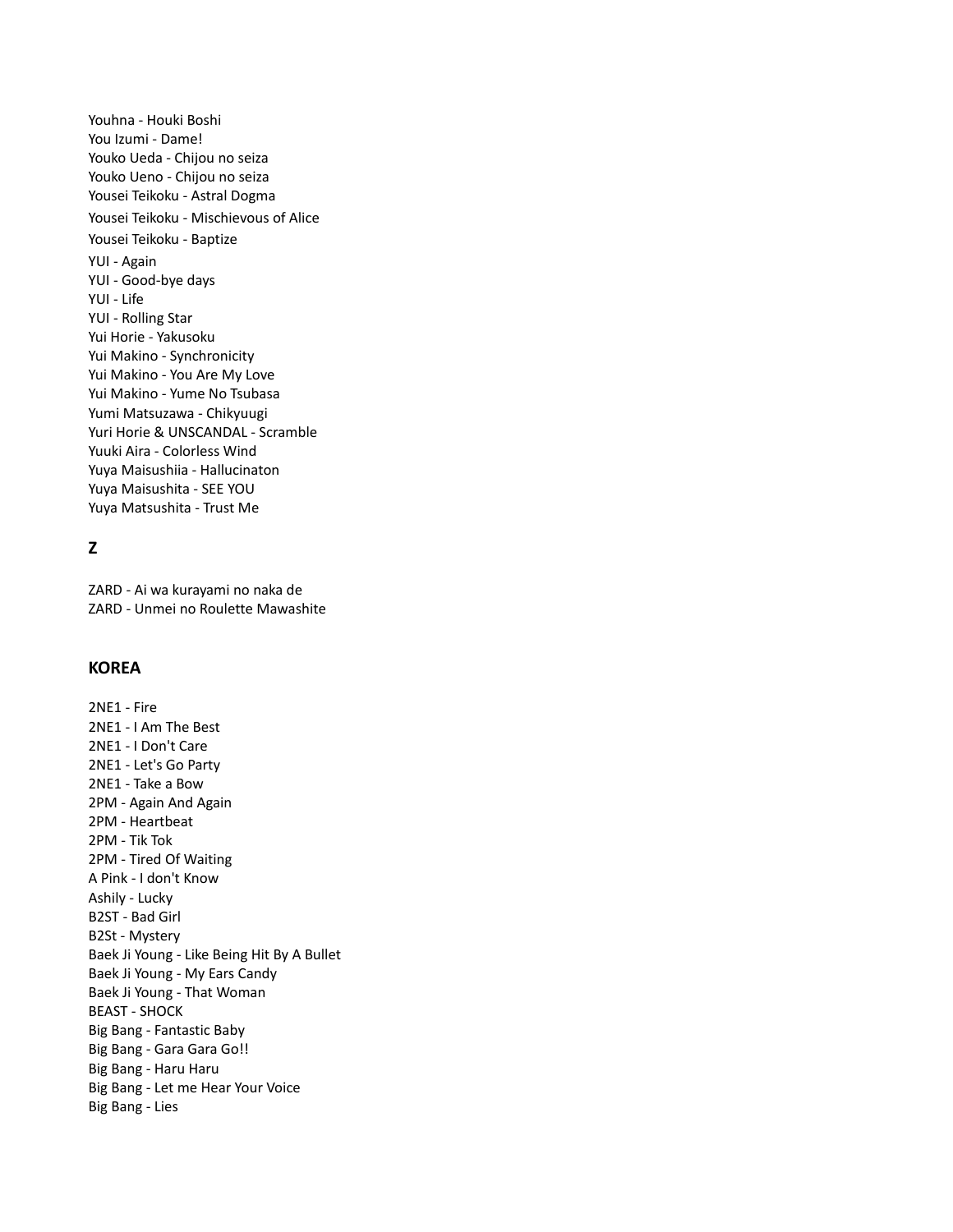Youhna - Houki Boshi
You Izumi - Dame!
Youko Ueda - Chijou no seiza
Youko Ueno - Chijou no seiza
Yousei Teikoku - Astral Dogma
Yousei Teikoku - Mischievous of Alice
Yousei Teikoku - Baptize
YUI - Again
YUI - Good-bye days
YUI - Life
YUI - Rolling Star
Yui Horie - Yakusoku
Yui Makino - Synchronicity
Yui Makino - You Are My Love
Yui Makino - Yume No Tsubasa
Yumi Matsuzawa - Chikyuugi
Yuri Horie & UNSCANDAL - Scramble
Yuuki Aira - Colorless Wind
Yuya Maisushiia - Hallucinaton
Yuya Maisushita - SEE YOU
Yuya Matsushita - Trust Me

**Z**

ZARD - Ai wa kurayami no naka de
ZARD - Unmei no Roulette Mawashite

## KOREA

2NE1 - Fire
2NE1 - I Am The Best
2NE1 - I Don't Care
2NE1 - Let's Go Party
2NE1 - Take a Bow
2PM - Again And Again
2PM - Heartbeat
2PM - Tik Tok
2PM - Tired Of Waiting
A Pink - I don't Know
Ashily - Lucky
B2ST - Bad Girl
B2St - Mystery
Baek Ji Young - Like Being Hit By A Bullet
Baek Ji Young - My Ears Candy
Baek Ji Young - That Woman
BEAST - SHOCK
Big Bang - Fantastic Baby
Big Bang - Gara Gara Go!!
Big Bang - Haru Haru
Big Bang - Let me Hear Your Voice
Big Bang - Lies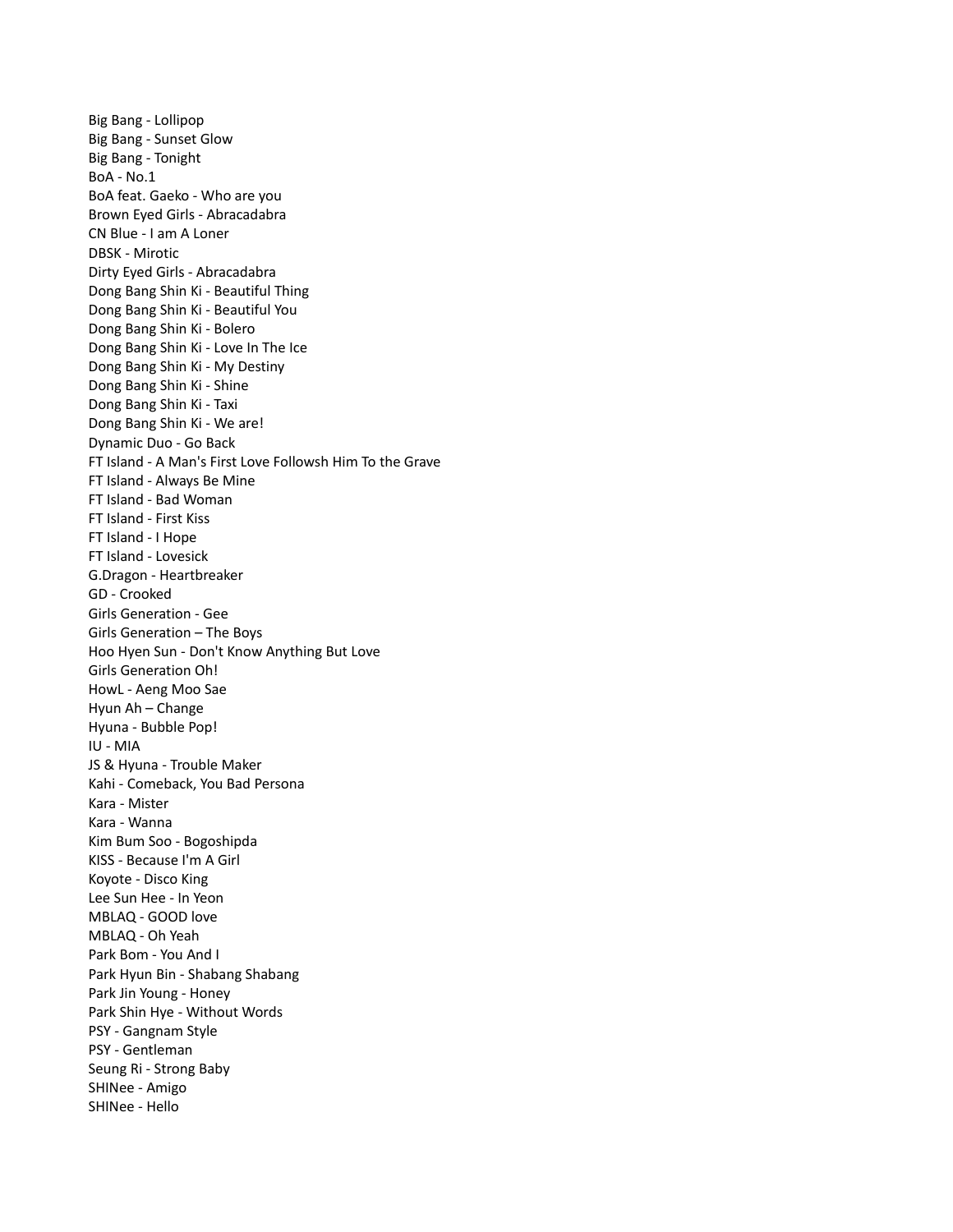Big Bang - Lollipop
Big Bang - Sunset Glow
Big Bang - Tonight
BoA - No.1
BoA feat. Gaeko - Who are you
Brown Eyed Girls - Abracadabra
CN Blue - I am A Loner
DBSK - Mirotic
Dirty Eyed Girls - Abracadabra
Dong Bang Shin Ki - Beautiful Thing
Dong Bang Shin Ki - Beautiful You
Dong Bang Shin Ki - Bolero
Dong Bang Shin Ki - Love In The Ice
Dong Bang Shin Ki - My Destiny
Dong Bang Shin Ki - Shine
Dong Bang Shin Ki - Taxi
Dong Bang Shin Ki - We are!
Dynamic Duo - Go Back
FT Island - A Man's First Love Followsh Him To the Grave
FT Island - Always Be Mine
FT Island - Bad Woman
FT Island - First Kiss
FT Island - I Hope
FT Island - Lovesick
G.Dragon - Heartbreaker
GD - Crooked
Girls Generation - Gee
Girls Generation – The Boys
Hoo Hyen Sun - Don't Know Anything But Love
Girls Generation Oh!
HowL - Aeng Moo Sae
Hyun Ah – Change
Hyuna - Bubble Pop!
IU - MIA
JS & Hyuna - Trouble Maker
Kahi - Comeback, You Bad Persona
Kara - Mister
Kara - Wanna
Kim Bum Soo - Bogoshipda
KISS - Because I'm A Girl
Koyote - Disco King
Lee Sun Hee - In Yeon
MBLAQ - GOOD love
MBLAQ - Oh Yeah
Park Bom - You And I
Park Hyun Bin - Shabang Shabang
Park Jin Young - Honey
Park Shin Hye - Without Words
PSY - Gangnam Style
PSY - Gentleman
Seung Ri - Strong Baby
SHINee - Amigo
SHINee - Hello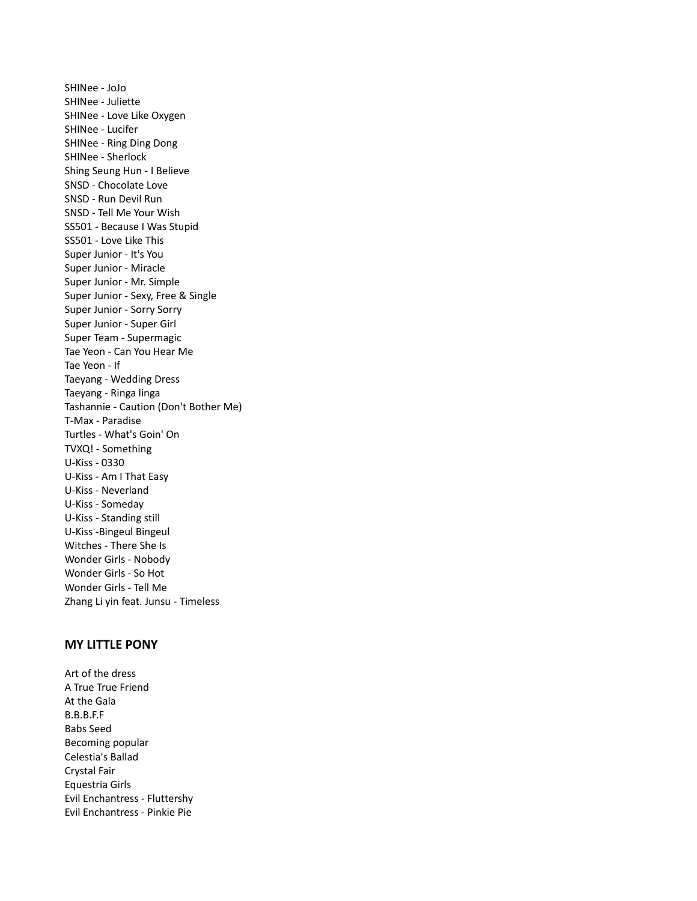SHINee - JoJo
SHINee - Juliette
SHINee - Love Like Oxygen
SHINee - Lucifer
SHINee - Ring Ding Dong
SHINee - Sherlock
Shing Seung Hun - I Believe
SNSD - Chocolate Love
SNSD - Run Devil Run
SNSD - Tell Me Your Wish
SS501 - Because I Was Stupid
SS501 - Love Like This
Super Junior - It's You
Super Junior - Miracle
Super Junior - Mr. Simple
Super Junior - Sexy, Free & Single
Super Junior - Sorry Sorry
Super Junior - Super Girl
Super Team - Supermagic
Tae Yeon - Can You Hear Me
Tae Yeon - If
Taeyang - Wedding Dress
Taeyang - Ringa linga
Tashannie - Caution (Don't Bother Me)
T-Max - Paradise
Turtles - What's Goin' On
TVXQ! - Something
U-Kiss - 0330
U-Kiss - Am I That Easy
U-Kiss - Neverland
U-Kiss - Someday
U-Kiss - Standing still
U-Kiss -Bingeul Bingeul
Witches - There She Is
Wonder Girls - Nobody
Wonder Girls - So Hot
Wonder Girls - Tell Me
Zhang Li yin feat. Junsu - Timeless

## MY LITTLE PONY

Art of the dress
A True True Friend
At the Gala
B.B.B.F.F
Babs Seed
Becoming popular
Celestia's Ballad
Crystal Fair
Equestria Girls
Evil Enchantress - Fluttershy
Evil Enchantress - Pinkie Pie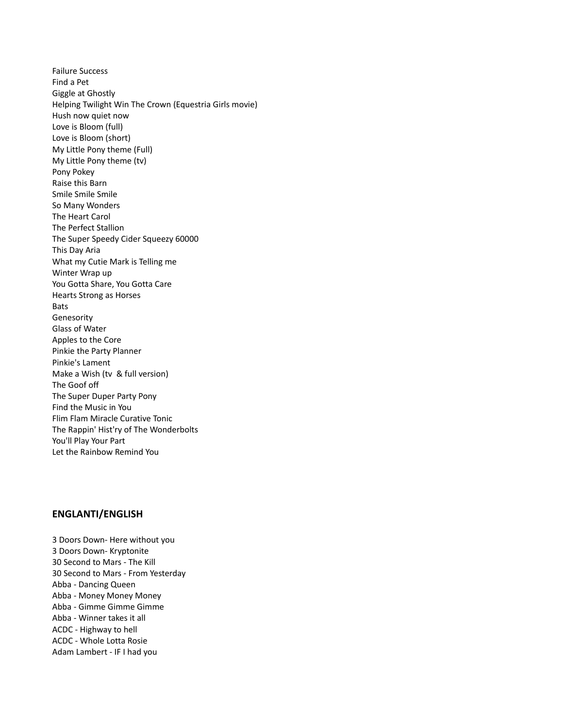Failure Success
Find a Pet
Giggle at Ghostly
Helping Twilight Win The Crown (Equestria Girls movie)
Hush now quiet now
Love is Bloom (full)
Love is Bloom (short)
My Little Pony theme (Full)
My Little Pony theme (tv)
Pony Pokey
Raise this Barn
Smile Smile Smile
So Many Wonders
The Heart Carol
The Perfect Stallion
The Super Speedy Cider Squeezy 60000
This Day Aria
What my Cutie Mark is Telling me
Winter Wrap up
You Gotta Share, You Gotta Care
Hearts Strong as Horses
Bats
Genesority
Glass of Water
Apples to the Core
Pinkie the Party Planner
Pinkie's Lament
Make a Wish (tv & full version)
The Goof off
The Super Duper Party Pony
Find the Music in You
Flim Flam Miracle Curative Tonic
The Rappin' Hist'ry of The Wonderbolts
You'll Play Your Part
Let the Rainbow Remind You

## ENGLANTI/ENGLISH

3 Doors Down- Here without you
3 Doors Down- Kryptonite
30 Second to Mars - The Kill
30 Second to Mars - From Yesterday
Abba - Dancing Queen
Abba - Money Money Money
Abba - Gimme Gimme Gimme
Abba - Winner takes it all
ACDC - Highway to hell
ACDC - Whole Lotta Rosie
Adam Lambert - IF I had you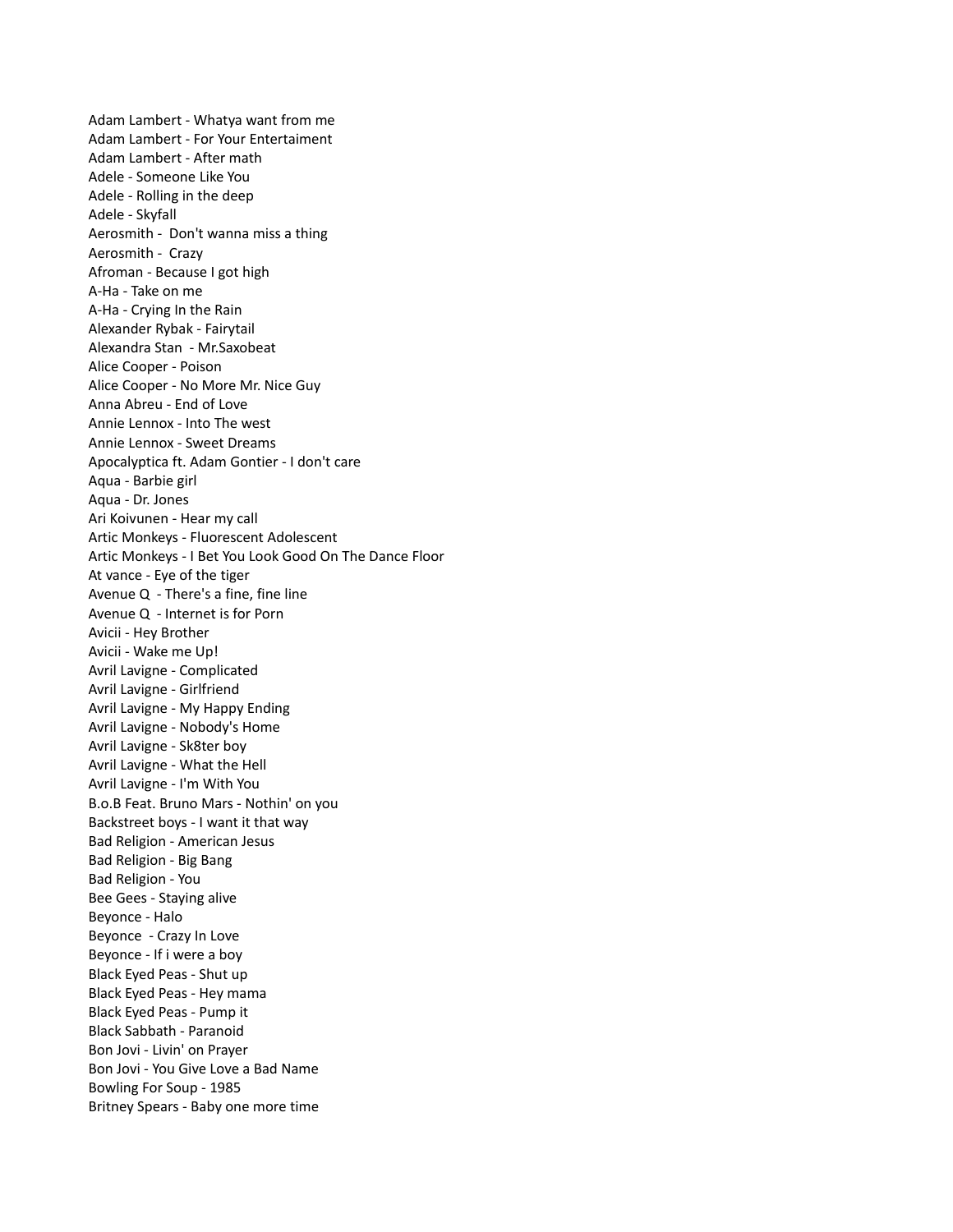Adam Lambert - Whatya want from me
Adam Lambert - For Your Entertaiment
Adam Lambert - After math
Adele - Someone Like You
Adele - Rolling in the deep
Adele - Skyfall
Aerosmith -  Don't wanna miss a thing
Aerosmith -  Crazy
Afroman - Because I got high
A-Ha - Take on me
A-Ha - Crying In the Rain
Alexander Rybak - Fairytail
Alexandra Stan  - Mr.Saxobeat
Alice Cooper - Poison
Alice Cooper - No More Mr. Nice Guy
Anna Abreu - End of Love
Annie Lennox - Into The west
Annie Lennox - Sweet Dreams
Apocalyptica ft. Adam Gontier - I don't care
Aqua - Barbie girl
Aqua - Dr. Jones
Ari Koivunen - Hear my call
Artic Monkeys - Fluorescent Adolescent
Artic Monkeys - I Bet You Look Good On The Dance Floor
At vance - Eye of the tiger
Avenue Q  - There's a fine, fine line
Avenue Q  - Internet is for Porn
Avicii - Hey Brother
Avicii - Wake me Up!
Avril Lavigne - Complicated
Avril Lavigne - Girlfriend
Avril Lavigne - My Happy Ending
Avril Lavigne - Nobody's Home
Avril Lavigne - Sk8ter boy
Avril Lavigne - What the Hell
Avril Lavigne - I'm With You
B.o.B Feat. Bruno Mars - Nothin' on you
Backstreet boys - I want it that way
Bad Religion - American Jesus
Bad Religion - Big Bang
Bad Religion - You
Bee Gees - Staying alive
Beyonce - Halo
Beyonce  - Crazy In Love
Beyonce - If i were a boy
Black Eyed Peas - Shut up
Black Eyed Peas - Hey mama
Black Eyed Peas - Pump it
Black Sabbath - Paranoid
Bon Jovi - Livin' on Prayer
Bon Jovi - You Give Love a Bad Name
Bowling For Soup - 1985
Britney Spears - Baby one more time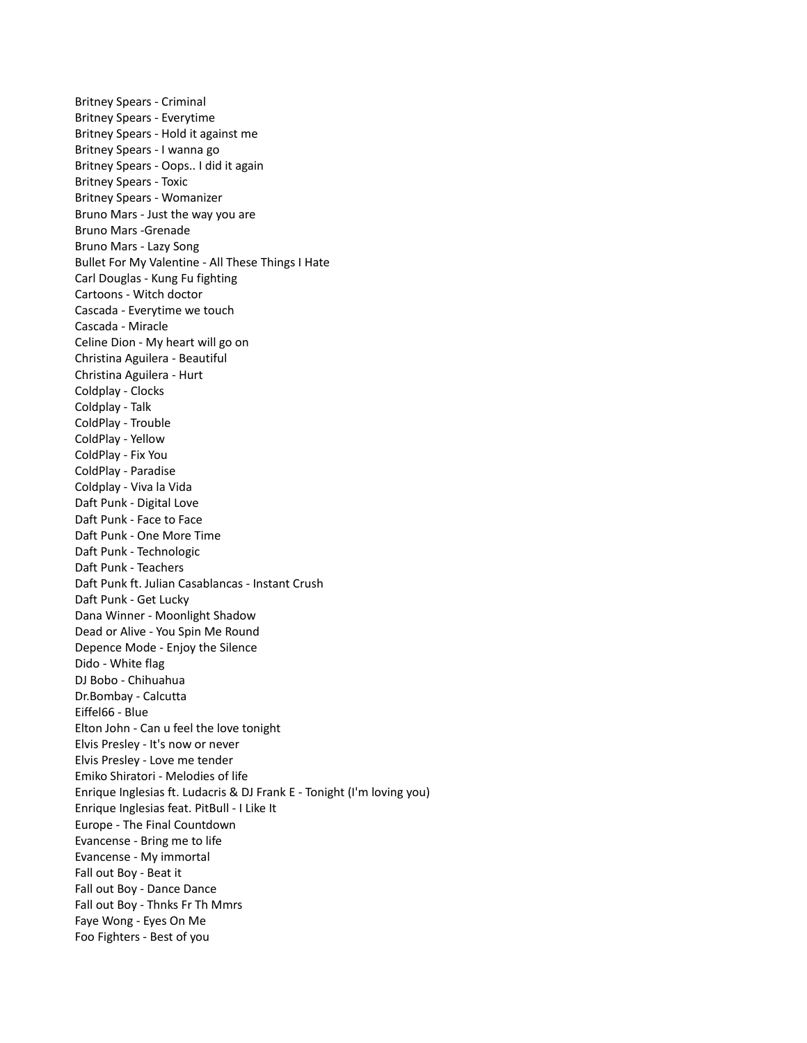Britney Spears - Criminal
Britney Spears - Everytime
Britney Spears - Hold it against me
Britney Spears - I wanna go
Britney Spears - Oops.. I did it again
Britney Spears - Toxic
Britney Spears - Womanizer
Bruno Mars - Just the way you are
Bruno Mars -Grenade
Bruno Mars - Lazy Song
Bullet For My Valentine - All These Things I Hate
Carl Douglas - Kung Fu fighting
Cartoons - Witch doctor
Cascada - Everytime we touch
Cascada - Miracle
Celine Dion - My heart will go on
Christina Aguilera - Beautiful
Christina Aguilera - Hurt
Coldplay - Clocks
Coldplay - Talk
ColdPlay - Trouble
ColdPlay - Yellow
ColdPlay - Fix You
ColdPlay - Paradise
Coldplay - Viva la Vida
Daft Punk - Digital Love
Daft Punk - Face to Face
Daft Punk - One More Time
Daft Punk - Technologic
Daft Punk - Teachers
Daft Punk ft. Julian Casablancas - Instant Crush
Daft Punk - Get Lucky
Dana Winner - Moonlight Shadow
Dead or Alive - You Spin Me Round
Depence Mode - Enjoy the Silence
Dido - White flag
DJ Bobo - Chihuahua
Dr.Bombay - Calcutta
Eiffel66 - Blue
Elton John - Can u feel the love tonight
Elvis Presley - It's now or never
Elvis Presley - Love me tender
Emiko Shiratori - Melodies of life
Enrique Inglesias ft. Ludacris & DJ Frank E - Tonight (I'm loving you)
Enrique Inglesias feat. PitBull - I Like It
Europe - The Final Countdown
Evancense - Bring me to life
Evancense - My immortal
Fall out Boy - Beat it
Fall out Boy - Dance Dance
Fall out Boy - Thnks Fr Th Mmrs
Faye Wong - Eyes On Me
Foo Fighters - Best of you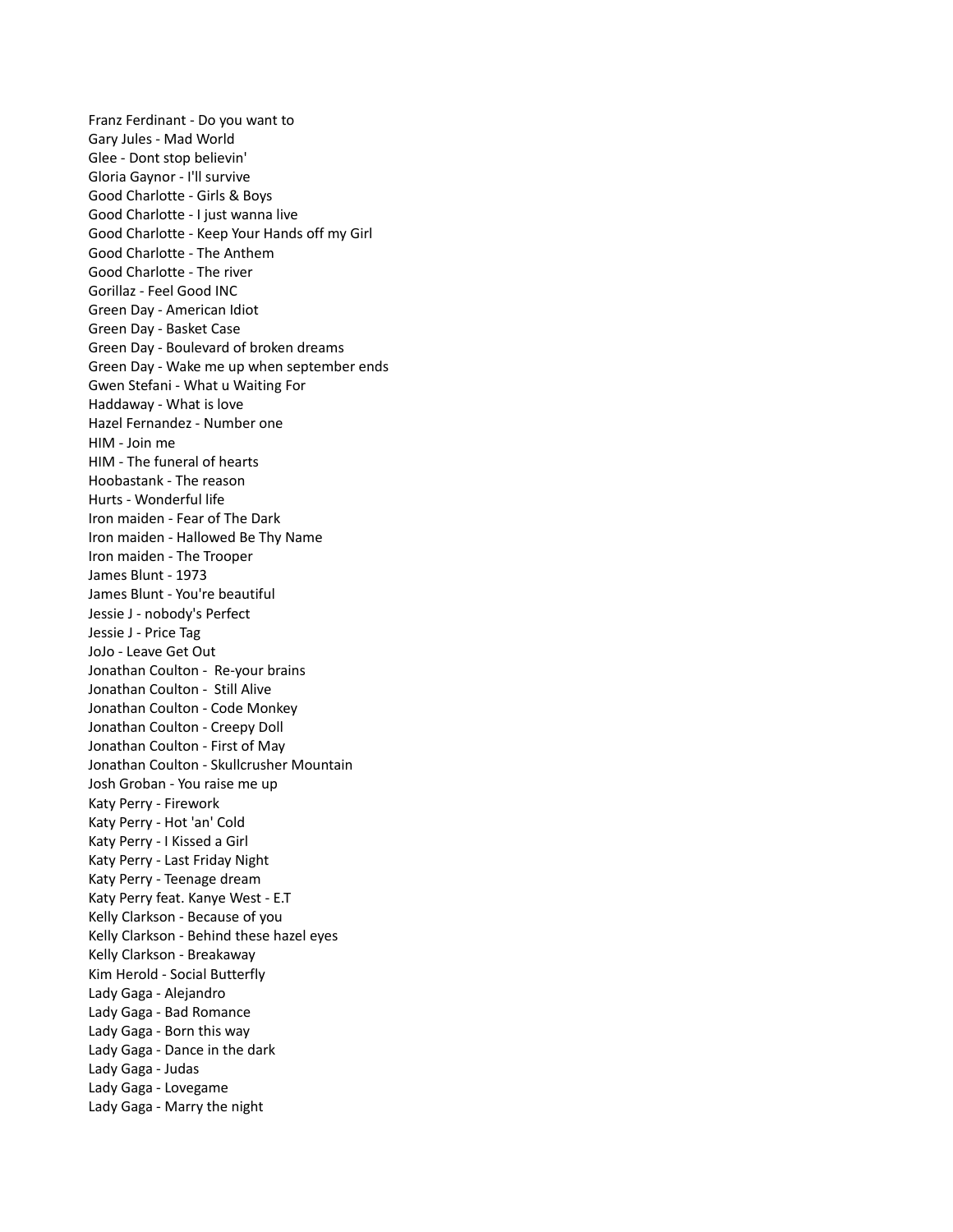Franz Ferdinant - Do you want to
Gary Jules - Mad World
Glee - Dont stop believin'
Gloria Gaynor - I'll survive
Good Charlotte - Girls & Boys
Good Charlotte - I just wanna live
Good Charlotte - Keep Your Hands off my Girl
Good Charlotte - The Anthem
Good Charlotte - The river
Gorillaz - Feel Good INC
Green Day - American Idiot
Green Day - Basket Case
Green Day - Boulevard of broken dreams
Green Day - Wake me up when september ends
Gwen Stefani - What u Waiting For
Haddaway - What is love
Hazel Fernandez - Number one
HIM - Join me
HIM - The funeral of hearts
Hoobastank - The reason
Hurts - Wonderful life
Iron maiden - Fear of The Dark
Iron maiden - Hallowed Be Thy Name
Iron maiden - The Trooper
James Blunt - 1973
James Blunt - You're beautiful
Jessie J - nobody's Perfect
Jessie J - Price Tag
JoJo - Leave Get Out
Jonathan Coulton -  Re-your brains
Jonathan Coulton -  Still Alive
Jonathan Coulton - Code Monkey
Jonathan Coulton - Creepy Doll
Jonathan Coulton - First of May
Jonathan Coulton - Skullcrusher Mountain
Josh Groban - You raise me up
Katy Perry - Firework
Katy Perry - Hot 'an' Cold
Katy Perry - I Kissed a Girl
Katy Perry - Last Friday Night
Katy Perry - Teenage dream
Katy Perry feat. Kanye West - E.T
Kelly Clarkson - Because of you
Kelly Clarkson - Behind these hazel eyes
Kelly Clarkson - Breakaway
Kim Herold - Social Butterfly
Lady Gaga - Alejandro
Lady Gaga - Bad Romance
Lady Gaga - Born this way
Lady Gaga - Dance in the dark
Lady Gaga - Judas
Lady Gaga - Lovegame
Lady Gaga - Marry the night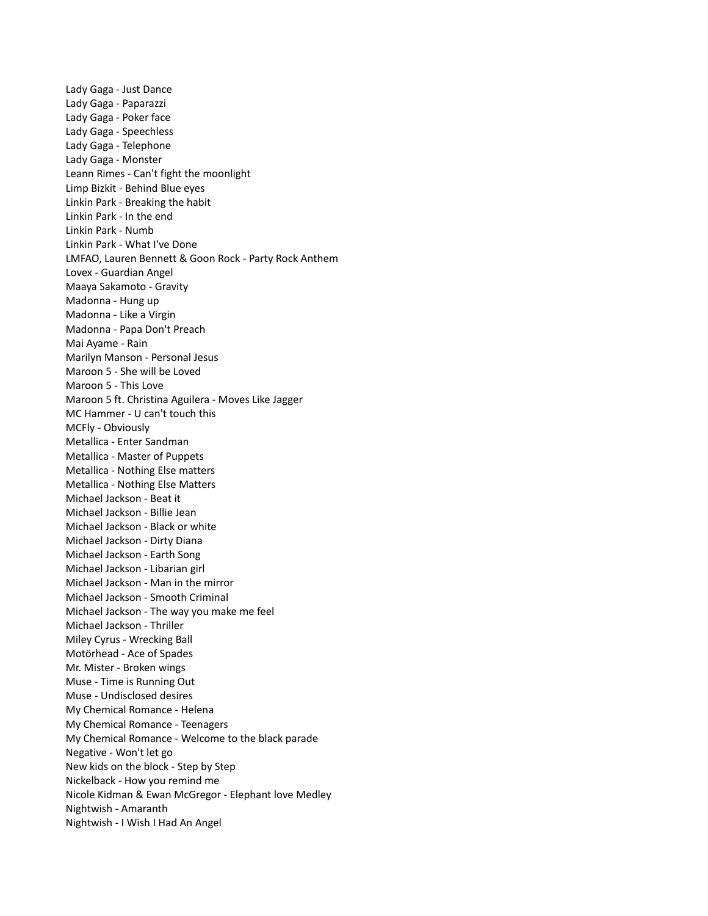Lady Gaga - Just Dance
Lady Gaga - Paparazzi
Lady Gaga - Poker face
Lady Gaga - Speechless
Lady Gaga - Telephone
Lady Gaga - Monster
Leann Rimes - Can't fight the moonlight
Limp Bizkit - Behind Blue eyes
Linkin Park - Breaking the habit
Linkin Park - In the end
Linkin Park - Numb
Linkin Park - What I've Done
LMFAO, Lauren Bennett & Goon Rock - Party Rock Anthem
Lovex - Guardian Angel
Maaya Sakamoto - Gravity
Madonna - Hung up
Madonna - Like a Virgin
Madonna - Papa Don't Preach
Mai Ayame - Rain
Marilyn Manson - Personal Jesus
Maroon 5 - She will be Loved
Maroon 5 - This Love
Maroon 5 ft. Christina Aguilera - Moves Like Jagger
MC Hammer - U can't touch this
MCFly - Obviously
Metallica - Enter Sandman
Metallica - Master of Puppets
Metallica - Nothing Else matters
Metallica - Nothing Else Matters
Michael Jackson - Beat it
Michael Jackson - Billie Jean
Michael Jackson - Black or white
Michael Jackson - Dirty Diana
Michael Jackson - Earth Song
Michael Jackson - Libarian girl
Michael Jackson - Man in the mirror
Michael Jackson - Smooth Criminal
Michael Jackson - The way you make me feel
Michael Jackson - Thriller
Miley Cyrus - Wrecking Ball
Motörhead - Ace of Spades
Mr. Mister - Broken wings
Muse - Time is Running Out
Muse - Undisclosed desires
My Chemical Romance - Helena
My Chemical Romance - Teenagers
My Chemical Romance - Welcome to the black parade
Negative - Won't let go
New kids on the block - Step by Step
Nickelback - How you remind me
Nicole Kidman & Ewan McGregor - Elephant love Medley
Nightwish - Amaranth
Nightwish - I Wish I Had An Angel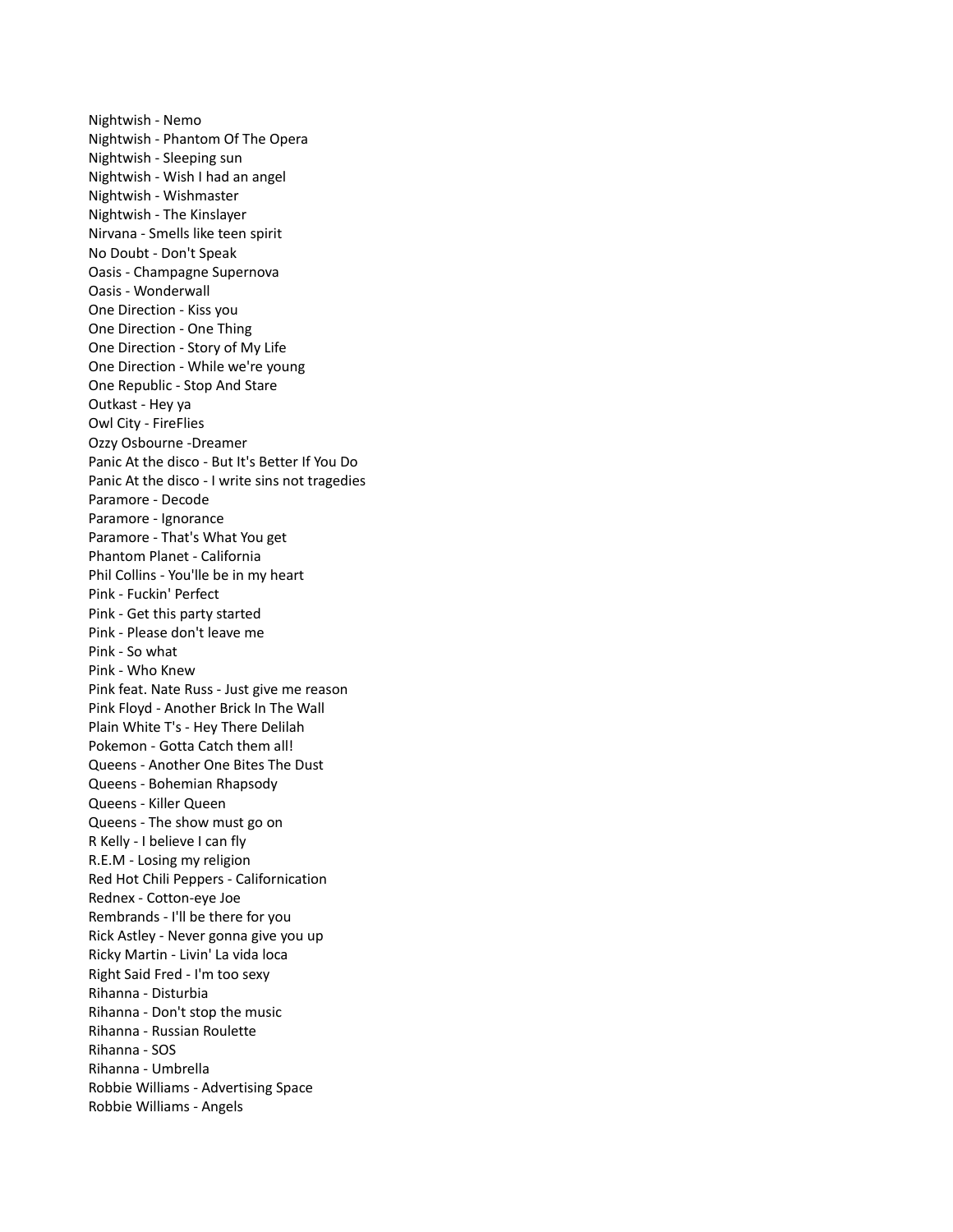Nightwish - Nemo
Nightwish - Phantom Of The Opera
Nightwish - Sleeping sun
Nightwish - Wish I had an angel
Nightwish - Wishmaster
Nightwish - The Kinslayer
Nirvana - Smells like teen spirit
No Doubt - Don't Speak
Oasis - Champagne Supernova
Oasis - Wonderwall
One Direction - Kiss you
One Direction - One Thing
One Direction - Story of My Life
One Direction - While we're young
One Republic - Stop And Stare
Outkast - Hey ya
Owl City - FireFlies
Ozzy Osbourne -Dreamer
Panic At the disco - But It's Better If You Do
Panic At the disco - I write sins not tragedies
Paramore - Decode
Paramore - Ignorance
Paramore - That's What You get
Phantom Planet - California
Phil Collins - You'lle be in my heart
Pink - Fuckin' Perfect
Pink - Get this party started
Pink - Please don't leave me
Pink - So what
Pink - Who Knew
Pink feat. Nate Russ - Just give me reason
Pink Floyd - Another Brick In The Wall
Plain White T's - Hey There Delilah
Pokemon - Gotta Catch them all!
Queens - Another One Bites The Dust
Queens - Bohemian Rhapsody
Queens - Killer Queen
Queens - The show must go on
R Kelly - I believe I can fly
R.E.M - Losing my religion
Red Hot Chili Peppers - Californication
Rednex - Cotton-eye Joe
Rembrands - I'll be there for you
Rick Astley - Never gonna give you up
Ricky Martin - Livin' La vida loca
Right Said Fred - I'm too sexy
Rihanna - Disturbia
Rihanna - Don't stop the music
Rihanna - Russian Roulette
Rihanna - SOS
Rihanna - Umbrella
Robbie Williams - Advertising Space
Robbie Williams - Angels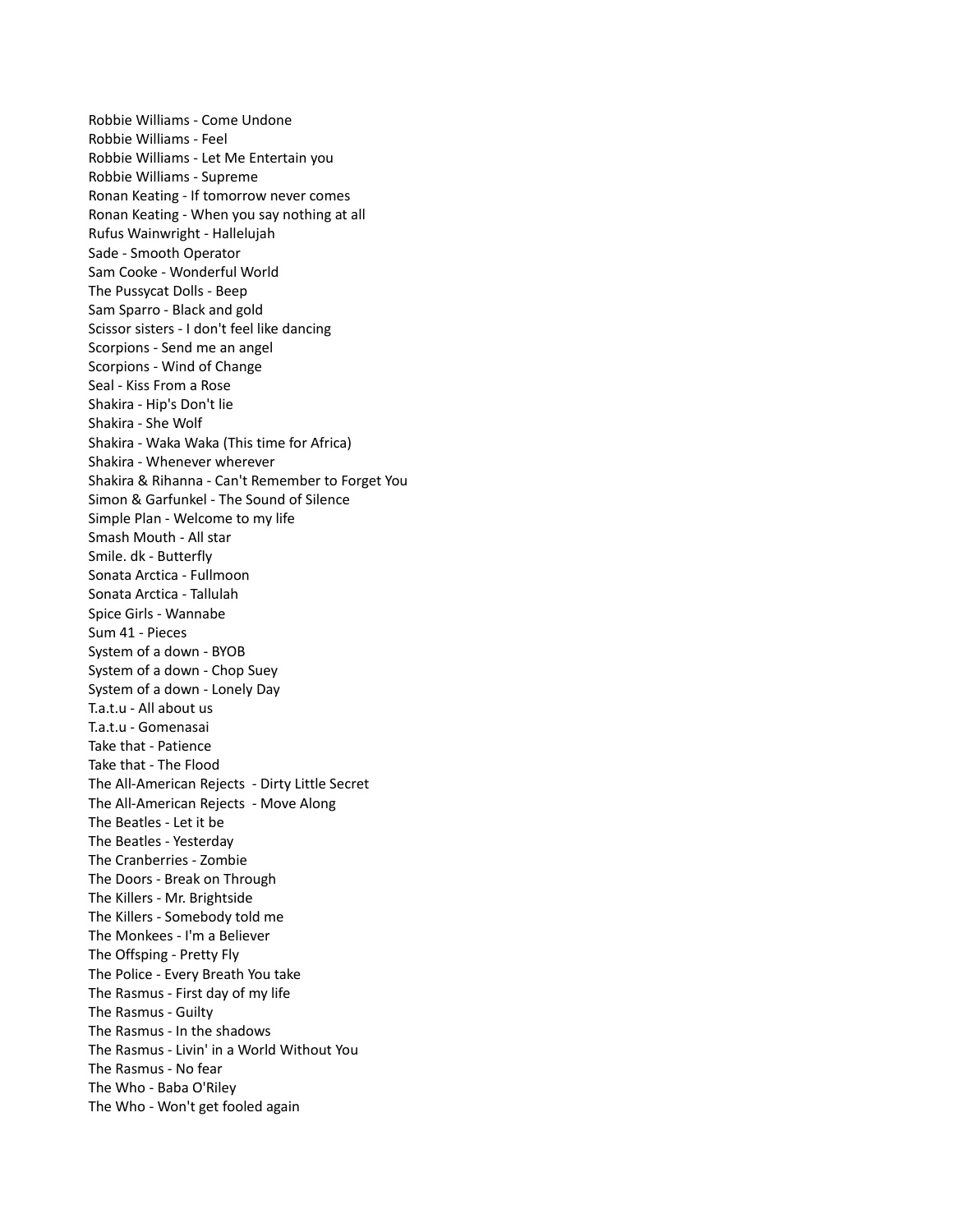Robbie Williams - Come Undone
Robbie Williams - Feel
Robbie Williams - Let Me Entertain you
Robbie Williams - Supreme
Ronan Keating - If tomorrow never comes
Ronan Keating - When you say nothing at all
Rufus Wainwright - Hallelujah
Sade - Smooth Operator
Sam Cooke - Wonderful World
The Pussycat Dolls - Beep
Sam Sparro - Black and gold
Scissor sisters - I don't feel like dancing
Scorpions - Send me an angel
Scorpions - Wind of Change
Seal - Kiss From a Rose
Shakira - Hip's Don't lie
Shakira - She Wolf
Shakira - Waka Waka (This time for Africa)
Shakira - Whenever wherever
Shakira & Rihanna - Can't Remember to Forget You
Simon & Garfunkel - The Sound of Silence
Simple Plan - Welcome to my life
Smash Mouth - All star
Smile. dk - Butterfly
Sonata Arctica - Fullmoon
Sonata Arctica - Tallulah
Spice Girls - Wannabe
Sum 41 - Pieces
System of a down - BYOB
System of a down - Chop Suey
System of a down - Lonely Day
T.a.t.u - All about us
T.a.t.u - Gomenasai
Take that - Patience
Take that - The Flood
The All-American Rejects - Dirty Little Secret
The All-American Rejects - Move Along
The Beatles - Let it be
The Beatles - Yesterday
The Cranberries - Zombie
The Doors - Break on Through
The Killers - Mr. Brightside
The Killers - Somebody told me
The Monkees - I'm a Believer
The Offsping - Pretty Fly
The Police - Every Breath You take
The Rasmus - First day of my life
The Rasmus - Guilty
The Rasmus - In the shadows
The Rasmus - Livin' in a World Without You
The Rasmus - No fear
The Who - Baba O'Riley
The Who - Won't get fooled again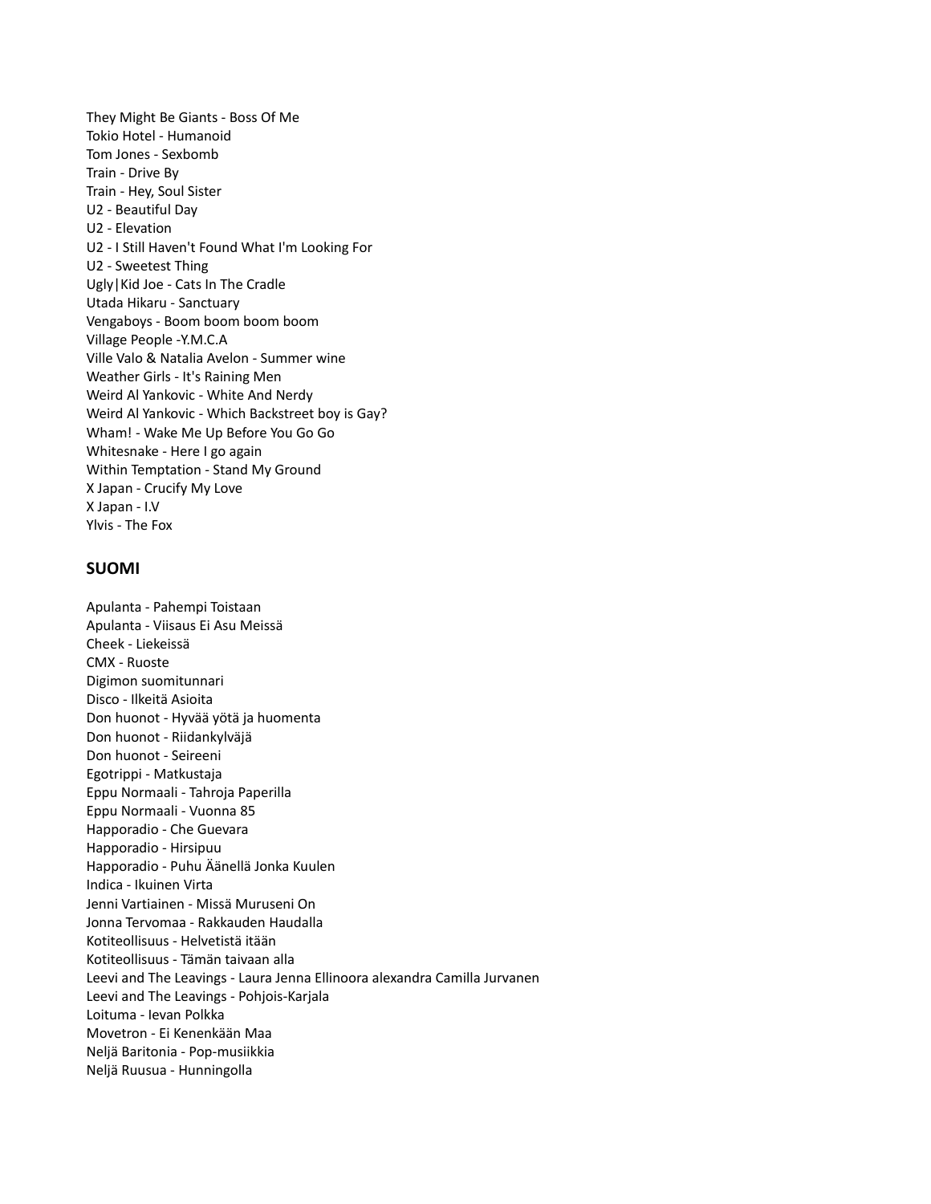They Might Be Giants - Boss Of Me
Tokio Hotel - Humanoid
Tom Jones - Sexbomb
Train - Drive By
Train - Hey, Soul Sister
U2 - Beautiful Day
U2 - Elevation
U2 - I Still Haven't Found What I'm Looking For
U2 - Sweetest Thing
Ugly|Kid Joe - Cats In The Cradle
Utada Hikaru - Sanctuary
Vengaboys - Boom boom boom boom
Village People -Y.M.C.A
Ville Valo & Natalia Avelon - Summer wine
Weather Girls - It's Raining Men
Weird Al Yankovic - White And Nerdy
Weird Al Yankovic - Which Backstreet boy is Gay?
Wham! - Wake Me Up Before You Go Go
Whitesnake - Here I go again
Within Temptation - Stand My Ground
X Japan - Crucify My Love
X Japan - I.V
Ylvis - The Fox

## SUOMI

Apulanta - Pahempi Toistaan
Apulanta - Viisaus Ei Asu Meissä
Cheek - Liekeissä
CMX - Ruoste
Digimon suomitunnari
Disco - Ilkeitä Asioita
Don huonot - Hyvää yötä ja huomenta
Don huonot - Riidankylväjä
Don huonot - Seireeni
Egotrippi - Matkustaja
Eppu Normaali - Tahroja Paperilla
Eppu Normaali - Vuonna 85
Happoradio - Che Guevara
Happoradio - Hirsipuu
Happoradio - Puhu Äänellä Jonka Kuulen
Indica - Ikuinen Virta
Jenni Vartiainen - Missä Muruseni On
Jonna Tervomaa - Rakkauden Haudalla
Kotiteollisuus - Helvetistä itään
Kotiteollisuus - Tämän taivaan alla
Leevi and The Leavings - Laura Jenna Ellinoora alexandra Camilla Jurvanen
Leevi and The Leavings - Pohjois-Karjala
Loituma - Ievan Polkka
Movetron - Ei Kenenkään Maa
Neljä Baritonia - Pop-musiikkia
Neljä Ruusua - Hunningolla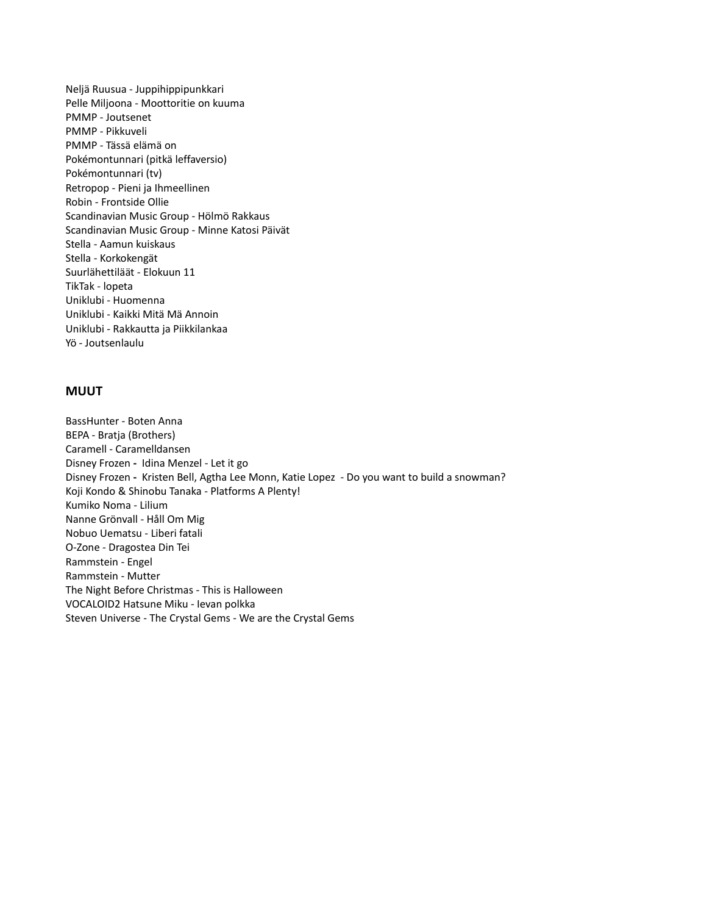Neljä Ruusua - Juppihippipunkkari
Pelle Miljoona - Moottoritie on kuuma
PMMP - Joutsenet
PMMP - Pikkuveli
PMMP - Tässä elämä on
Pokémontunnari (pitkä leffaversio)
Pokémontunnari (tv)
Retropop - Pieni ja Ihmeellinen
Robin - Frontside Ollie
Scandinavian Music Group - Hölmö Rakkaus
Scandinavian Music Group - Minne Katosi Päivät
Stella - Aamun kuiskaus
Stella - Korkokengät
Suurlähettiläät - Elokuun 11
TikTak - lopeta
Uniklubi - Huomenna
Uniklubi - Kaikki Mitä Mä Annoin
Uniklubi - Rakkautta ja Piikkilankaa
Yö - Joutsenlaulu

### MUUT

BassHunter - Boten Anna
BEPA - Bratja (Brothers)
Caramell - Caramelldansen
Disney Frozen **-** Idina Menzel - Let it go
Disney Frozen **-** Kristen Bell, Agtha Lee Monn, Katie Lopez - Do you want to build a snowman?
Koji Kondo & Shinobu Tanaka - Platforms A Plenty!
Kumiko Noma - Lilium
Nanne Grönvall - Håll Om Mig
Nobuo Uematsu - Liberi fatali
O-Zone - Dragostea Din Tei
Rammstein - Engel
Rammstein - Mutter
The Night Before Christmas - This is Halloween
VOCALOID2 Hatsune Miku - Ievan polkka
Steven Universe - The Crystal Gems - We are the Crystal Gems